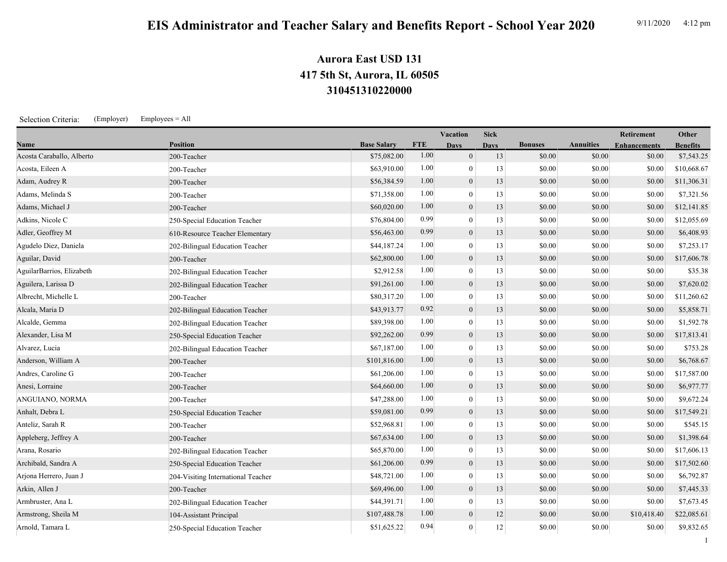# EIS Administrator and Teacher Salary and Benefits Report - School Year 2020

9/11/2020 4:12 pm

## Aurora East USD 131
## 417 5th St, Aurora, IL 60505
## 310451310220000

Selection Criteria: (Employer) Employees = All

| Name | Position | Base Salary | FTE | Vacation Days | Sick Days | Bonuses | Annuities | Retirement Enhancements | Other Benefits |
|---|---|---|---|---|---|---|---|---|---|
| Acosta Caraballo, Alberto | 200-Teacher | $75,082.00 | 1.00 | 0 | 13 | $0.00 | $0.00 | $0.00 | $7,543.25 |
| Acosta, Eileen A | 200-Teacher | $63,910.00 | 1.00 | 0 | 13 | $0.00 | $0.00 | $0.00 | $10,668.67 |
| Adam, Audrey R | 200-Teacher | $56,384.59 | 1.00 | 0 | 13 | $0.00 | $0.00 | $0.00 | $11,306.31 |
| Adams, Melinda S | 200-Teacher | $71,358.00 | 1.00 | 0 | 13 | $0.00 | $0.00 | $0.00 | $7,321.56 |
| Adams, Michael J | 200-Teacher | $60,020.00 | 1.00 | 0 | 13 | $0.00 | $0.00 | $0.00 | $12,141.85 |
| Adkins, Nicole C | 250-Special Education Teacher | $76,804.00 | 0.99 | 0 | 13 | $0.00 | $0.00 | $0.00 | $12,055.69 |
| Adler, Geoffrey M | 610-Resource Teacher Elementary | $56,463.00 | 0.99 | 0 | 13 | $0.00 | $0.00 | $0.00 | $6,408.93 |
| Agudelo Diez, Daniela | 202-Bilingual Education Teacher | $44,187.24 | 1.00 | 0 | 13 | $0.00 | $0.00 | $0.00 | $7,253.17 |
| Aguilar, David | 200-Teacher | $62,800.00 | 1.00 | 0 | 13 | $0.00 | $0.00 | $0.00 | $17,606.78 |
| AguilarBarrios, Elizabeth | 202-Bilingual Education Teacher | $2,912.58 | 1.00 | 0 | 13 | $0.00 | $0.00 | $0.00 | $35.38 |
| Aguilera, Larissa D | 202-Bilingual Education Teacher | $91,261.00 | 1.00 | 0 | 13 | $0.00 | $0.00 | $0.00 | $7,620.02 |
| Albrecht, Michelle L | 200-Teacher | $80,317.20 | 1.00 | 0 | 13 | $0.00 | $0.00 | $0.00 | $11,260.62 |
| Alcala, Maria D | 202-Bilingual Education Teacher | $43,913.77 | 0.92 | 0 | 13 | $0.00 | $0.00 | $0.00 | $5,858.71 |
| Alcalde, Gemma | 202-Bilingual Education Teacher | $89,398.00 | 1.00 | 0 | 13 | $0.00 | $0.00 | $0.00 | $1,592.78 |
| Alexander, Lisa M | 250-Special Education Teacher | $92,262.00 | 0.99 | 0 | 13 | $0.00 | $0.00 | $0.00 | $17,813.41 |
| Alvarez, Lucia | 202-Bilingual Education Teacher | $67,187.00 | 1.00 | 0 | 13 | $0.00 | $0.00 | $0.00 | $753.28 |
| Anderson, William A | 200-Teacher | $101,816.00 | 1.00 | 0 | 13 | $0.00 | $0.00 | $0.00 | $6,768.67 |
| Andres, Caroline G | 200-Teacher | $61,206.00 | 1.00 | 0 | 13 | $0.00 | $0.00 | $0.00 | $17,587.00 |
| Anesi, Lorraine | 200-Teacher | $64,660.00 | 1.00 | 0 | 13 | $0.00 | $0.00 | $0.00 | $6,977.77 |
| ANGUIANO, NORMA | 200-Teacher | $47,288.00 | 1.00 | 0 | 13 | $0.00 | $0.00 | $0.00 | $9,672.24 |
| Anhalt, Debra L | 250-Special Education Teacher | $59,081.00 | 0.99 | 0 | 13 | $0.00 | $0.00 | $0.00 | $17,549.21 |
| Anteliz, Sarah R | 200-Teacher | $52,968.81 | 1.00 | 0 | 13 | $0.00 | $0.00 | $0.00 | $545.15 |
| Appleberg, Jeffrey A | 200-Teacher | $67,634.00 | 1.00 | 0 | 13 | $0.00 | $0.00 | $0.00 | $1,398.64 |
| Arana, Rosario | 202-Bilingual Education Teacher | $65,870.00 | 1.00 | 0 | 13 | $0.00 | $0.00 | $0.00 | $17,606.13 |
| Archibald, Sandra A | 250-Special Education Teacher | $61,206.00 | 0.99 | 0 | 13 | $0.00 | $0.00 | $0.00 | $17,502.60 |
| Arjona Herrero, Juan J | 204-Visiting International Teacher | $48,721.00 | 1.00 | 0 | 13 | $0.00 | $0.00 | $0.00 | $6,792.87 |
| Arkin, Allen J | 200-Teacher | $69,496.00 | 1.00 | 0 | 13 | $0.00 | $0.00 | $0.00 | $7,445.33 |
| Armbruster, Ana L | 202-Bilingual Education Teacher | $44,391.71 | 1.00 | 0 | 13 | $0.00 | $0.00 | $0.00 | $7,673.45 |
| Armstrong, Sheila M | 104-Assistant Principal | $107,488.78 | 1.00 | 0 | 12 | $0.00 | $0.00 | $10,418.40 | $22,085.61 |
| Arnold, Tamara L | 250-Special Education Teacher | $51,625.22 | 0.94 | 0 | 12 | $0.00 | $0.00 | $0.00 | $9,832.65 |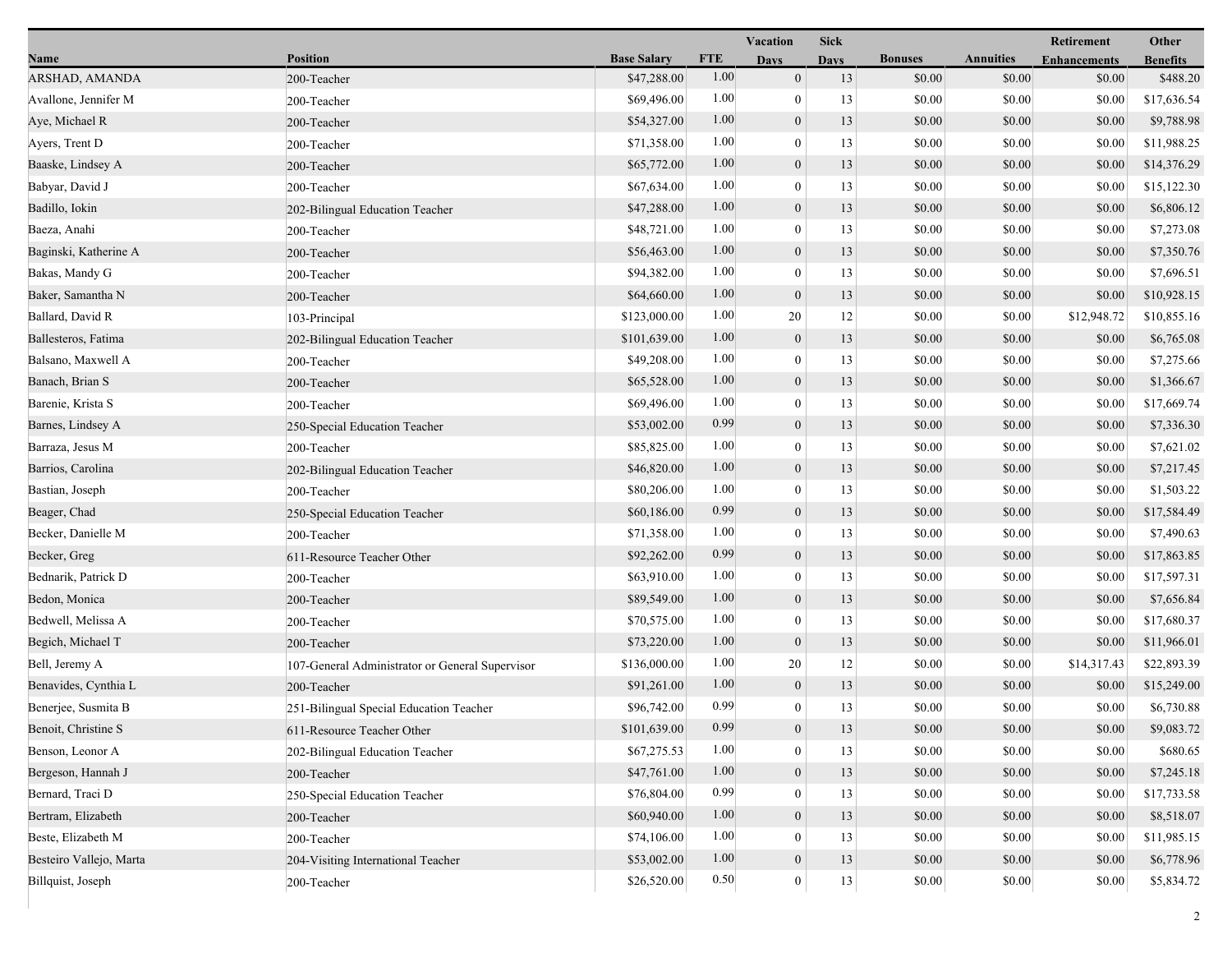| Name | Position | Base Salary | FTE | Vacation Days | Sick Days | Bonuses | Annuities | Retirement Enhancements | Other Benefits |
|---|---|---|---|---|---|---|---|---|---|
| ARSHAD, AMANDA | 200-Teacher | $47,288.00 | 1.00 | 0 | 13 | $0.00 | $0.00 | $0.00 | $488.20 |
| Avallone, Jennifer M | 200-Teacher | $69,496.00 | 1.00 | 0 | 13 | $0.00 | $0.00 | $0.00 | $17,636.54 |
| Aye, Michael R | 200-Teacher | $54,327.00 | 1.00 | 0 | 13 | $0.00 | $0.00 | $0.00 | $9,788.98 |
| Ayers, Trent D | 200-Teacher | $71,358.00 | 1.00 | 0 | 13 | $0.00 | $0.00 | $0.00 | $11,988.25 |
| Baaske, Lindsey A | 200-Teacher | $65,772.00 | 1.00 | 0 | 13 | $0.00 | $0.00 | $0.00 | $14,376.29 |
| Babyar, David J | 200-Teacher | $67,634.00 | 1.00 | 0 | 13 | $0.00 | $0.00 | $0.00 | $15,122.30 |
| Badillo, Iokin | 202-Bilingual Education Teacher | $47,288.00 | 1.00 | 0 | 13 | $0.00 | $0.00 | $0.00 | $6,806.12 |
| Baeza, Anahi | 200-Teacher | $48,721.00 | 1.00 | 0 | 13 | $0.00 | $0.00 | $0.00 | $7,273.08 |
| Baginski, Katherine A | 200-Teacher | $56,463.00 | 1.00 | 0 | 13 | $0.00 | $0.00 | $0.00 | $7,350.76 |
| Bakas, Mandy G | 200-Teacher | $94,382.00 | 1.00 | 0 | 13 | $0.00 | $0.00 | $0.00 | $7,696.51 |
| Baker, Samantha N | 200-Teacher | $64,660.00 | 1.00 | 0 | 13 | $0.00 | $0.00 | $0.00 | $10,928.15 |
| Ballard, David R | 103-Principal | $123,000.00 | 1.00 | 20 | 12 | $0.00 | $0.00 | $12,948.72 | $10,855.16 |
| Ballesteros, Fatima | 202-Bilingual Education Teacher | $101,639.00 | 1.00 | 0 | 13 | $0.00 | $0.00 | $0.00 | $6,765.08 |
| Balsano, Maxwell A | 200-Teacher | $49,208.00 | 1.00 | 0 | 13 | $0.00 | $0.00 | $0.00 | $7,275.66 |
| Banach, Brian S | 200-Teacher | $65,528.00 | 1.00 | 0 | 13 | $0.00 | $0.00 | $0.00 | $1,366.67 |
| Barenie, Krista S | 200-Teacher | $69,496.00 | 1.00 | 0 | 13 | $0.00 | $0.00 | $0.00 | $17,669.74 |
| Barnes, Lindsey A | 250-Special Education Teacher | $53,002.00 | 0.99 | 0 | 13 | $0.00 | $0.00 | $0.00 | $7,336.30 |
| Barraza, Jesus M | 200-Teacher | $85,825.00 | 1.00 | 0 | 13 | $0.00 | $0.00 | $0.00 | $7,621.02 |
| Barrios, Carolina | 202-Bilingual Education Teacher | $46,820.00 | 1.00 | 0 | 13 | $0.00 | $0.00 | $0.00 | $7,217.45 |
| Bastian, Joseph | 200-Teacher | $80,206.00 | 1.00 | 0 | 13 | $0.00 | $0.00 | $0.00 | $1,503.22 |
| Beager, Chad | 250-Special Education Teacher | $60,186.00 | 0.99 | 0 | 13 | $0.00 | $0.00 | $0.00 | $17,584.49 |
| Becker, Danielle M | 200-Teacher | $71,358.00 | 1.00 | 0 | 13 | $0.00 | $0.00 | $0.00 | $7,490.63 |
| Becker, Greg | 611-Resource Teacher Other | $92,262.00 | 0.99 | 0 | 13 | $0.00 | $0.00 | $0.00 | $17,863.85 |
| Bednarik, Patrick D | 200-Teacher | $63,910.00 | 1.00 | 0 | 13 | $0.00 | $0.00 | $0.00 | $17,597.31 |
| Bedon, Monica | 200-Teacher | $89,549.00 | 1.00 | 0 | 13 | $0.00 | $0.00 | $0.00 | $7,656.84 |
| Bedwell, Melissa A | 200-Teacher | $70,575.00 | 1.00 | 0 | 13 | $0.00 | $0.00 | $0.00 | $17,680.37 |
| Begich, Michael T | 200-Teacher | $73,220.00 | 1.00 | 0 | 13 | $0.00 | $0.00 | $0.00 | $11,966.01 |
| Bell, Jeremy A | 107-General Administrator or General Supervisor | $136,000.00 | 1.00 | 20 | 12 | $0.00 | $0.00 | $14,317.43 | $22,893.39 |
| Benavides, Cynthia L | 200-Teacher | $91,261.00 | 1.00 | 0 | 13 | $0.00 | $0.00 | $0.00 | $15,249.00 |
| Benerjee, Susmita B | 251-Bilingual Special Education Teacher | $96,742.00 | 0.99 | 0 | 13 | $0.00 | $0.00 | $0.00 | $6,730.88 |
| Benoit, Christine S | 611-Resource Teacher Other | $101,639.00 | 0.99 | 0 | 13 | $0.00 | $0.00 | $0.00 | $9,083.72 |
| Benson, Leonor A | 202-Bilingual Education Teacher | $67,275.53 | 1.00 | 0 | 13 | $0.00 | $0.00 | $0.00 | $680.65 |
| Bergeson, Hannah J | 200-Teacher | $47,761.00 | 1.00 | 0 | 13 | $0.00 | $0.00 | $0.00 | $7,245.18 |
| Bernard, Traci D | 250-Special Education Teacher | $76,804.00 | 0.99 | 0 | 13 | $0.00 | $0.00 | $0.00 | $17,733.58 |
| Bertram, Elizabeth | 200-Teacher | $60,940.00 | 1.00 | 0 | 13 | $0.00 | $0.00 | $0.00 | $8,518.07 |
| Beste, Elizabeth M | 200-Teacher | $74,106.00 | 1.00 | 0 | 13 | $0.00 | $0.00 | $0.00 | $11,985.15 |
| Besteiro Vallejo, Marta | 204-Visiting International Teacher | $53,002.00 | 1.00 | 0 | 13 | $0.00 | $0.00 | $0.00 | $6,778.96 |
| Billquist, Joseph | 200-Teacher | $26,520.00 | 0.50 | 0 | 13 | $0.00 | $0.00 | $0.00 | $5,834.72 |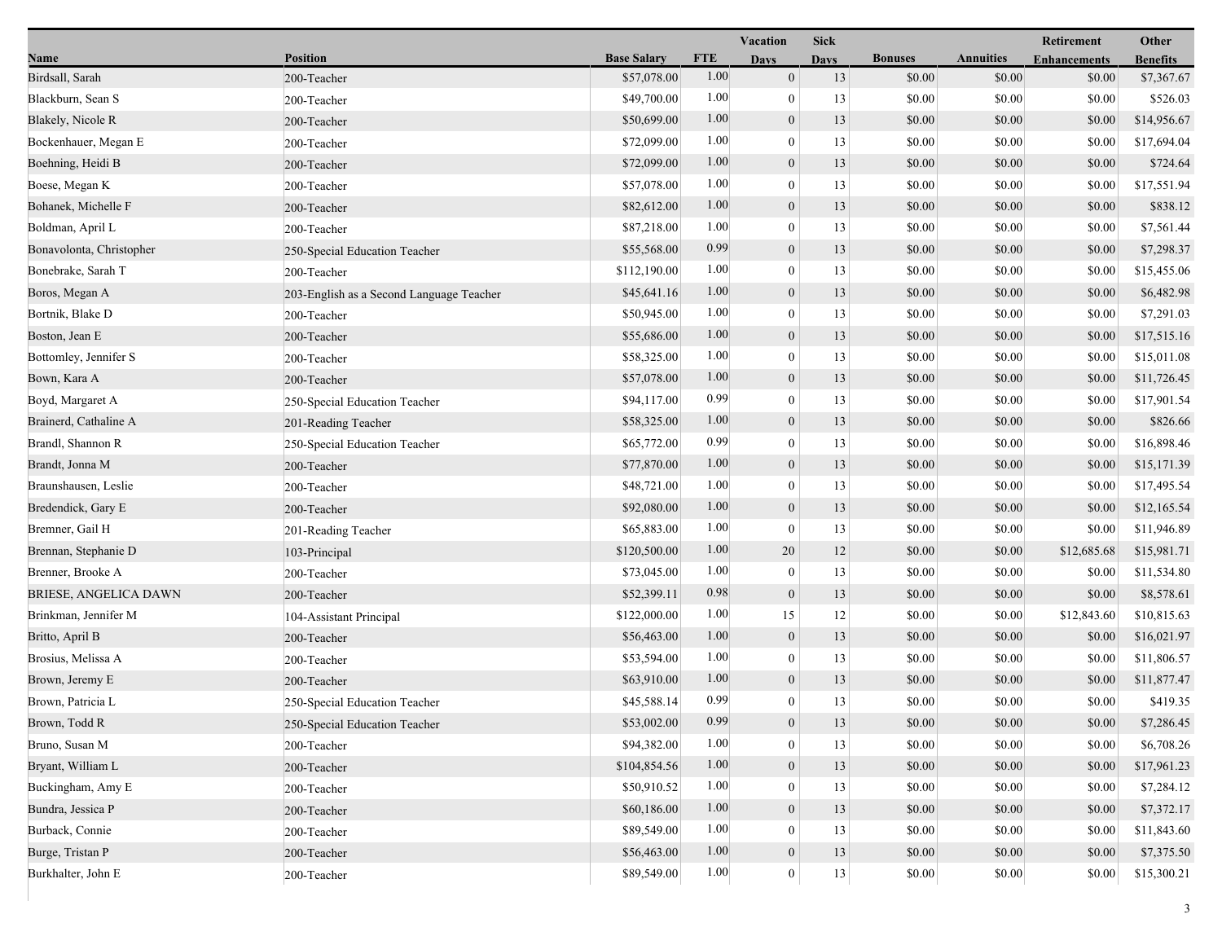| Name | Position | Base Salary | FTE | Vacation Days | Sick Days | Bonuses | Annuities | Retirement Enhancements | Other Benefits |
|---|---|---|---|---|---|---|---|---|---|
| Birdsall, Sarah | 200-Teacher | $57,078.00 | 1.00 | 0 | 13 | $0.00 | $0.00 | $0.00 | $7,367.67 |
| Blackburn, Sean S | 200-Teacher | $49,700.00 | 1.00 | 0 | 13 | $0.00 | $0.00 | $0.00 | $526.03 |
| Blakely, Nicole R | 200-Teacher | $50,699.00 | 1.00 | 0 | 13 | $0.00 | $0.00 | $0.00 | $14,956.67 |
| Bockenhauer, Megan E | 200-Teacher | $72,099.00 | 1.00 | 0 | 13 | $0.00 | $0.00 | $0.00 | $17,694.04 |
| Boehning, Heidi B | 200-Teacher | $72,099.00 | 1.00 | 0 | 13 | $0.00 | $0.00 | $0.00 | $724.64 |
| Boese, Megan K | 200-Teacher | $57,078.00 | 1.00 | 0 | 13 | $0.00 | $0.00 | $0.00 | $17,551.94 |
| Bohanek, Michelle F | 200-Teacher | $82,612.00 | 1.00 | 0 | 13 | $0.00 | $0.00 | $0.00 | $838.12 |
| Boldman, April L | 200-Teacher | $87,218.00 | 1.00 | 0 | 13 | $0.00 | $0.00 | $0.00 | $7,561.44 |
| Bonavolonta, Christopher | 250-Special Education Teacher | $55,568.00 | 0.99 | 0 | 13 | $0.00 | $0.00 | $0.00 | $7,298.37 |
| Bonebrake, Sarah T | 200-Teacher | $112,190.00 | 1.00 | 0 | 13 | $0.00 | $0.00 | $0.00 | $15,455.06 |
| Boros, Megan A | 203-English as a Second Language Teacher | $45,641.16 | 1.00 | 0 | 13 | $0.00 | $0.00 | $0.00 | $6,482.98 |
| Bortnik, Blake D | 200-Teacher | $50,945.00 | 1.00 | 0 | 13 | $0.00 | $0.00 | $0.00 | $7,291.03 |
| Boston, Jean E | 200-Teacher | $55,686.00 | 1.00 | 0 | 13 | $0.00 | $0.00 | $0.00 | $17,515.16 |
| Bottomley, Jennifer S | 200-Teacher | $58,325.00 | 1.00 | 0 | 13 | $0.00 | $0.00 | $0.00 | $15,011.08 |
| Bown, Kara A | 200-Teacher | $57,078.00 | 1.00 | 0 | 13 | $0.00 | $0.00 | $0.00 | $11,726.45 |
| Boyd, Margaret A | 250-Special Education Teacher | $94,117.00 | 0.99 | 0 | 13 | $0.00 | $0.00 | $0.00 | $17,901.54 |
| Brainerd, Cathaline A | 201-Reading Teacher | $58,325.00 | 1.00 | 0 | 13 | $0.00 | $0.00 | $0.00 | $826.66 |
| Brandl, Shannon R | 250-Special Education Teacher | $65,772.00 | 0.99 | 0 | 13 | $0.00 | $0.00 | $0.00 | $16,898.46 |
| Brandt, Jonna M | 200-Teacher | $77,870.00 | 1.00 | 0 | 13 | $0.00 | $0.00 | $0.00 | $15,171.39 |
| Braunshausen, Leslie | 200-Teacher | $48,721.00 | 1.00 | 0 | 13 | $0.00 | $0.00 | $0.00 | $17,495.54 |
| Bredendick, Gary E | 200-Teacher | $92,080.00 | 1.00 | 0 | 13 | $0.00 | $0.00 | $0.00 | $12,165.54 |
| Bremner, Gail H | 201-Reading Teacher | $65,883.00 | 1.00 | 0 | 13 | $0.00 | $0.00 | $0.00 | $11,946.89 |
| Brennan, Stephanie D | 103-Principal | $120,500.00 | 1.00 | 20 | 12 | $0.00 | $0.00 | $12,685.68 | $15,981.71 |
| Brenner, Brooke A | 200-Teacher | $73,045.00 | 1.00 | 0 | 13 | $0.00 | $0.00 | $0.00 | $11,534.80 |
| BRIESE, ANGELICA DAWN | 200-Teacher | $52,399.11 | 0.98 | 0 | 13 | $0.00 | $0.00 | $0.00 | $8,578.61 |
| Brinkman, Jennifer M | 104-Assistant Principal | $122,000.00 | 1.00 | 15 | 12 | $0.00 | $0.00 | $12,843.60 | $10,815.63 |
| Britto, April B | 200-Teacher | $56,463.00 | 1.00 | 0 | 13 | $0.00 | $0.00 | $0.00 | $16,021.97 |
| Brosius, Melissa A | 200-Teacher | $53,594.00 | 1.00 | 0 | 13 | $0.00 | $0.00 | $0.00 | $11,806.57 |
| Brown, Jeremy E | 200-Teacher | $63,910.00 | 1.00 | 0 | 13 | $0.00 | $0.00 | $0.00 | $11,877.47 |
| Brown, Patricia L | 250-Special Education Teacher | $45,588.14 | 0.99 | 0 | 13 | $0.00 | $0.00 | $0.00 | $419.35 |
| Brown, Todd R | 250-Special Education Teacher | $53,002.00 | 0.99 | 0 | 13 | $0.00 | $0.00 | $0.00 | $7,286.45 |
| Bruno, Susan M | 200-Teacher | $94,382.00 | 1.00 | 0 | 13 | $0.00 | $0.00 | $0.00 | $6,708.26 |
| Bryant, William L | 200-Teacher | $104,854.56 | 1.00 | 0 | 13 | $0.00 | $0.00 | $0.00 | $17,961.23 |
| Buckingham, Amy E | 200-Teacher | $50,910.52 | 1.00 | 0 | 13 | $0.00 | $0.00 | $0.00 | $7,284.12 |
| Bundra, Jessica P | 200-Teacher | $60,186.00 | 1.00 | 0 | 13 | $0.00 | $0.00 | $0.00 | $7,372.17 |
| Burback, Connie | 200-Teacher | $89,549.00 | 1.00 | 0 | 13 | $0.00 | $0.00 | $0.00 | $11,843.60 |
| Burge, Tristan P | 200-Teacher | $56,463.00 | 1.00 | 0 | 13 | $0.00 | $0.00 | $0.00 | $7,375.50 |
| Burkhalter, John E | 200-Teacher | $89,549.00 | 1.00 | 0 | 13 | $0.00 | $0.00 | $0.00 | $15,300.21 |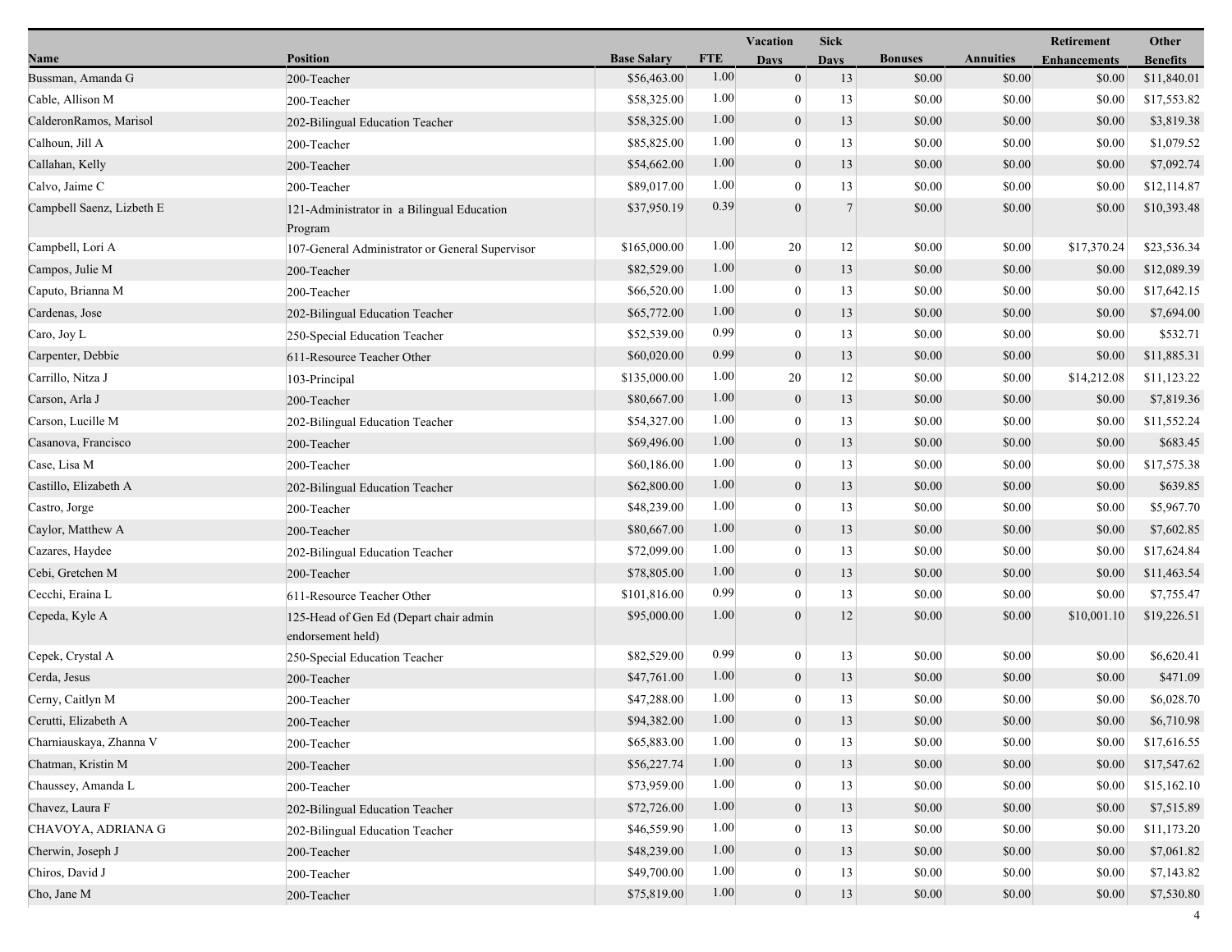| Name | Position | Base Salary | FTE | Vacation Days | Sick Days | Bonuses | Annuities | Retirement Enhancements | Other Benefits |
|---|---|---|---|---|---|---|---|---|---|
| Bussman, Amanda G | 200-Teacher | $56,463.00 | 1.00 | 0 | 13 | $0.00 | $0.00 | $0.00 | $11,840.01 |
| Cable, Allison M | 200-Teacher | $58,325.00 | 1.00 | 0 | 13 | $0.00 | $0.00 | $0.00 | $17,553.82 |
| CalderonRamos, Marisol | 202-Bilingual Education Teacher | $58,325.00 | 1.00 | 0 | 13 | $0.00 | $0.00 | $0.00 | $3,819.38 |
| Calhoun, Jill A | 200-Teacher | $85,825.00 | 1.00 | 0 | 13 | $0.00 | $0.00 | $0.00 | $1,079.52 |
| Callahan, Kelly | 200-Teacher | $54,662.00 | 1.00 | 0 | 13 | $0.00 | $0.00 | $0.00 | $7,092.74 |
| Calvo, Jaime C | 200-Teacher | $89,017.00 | 1.00 | 0 | 13 | $0.00 | $0.00 | $0.00 | $12,114.87 |
| Campbell Saenz, Lizbeth E | 121-Administrator in a Bilingual Education Program | $37,950.19 | 0.39 | 0 | 7 | $0.00 | $0.00 | $0.00 | $10,393.48 |
| Campbell, Lori A | 107-General Administrator or General Supervisor | $165,000.00 | 1.00 | 20 | 12 | $0.00 | $0.00 | $17,370.24 | $23,536.34 |
| Campos, Julie M | 200-Teacher | $82,529.00 | 1.00 | 0 | 13 | $0.00 | $0.00 | $0.00 | $12,089.39 |
| Caputo, Brianna M | 200-Teacher | $66,520.00 | 1.00 | 0 | 13 | $0.00 | $0.00 | $0.00 | $17,642.15 |
| Cardenas, Jose | 202-Bilingual Education Teacher | $65,772.00 | 1.00 | 0 | 13 | $0.00 | $0.00 | $0.00 | $7,694.00 |
| Caro, Joy L | 250-Special Education Teacher | $52,539.00 | 0.99 | 0 | 13 | $0.00 | $0.00 | $0.00 | $532.71 |
| Carpenter, Debbie | 611-Resource Teacher Other | $60,020.00 | 0.99 | 0 | 13 | $0.00 | $0.00 | $0.00 | $11,885.31 |
| Carrillo, Nitza J | 103-Principal | $135,000.00 | 1.00 | 20 | 12 | $0.00 | $0.00 | $14,212.08 | $11,123.22 |
| Carson, Arla J | 200-Teacher | $80,667.00 | 1.00 | 0 | 13 | $0.00 | $0.00 | $0.00 | $7,819.36 |
| Carson, Lucille M | 202-Bilingual Education Teacher | $54,327.00 | 1.00 | 0 | 13 | $0.00 | $0.00 | $0.00 | $11,552.24 |
| Casanova, Francisco | 200-Teacher | $69,496.00 | 1.00 | 0 | 13 | $0.00 | $0.00 | $0.00 | $683.45 |
| Case, Lisa M | 200-Teacher | $60,186.00 | 1.00 | 0 | 13 | $0.00 | $0.00 | $0.00 | $17,575.38 |
| Castillo, Elizabeth A | 202-Bilingual Education Teacher | $62,800.00 | 1.00 | 0 | 13 | $0.00 | $0.00 | $0.00 | $639.85 |
| Castro, Jorge | 200-Teacher | $48,239.00 | 1.00 | 0 | 13 | $0.00 | $0.00 | $0.00 | $5,967.70 |
| Caylor, Matthew A | 200-Teacher | $80,667.00 | 1.00 | 0 | 13 | $0.00 | $0.00 | $0.00 | $7,602.85 |
| Cazares, Haydee | 202-Bilingual Education Teacher | $72,099.00 | 1.00 | 0 | 13 | $0.00 | $0.00 | $0.00 | $17,624.84 |
| Cebi, Gretchen M | 200-Teacher | $78,805.00 | 1.00 | 0 | 13 | $0.00 | $0.00 | $0.00 | $11,463.54 |
| Cecchi, Eraina L | 611-Resource Teacher Other | $101,816.00 | 0.99 | 0 | 13 | $0.00 | $0.00 | $0.00 | $7,755.47 |
| Cepeda, Kyle A | 125-Head of Gen Ed (Depart chair admin endorsement held) | $95,000.00 | 1.00 | 0 | 12 | $0.00 | $0.00 | $10,001.10 | $19,226.51 |
| Cepek, Crystal A | 250-Special Education Teacher | $82,529.00 | 0.99 | 0 | 13 | $0.00 | $0.00 | $0.00 | $6,620.41 |
| Cerda, Jesus | 200-Teacher | $47,761.00 | 1.00 | 0 | 13 | $0.00 | $0.00 | $0.00 | $471.09 |
| Cerny, Caitlyn M | 200-Teacher | $47,288.00 | 1.00 | 0 | 13 | $0.00 | $0.00 | $0.00 | $6,028.70 |
| Cerutti, Elizabeth A | 200-Teacher | $94,382.00 | 1.00 | 0 | 13 | $0.00 | $0.00 | $0.00 | $6,710.98 |
| Charniauskaya, Zhanna V | 200-Teacher | $65,883.00 | 1.00 | 0 | 13 | $0.00 | $0.00 | $0.00 | $17,616.55 |
| Chatman, Kristin M | 200-Teacher | $56,227.74 | 1.00 | 0 | 13 | $0.00 | $0.00 | $0.00 | $17,547.62 |
| Chaussey, Amanda L | 200-Teacher | $73,959.00 | 1.00 | 0 | 13 | $0.00 | $0.00 | $0.00 | $15,162.10 |
| Chavez, Laura F | 202-Bilingual Education Teacher | $72,726.00 | 1.00 | 0 | 13 | $0.00 | $0.00 | $0.00 | $7,515.89 |
| CHAVOYA, ADRIANA G | 202-Bilingual Education Teacher | $46,559.90 | 1.00 | 0 | 13 | $0.00 | $0.00 | $0.00 | $11,173.20 |
| Cherwin, Joseph J | 200-Teacher | $48,239.00 | 1.00 | 0 | 13 | $0.00 | $0.00 | $0.00 | $7,061.82 |
| Chiros, David J | 200-Teacher | $49,700.00 | 1.00 | 0 | 13 | $0.00 | $0.00 | $0.00 | $7,143.82 |
| Cho, Jane M | 200-Teacher | $75,819.00 | 1.00 | 0 | 13 | $0.00 | $0.00 | $0.00 | $7,530.80 |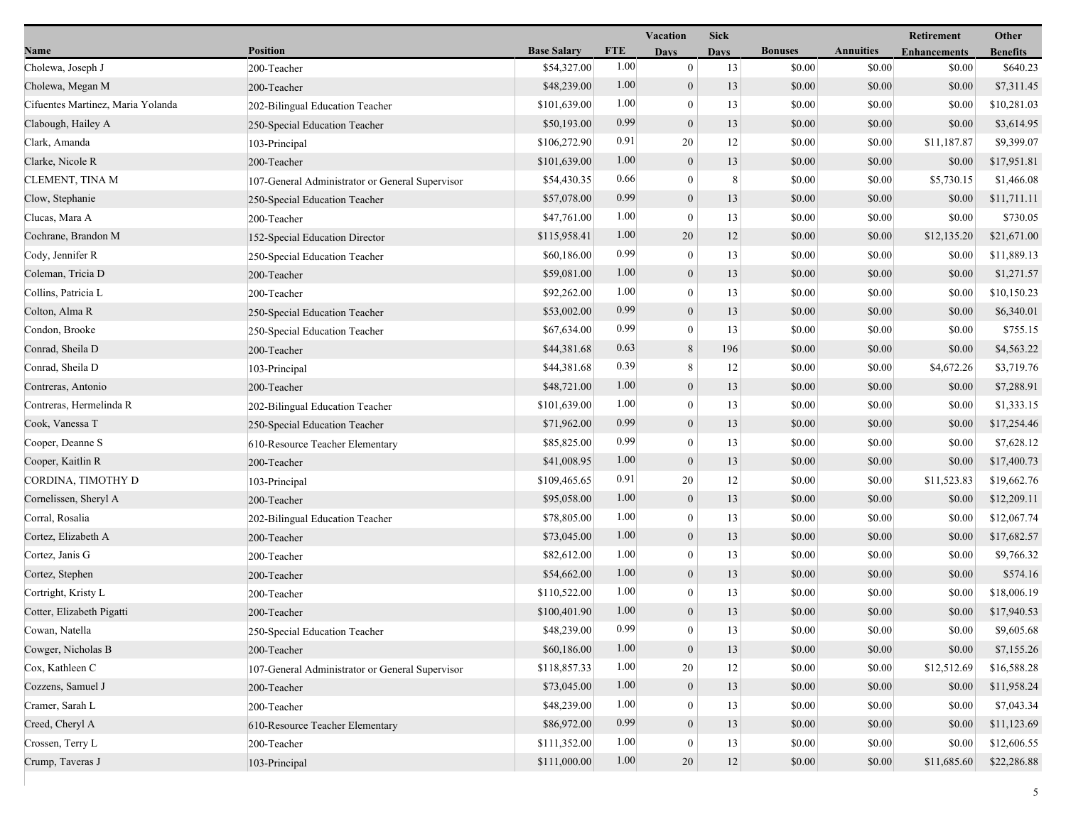| Name | Position | Base Salary | FTE | Vacation Days | Sick Days | Bonuses | Annuities | Retirement Enhancements | Other Benefits |
|---|---|---|---|---|---|---|---|---|---|
| Cholewa, Joseph J | 200-Teacher | $54,327.00 | 1.00 | 0 | 13 | $0.00 | $0.00 | $0.00 | $640.23 |
| Cholewa, Megan M | 200-Teacher | $48,239.00 | 1.00 | 0 | 13 | $0.00 | $0.00 | $0.00 | $7,311.45 |
| Cifuentes Martinez, Maria Yolanda | 202-Bilingual Education Teacher | $101,639.00 | 1.00 | 0 | 13 | $0.00 | $0.00 | $0.00 | $10,281.03 |
| Clabough, Hailey A | 250-Special Education Teacher | $50,193.00 | 0.99 | 0 | 13 | $0.00 | $0.00 | $0.00 | $3,614.95 |
| Clark, Amanda | 103-Principal | $106,272.90 | 0.91 | 20 | 12 | $0.00 | $0.00 | $11,187.87 | $9,399.07 |
| Clarke, Nicole R | 200-Teacher | $101,639.00 | 1.00 | 0 | 13 | $0.00 | $0.00 | $0.00 | $17,951.81 |
| CLEMENT, TINA M | 107-General Administrator or General Supervisor | $54,430.35 | 0.66 | 0 | 8 | $0.00 | $0.00 | $5,730.15 | $1,466.08 |
| Clow, Stephanie | 250-Special Education Teacher | $57,078.00 | 0.99 | 0 | 13 | $0.00 | $0.00 | $0.00 | $11,711.11 |
| Clucas, Mara A | 200-Teacher | $47,761.00 | 1.00 | 0 | 13 | $0.00 | $0.00 | $0.00 | $730.05 |
| Cochrane, Brandon M | 152-Special Education Director | $115,958.41 | 1.00 | 20 | 12 | $0.00 | $0.00 | $12,135.20 | $21,671.00 |
| Cody, Jennifer R | 250-Special Education Teacher | $60,186.00 | 0.99 | 0 | 13 | $0.00 | $0.00 | $0.00 | $11,889.13 |
| Coleman, Tricia D | 200-Teacher | $59,081.00 | 1.00 | 0 | 13 | $0.00 | $0.00 | $0.00 | $1,271.57 |
| Collins, Patricia L | 200-Teacher | $92,262.00 | 1.00 | 0 | 13 | $0.00 | $0.00 | $0.00 | $10,150.23 |
| Colton, Alma R | 250-Special Education Teacher | $53,002.00 | 0.99 | 0 | 13 | $0.00 | $0.00 | $0.00 | $6,340.01 |
| Condon, Brooke | 250-Special Education Teacher | $67,634.00 | 0.99 | 0 | 13 | $0.00 | $0.00 | $0.00 | $755.15 |
| Conrad, Sheila D | 200-Teacher | $44,381.68 | 0.63 | 8 | 196 | $0.00 | $0.00 | $0.00 | $4,563.22 |
| Conrad, Sheila D | 103-Principal | $44,381.68 | 0.39 | 8 | 12 | $0.00 | $0.00 | $4,672.26 | $3,719.76 |
| Contreras, Antonio | 200-Teacher | $48,721.00 | 1.00 | 0 | 13 | $0.00 | $0.00 | $0.00 | $7,288.91 |
| Contreras, Hermelinda R | 202-Bilingual Education Teacher | $101,639.00 | 1.00 | 0 | 13 | $0.00 | $0.00 | $0.00 | $1,333.15 |
| Cook, Vanessa T | 250-Special Education Teacher | $71,962.00 | 0.99 | 0 | 13 | $0.00 | $0.00 | $0.00 | $17,254.46 |
| Cooper, Deanne S | 610-Resource Teacher Elementary | $85,825.00 | 0.99 | 0 | 13 | $0.00 | $0.00 | $0.00 | $7,628.12 |
| Cooper, Kaitlin R | 200-Teacher | $41,008.95 | 1.00 | 0 | 13 | $0.00 | $0.00 | $0.00 | $17,400.73 |
| CORDINA, TIMOTHY D | 103-Principal | $109,465.65 | 0.91 | 20 | 12 | $0.00 | $0.00 | $11,523.83 | $19,662.76 |
| Cornelissen, Sheryl A | 200-Teacher | $95,058.00 | 1.00 | 0 | 13 | $0.00 | $0.00 | $0.00 | $12,209.11 |
| Corral, Rosalia | 202-Bilingual Education Teacher | $78,805.00 | 1.00 | 0 | 13 | $0.00 | $0.00 | $0.00 | $12,067.74 |
| Cortez, Elizabeth A | 200-Teacher | $73,045.00 | 1.00 | 0 | 13 | $0.00 | $0.00 | $0.00 | $17,682.57 |
| Cortez, Janis G | 200-Teacher | $82,612.00 | 1.00 | 0 | 13 | $0.00 | $0.00 | $0.00 | $9,766.32 |
| Cortez, Stephen | 200-Teacher | $54,662.00 | 1.00 | 0 | 13 | $0.00 | $0.00 | $0.00 | $574.16 |
| Cortright, Kristy L | 200-Teacher | $110,522.00 | 1.00 | 0 | 13 | $0.00 | $0.00 | $0.00 | $18,006.19 |
| Cotter, Elizabeth Pigatti | 200-Teacher | $100,401.90 | 1.00 | 0 | 13 | $0.00 | $0.00 | $0.00 | $17,940.53 |
| Cowan, Natella | 250-Special Education Teacher | $48,239.00 | 0.99 | 0 | 13 | $0.00 | $0.00 | $0.00 | $9,605.68 |
| Cowger, Nicholas B | 200-Teacher | $60,186.00 | 1.00 | 0 | 13 | $0.00 | $0.00 | $0.00 | $7,155.26 |
| Cox, Kathleen C | 107-General Administrator or General Supervisor | $118,857.33 | 1.00 | 20 | 12 | $0.00 | $0.00 | $12,512.69 | $16,588.28 |
| Cozzens, Samuel J | 200-Teacher | $73,045.00 | 1.00 | 0 | 13 | $0.00 | $0.00 | $0.00 | $11,958.24 |
| Cramer, Sarah L | 200-Teacher | $48,239.00 | 1.00 | 0 | 13 | $0.00 | $0.00 | $0.00 | $7,043.34 |
| Creed, Cheryl A | 610-Resource Teacher Elementary | $86,972.00 | 0.99 | 0 | 13 | $0.00 | $0.00 | $0.00 | $11,123.69 |
| Crossen, Terry L | 200-Teacher | $111,352.00 | 1.00 | 0 | 13 | $0.00 | $0.00 | $0.00 | $12,606.55 |
| Crump, Taveras J | 103-Principal | $111,000.00 | 1.00 | 20 | 12 | $0.00 | $0.00 | $11,685.60 | $22,286.88 |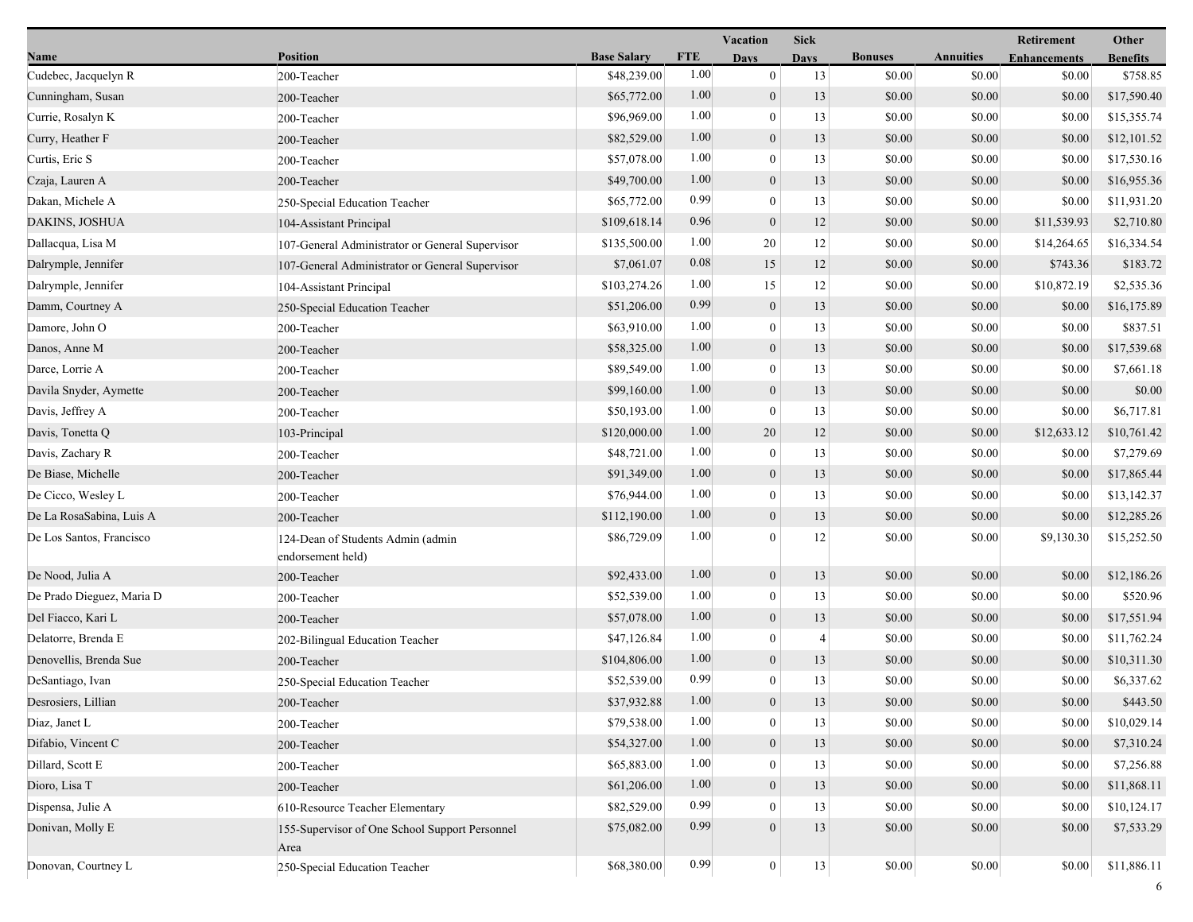| Name | Position | Base Salary | FTE | Vacation Days | Sick Days | Bonuses | Annuities | Retirement Enhancements | Other Benefits |
|---|---|---|---|---|---|---|---|---|---|
| Cudebec, Jacquelyn R | 200-Teacher | $48,239.00 | 1.00 | 0 | 13 | $0.00 | $0.00 | $0.00 | $758.85 |
| Cunningham, Susan | 200-Teacher | $65,772.00 | 1.00 | 0 | 13 | $0.00 | $0.00 | $0.00 | $17,590.40 |
| Currie, Rosalyn K | 200-Teacher | $96,969.00 | 1.00 | 0 | 13 | $0.00 | $0.00 | $0.00 | $15,355.74 |
| Curry, Heather F | 200-Teacher | $82,529.00 | 1.00 | 0 | 13 | $0.00 | $0.00 | $0.00 | $12,101.52 |
| Curtis, Eric S | 200-Teacher | $57,078.00 | 1.00 | 0 | 13 | $0.00 | $0.00 | $0.00 | $17,530.16 |
| Czaja, Lauren A | 200-Teacher | $49,700.00 | 1.00 | 0 | 13 | $0.00 | $0.00 | $0.00 | $16,955.36 |
| Dakan, Michele A | 250-Special Education Teacher | $65,772.00 | 0.99 | 0 | 13 | $0.00 | $0.00 | $0.00 | $11,931.20 |
| DAKINS, JOSHUA | 104-Assistant Principal | $109,618.14 | 0.96 | 0 | 12 | $0.00 | $0.00 | $11,539.93 | $2,710.80 |
| Dallacqua, Lisa M | 107-General Administrator or General Supervisor | $135,500.00 | 1.00 | 20 | 12 | $0.00 | $0.00 | $14,264.65 | $16,334.54 |
| Dalrymple, Jennifer | 107-General Administrator or General Supervisor | $7,061.07 | 0.08 | 15 | 12 | $0.00 | $0.00 | $743.36 | $183.72 |
| Dalrymple, Jennifer | 104-Assistant Principal | $103,274.26 | 1.00 | 15 | 12 | $0.00 | $0.00 | $10,872.19 | $2,535.36 |
| Damm, Courtney A | 250-Special Education Teacher | $51,206.00 | 0.99 | 0 | 13 | $0.00 | $0.00 | $0.00 | $16,175.89 |
| Damore, John O | 200-Teacher | $63,910.00 | 1.00 | 0 | 13 | $0.00 | $0.00 | $0.00 | $837.51 |
| Danos, Anne M | 200-Teacher | $58,325.00 | 1.00 | 0 | 13 | $0.00 | $0.00 | $0.00 | $17,539.68 |
| Darce, Lorrie A | 200-Teacher | $89,549.00 | 1.00 | 0 | 13 | $0.00 | $0.00 | $0.00 | $7,661.18 |
| Davila Snyder, Aymette | 200-Teacher | $99,160.00 | 1.00 | 0 | 13 | $0.00 | $0.00 | $0.00 | $0.00 |
| Davis, Jeffrey A | 200-Teacher | $50,193.00 | 1.00 | 0 | 13 | $0.00 | $0.00 | $0.00 | $6,717.81 |
| Davis, Tonetta Q | 103-Principal | $120,000.00 | 1.00 | 20 | 12 | $0.00 | $0.00 | $12,633.12 | $10,761.42 |
| Davis, Zachary R | 200-Teacher | $48,721.00 | 1.00 | 0 | 13 | $0.00 | $0.00 | $0.00 | $7,279.69 |
| De Biase, Michelle | 200-Teacher | $91,349.00 | 1.00 | 0 | 13 | $0.00 | $0.00 | $0.00 | $17,865.44 |
| De Cicco, Wesley L | 200-Teacher | $76,944.00 | 1.00 | 0 | 13 | $0.00 | $0.00 | $0.00 | $13,142.37 |
| De La RosaSabina, Luis A | 200-Teacher | $112,190.00 | 1.00 | 0 | 13 | $0.00 | $0.00 | $0.00 | $12,285.26 |
| De Los Santos, Francisco | 124-Dean of Students Admin (admin endorsement held) | $86,729.09 | 1.00 | 0 | 12 | $0.00 | $0.00 | $9,130.30 | $15,252.50 |
| De Nood, Julia A | 200-Teacher | $92,433.00 | 1.00 | 0 | 13 | $0.00 | $0.00 | $0.00 | $12,186.26 |
| De Prado Dieguez, Maria D | 200-Teacher | $52,539.00 | 1.00 | 0 | 13 | $0.00 | $0.00 | $0.00 | $520.96 |
| Del Fiacco, Kari L | 200-Teacher | $57,078.00 | 1.00 | 0 | 13 | $0.00 | $0.00 | $0.00 | $17,551.94 |
| Delatorre, Brenda E | 202-Bilingual Education Teacher | $47,126.84 | 1.00 | 0 | 4 | $0.00 | $0.00 | $0.00 | $11,762.24 |
| Denovellis, Brenda Sue | 200-Teacher | $104,806.00 | 1.00 | 0 | 13 | $0.00 | $0.00 | $0.00 | $10,311.30 |
| DeSantiago, Ivan | 250-Special Education Teacher | $52,539.00 | 0.99 | 0 | 13 | $0.00 | $0.00 | $0.00 | $6,337.62 |
| Desrosiers, Lillian | 200-Teacher | $37,932.88 | 1.00 | 0 | 13 | $0.00 | $0.00 | $0.00 | $443.50 |
| Diaz, Janet L | 200-Teacher | $79,538.00 | 1.00 | 0 | 13 | $0.00 | $0.00 | $0.00 | $10,029.14 |
| Difabio, Vincent C | 200-Teacher | $54,327.00 | 1.00 | 0 | 13 | $0.00 | $0.00 | $0.00 | $7,310.24 |
| Dillard, Scott E | 200-Teacher | $65,883.00 | 1.00 | 0 | 13 | $0.00 | $0.00 | $0.00 | $7,256.88 |
| Dioro, Lisa T | 200-Teacher | $61,206.00 | 1.00 | 0 | 13 | $0.00 | $0.00 | $0.00 | $11,868.11 |
| Dispensa, Julie A | 610-Resource Teacher Elementary | $82,529.00 | 0.99 | 0 | 13 | $0.00 | $0.00 | $0.00 | $10,124.17 |
| Donivan, Molly E | 155-Supervisor of One School Support Personnel Area | $75,082.00 | 0.99 | 0 | 13 | $0.00 | $0.00 | $0.00 | $7,533.29 |
| Donovan, Courtney L | 250-Special Education Teacher | $68,380.00 | 0.99 | 0 | 13 | $0.00 | $0.00 | $0.00 | $11,886.11 |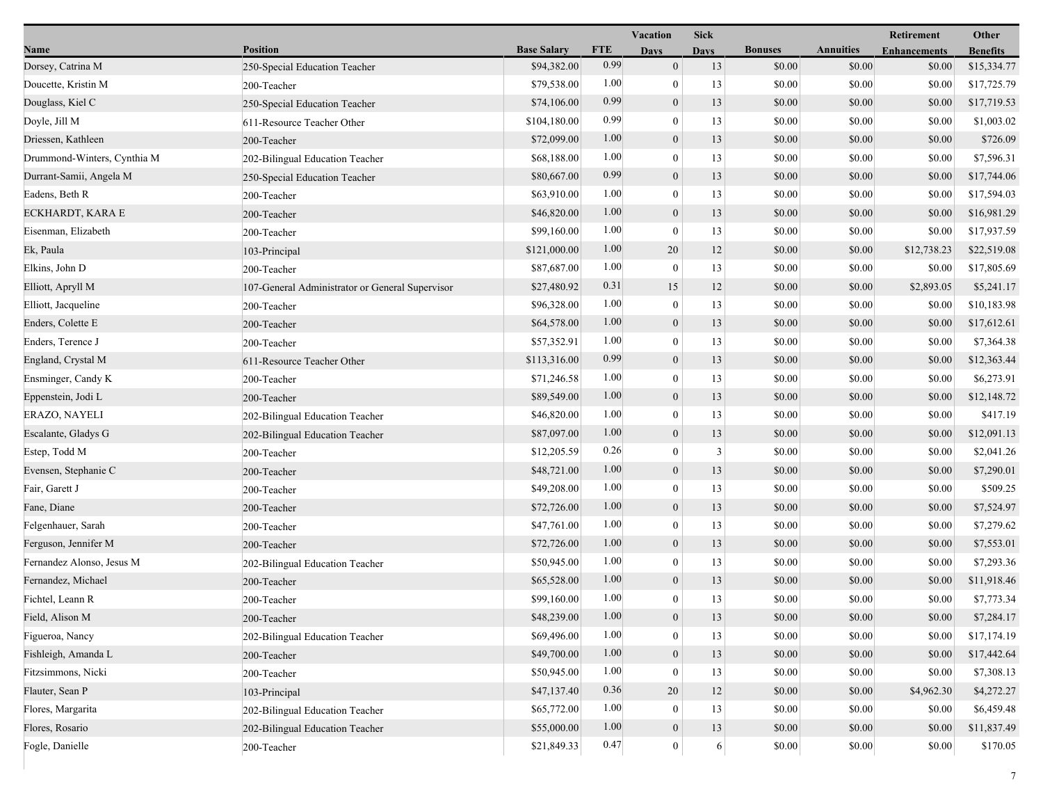| Name | Position | Base Salary | FTE | Vacation Days | Sick Days | Bonuses | Annuities | Retirement Enhancements | Other Benefits |
|---|---|---|---|---|---|---|---|---|---|
| Dorsey, Catrina M | 250-Special Education Teacher | $94,382.00 | 0.99 | 0 | 13 | $0.00 | $0.00 | $0.00 | $15,334.77 |
| Doucette, Kristin M | 200-Teacher | $79,538.00 | 1.00 | 0 | 13 | $0.00 | $0.00 | $0.00 | $17,725.79 |
| Douglass, Kiel C | 250-Special Education Teacher | $74,106.00 | 0.99 | 0 | 13 | $0.00 | $0.00 | $0.00 | $17,719.53 |
| Doyle, Jill M | 611-Resource Teacher Other | $104,180.00 | 0.99 | 0 | 13 | $0.00 | $0.00 | $0.00 | $1,003.02 |
| Driessen, Kathleen | 200-Teacher | $72,099.00 | 1.00 | 0 | 13 | $0.00 | $0.00 | $0.00 | $726.09 |
| Drummond-Winters, Cynthia M | 202-Bilingual Education Teacher | $68,188.00 | 1.00 | 0 | 13 | $0.00 | $0.00 | $0.00 | $7,596.31 |
| Durrant-Samii, Angela M | 250-Special Education Teacher | $80,667.00 | 0.99 | 0 | 13 | $0.00 | $0.00 | $0.00 | $17,744.06 |
| Eadens, Beth R | 200-Teacher | $63,910.00 | 1.00 | 0 | 13 | $0.00 | $0.00 | $0.00 | $17,594.03 |
| ECKHARDT, KARA E | 200-Teacher | $46,820.00 | 1.00 | 0 | 13 | $0.00 | $0.00 | $0.00 | $16,981.29 |
| Eisenman, Elizabeth | 200-Teacher | $99,160.00 | 1.00 | 0 | 13 | $0.00 | $0.00 | $0.00 | $17,937.59 |
| Ek, Paula | 103-Principal | $121,000.00 | 1.00 | 20 | 12 | $0.00 | $0.00 | $12,738.23 | $22,519.08 |
| Elkins, John D | 200-Teacher | $87,687.00 | 1.00 | 0 | 13 | $0.00 | $0.00 | $0.00 | $17,805.69 |
| Elliott, Apryll M | 107-General Administrator or General Supervisor | $27,480.92 | 0.31 | 15 | 12 | $0.00 | $0.00 | $2,893.05 | $5,241.17 |
| Elliott, Jacqueline | 200-Teacher | $96,328.00 | 1.00 | 0 | 13 | $0.00 | $0.00 | $0.00 | $10,183.98 |
| Enders, Colette E | 200-Teacher | $64,578.00 | 1.00 | 0 | 13 | $0.00 | $0.00 | $0.00 | $17,612.61 |
| Enders, Terence J | 200-Teacher | $57,352.91 | 1.00 | 0 | 13 | $0.00 | $0.00 | $0.00 | $7,364.38 |
| England, Crystal M | 611-Resource Teacher Other | $113,316.00 | 0.99 | 0 | 13 | $0.00 | $0.00 | $0.00 | $12,363.44 |
| Ensminger, Candy K | 200-Teacher | $71,246.58 | 1.00 | 0 | 13 | $0.00 | $0.00 | $0.00 | $6,273.91 |
| Eppenstein, Jodi L | 200-Teacher | $89,549.00 | 1.00 | 0 | 13 | $0.00 | $0.00 | $0.00 | $12,148.72 |
| ERAZO, NAYELI | 202-Bilingual Education Teacher | $46,820.00 | 1.00 | 0 | 13 | $0.00 | $0.00 | $0.00 | $417.19 |
| Escalante, Gladys G | 202-Bilingual Education Teacher | $87,097.00 | 1.00 | 0 | 13 | $0.00 | $0.00 | $0.00 | $12,091.13 |
| Estep, Todd M | 200-Teacher | $12,205.59 | 0.26 | 0 | 3 | $0.00 | $0.00 | $0.00 | $2,041.26 |
| Evensen, Stephanie C | 200-Teacher | $48,721.00 | 1.00 | 0 | 13 | $0.00 | $0.00 | $0.00 | $7,290.01 |
| Fair, Garett J | 200-Teacher | $49,208.00 | 1.00 | 0 | 13 | $0.00 | $0.00 | $0.00 | $509.25 |
| Fane, Diane | 200-Teacher | $72,726.00 | 1.00 | 0 | 13 | $0.00 | $0.00 | $0.00 | $7,524.97 |
| Felgenhauer, Sarah | 200-Teacher | $47,761.00 | 1.00 | 0 | 13 | $0.00 | $0.00 | $0.00 | $7,279.62 |
| Ferguson, Jennifer M | 200-Teacher | $72,726.00 | 1.00 | 0 | 13 | $0.00 | $0.00 | $0.00 | $7,553.01 |
| Fernandez Alonso, Jesus M | 202-Bilingual Education Teacher | $50,945.00 | 1.00 | 0 | 13 | $0.00 | $0.00 | $0.00 | $7,293.36 |
| Fernandez, Michael | 200-Teacher | $65,528.00 | 1.00 | 0 | 13 | $0.00 | $0.00 | $0.00 | $11,918.46 |
| Fichtel, Leann R | 200-Teacher | $99,160.00 | 1.00 | 0 | 13 | $0.00 | $0.00 | $0.00 | $7,773.34 |
| Field, Alison M | 200-Teacher | $48,239.00 | 1.00 | 0 | 13 | $0.00 | $0.00 | $0.00 | $7,284.17 |
| Figueroa, Nancy | 202-Bilingual Education Teacher | $69,496.00 | 1.00 | 0 | 13 | $0.00 | $0.00 | $0.00 | $17,174.19 |
| Fishleigh, Amanda L | 200-Teacher | $49,700.00 | 1.00 | 0 | 13 | $0.00 | $0.00 | $0.00 | $17,442.64 |
| Fitzsimmons, Nicki | 200-Teacher | $50,945.00 | 1.00 | 0 | 13 | $0.00 | $0.00 | $0.00 | $7,308.13 |
| Flauter, Sean P | 103-Principal | $47,137.40 | 0.36 | 20 | 12 | $0.00 | $0.00 | $4,962.30 | $4,272.27 |
| Flores, Margarita | 202-Bilingual Education Teacher | $65,772.00 | 1.00 | 0 | 13 | $0.00 | $0.00 | $0.00 | $6,459.48 |
| Flores, Rosario | 202-Bilingual Education Teacher | $55,000.00 | 1.00 | 0 | 13 | $0.00 | $0.00 | $0.00 | $11,837.49 |
| Fogle, Danielle | 200-Teacher | $21,849.33 | 0.47 | 0 | 6 | $0.00 | $0.00 | $0.00 | $170.05 |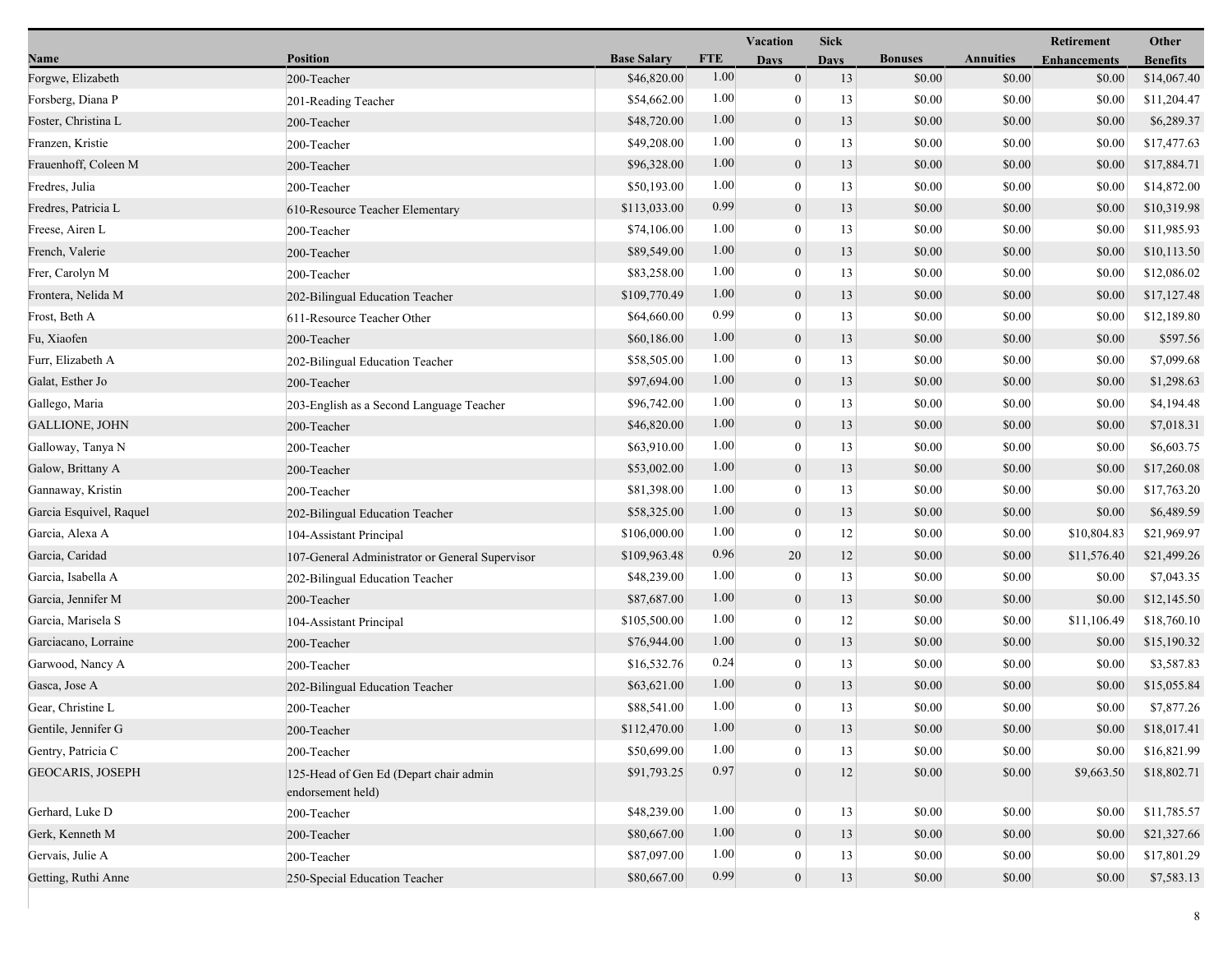| Name | Position | Base Salary | FTE | Vacation Days | Sick Days | Bonuses | Annuities | Retirement Enhancements | Other Benefits |
|---|---|---|---|---|---|---|---|---|---|
| Forgwe, Elizabeth | 200-Teacher | $46,820.00 | 1.00 | 0 | 13 | $0.00 | $0.00 | $0.00 | $14,067.40 |
| Forsberg, Diana P | 201-Reading Teacher | $54,662.00 | 1.00 | 0 | 13 | $0.00 | $0.00 | $0.00 | $11,204.47 |
| Foster, Christina L | 200-Teacher | $48,720.00 | 1.00 | 0 | 13 | $0.00 | $0.00 | $0.00 | $6,289.37 |
| Franzen, Kristie | 200-Teacher | $49,208.00 | 1.00 | 0 | 13 | $0.00 | $0.00 | $0.00 | $17,477.63 |
| Frauenhoff, Coleen M | 200-Teacher | $96,328.00 | 1.00 | 0 | 13 | $0.00 | $0.00 | $0.00 | $17,884.71 |
| Fredres, Julia | 200-Teacher | $50,193.00 | 1.00 | 0 | 13 | $0.00 | $0.00 | $0.00 | $14,872.00 |
| Fredres, Patricia L | 610-Resource Teacher Elementary | $113,033.00 | 0.99 | 0 | 13 | $0.00 | $0.00 | $0.00 | $10,319.98 |
| Freese, Airen L | 200-Teacher | $74,106.00 | 1.00 | 0 | 13 | $0.00 | $0.00 | $0.00 | $11,985.93 |
| French, Valerie | 200-Teacher | $89,549.00 | 1.00 | 0 | 13 | $0.00 | $0.00 | $0.00 | $10,113.50 |
| Frer, Carolyn M | 200-Teacher | $83,258.00 | 1.00 | 0 | 13 | $0.00 | $0.00 | $0.00 | $12,086.02 |
| Frontera, Nelida M | 202-Bilingual Education Teacher | $109,770.49 | 1.00 | 0 | 13 | $0.00 | $0.00 | $0.00 | $17,127.48 |
| Frost, Beth A | 611-Resource Teacher Other | $64,660.00 | 0.99 | 0 | 13 | $0.00 | $0.00 | $0.00 | $12,189.80 |
| Fu, Xiaofen | 200-Teacher | $60,186.00 | 1.00 | 0 | 13 | $0.00 | $0.00 | $0.00 | $597.56 |
| Furr, Elizabeth A | 202-Bilingual Education Teacher | $58,505.00 | 1.00 | 0 | 13 | $0.00 | $0.00 | $0.00 | $7,099.68 |
| Galat, Esther Jo | 200-Teacher | $97,694.00 | 1.00 | 0 | 13 | $0.00 | $0.00 | $0.00 | $1,298.63 |
| Gallego, Maria | 203-English as a Second Language Teacher | $96,742.00 | 1.00 | 0 | 13 | $0.00 | $0.00 | $0.00 | $4,194.48 |
| GALLIONE, JOHN | 200-Teacher | $46,820.00 | 1.00 | 0 | 13 | $0.00 | $0.00 | $0.00 | $7,018.31 |
| Galloway, Tanya N | 200-Teacher | $63,910.00 | 1.00 | 0 | 13 | $0.00 | $0.00 | $0.00 | $6,603.75 |
| Galow, Brittany A | 200-Teacher | $53,002.00 | 1.00 | 0 | 13 | $0.00 | $0.00 | $0.00 | $17,260.08 |
| Gannaway, Kristin | 200-Teacher | $81,398.00 | 1.00 | 0 | 13 | $0.00 | $0.00 | $0.00 | $17,763.20 |
| Garcia Esquivel, Raquel | 202-Bilingual Education Teacher | $58,325.00 | 1.00 | 0 | 13 | $0.00 | $0.00 | $0.00 | $6,489.59 |
| Garcia, Alexa A | 104-Assistant Principal | $106,000.00 | 1.00 | 0 | 12 | $0.00 | $0.00 | $10,804.83 | $21,969.97 |
| Garcia, Caridad | 107-General Administrator or General Supervisor | $109,963.48 | 0.96 | 20 | 12 | $0.00 | $0.00 | $11,576.40 | $21,499.26 |
| Garcia, Isabella A | 202-Bilingual Education Teacher | $48,239.00 | 1.00 | 0 | 13 | $0.00 | $0.00 | $0.00 | $7,043.35 |
| Garcia, Jennifer M | 200-Teacher | $87,687.00 | 1.00 | 0 | 13 | $0.00 | $0.00 | $0.00 | $12,145.50 |
| Garcia, Marisela S | 104-Assistant Principal | $105,500.00 | 1.00 | 0 | 12 | $0.00 | $0.00 | $11,106.49 | $18,760.10 |
| Garciacano, Lorraine | 200-Teacher | $76,944.00 | 1.00 | 0 | 13 | $0.00 | $0.00 | $0.00 | $15,190.32 |
| Garwood, Nancy A | 200-Teacher | $16,532.76 | 0.24 | 0 | 13 | $0.00 | $0.00 | $0.00 | $3,587.83 |
| Gasca, Jose A | 202-Bilingual Education Teacher | $63,621.00 | 1.00 | 0 | 13 | $0.00 | $0.00 | $0.00 | $15,055.84 |
| Gear, Christine L | 200-Teacher | $88,541.00 | 1.00 | 0 | 13 | $0.00 | $0.00 | $0.00 | $7,877.26 |
| Gentile, Jennifer G | 200-Teacher | $112,470.00 | 1.00 | 0 | 13 | $0.00 | $0.00 | $0.00 | $18,017.41 |
| Gentry, Patricia C | 200-Teacher | $50,699.00 | 1.00 | 0 | 13 | $0.00 | $0.00 | $0.00 | $16,821.99 |
| GEOCARIS, JOSEPH | 125-Head of Gen Ed (Depart chair admin endorsement held) | $91,793.25 | 0.97 | 0 | 12 | $0.00 | $0.00 | $9,663.50 | $18,802.71 |
| Gerhard, Luke D | 200-Teacher | $48,239.00 | 1.00 | 0 | 13 | $0.00 | $0.00 | $0.00 | $11,785.57 |
| Gerk, Kenneth M | 200-Teacher | $80,667.00 | 1.00 | 0 | 13 | $0.00 | $0.00 | $0.00 | $21,327.66 |
| Gervais, Julie A | 200-Teacher | $87,097.00 | 1.00 | 0 | 13 | $0.00 | $0.00 | $0.00 | $17,801.29 |
| Getting, Ruthi Anne | 250-Special Education Teacher | $80,667.00 | 0.99 | 0 | 13 | $0.00 | $0.00 | $0.00 | $7,583.13 |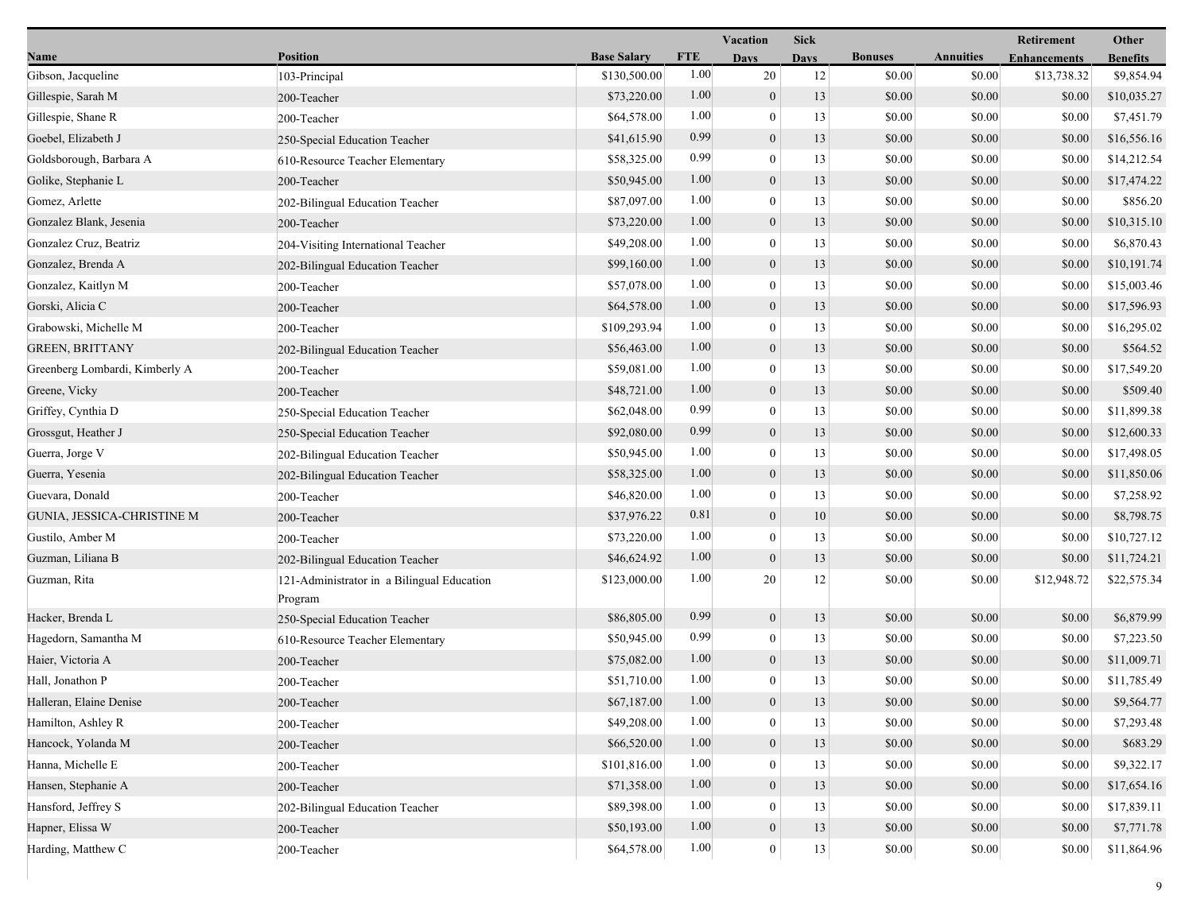| Name | Position | Base Salary | FTE | Vacation Days | Sick Days | Bonuses | Annuities | Retirement Enhancements | Other Benefits |
|---|---|---|---|---|---|---|---|---|---|
| Gibson, Jacqueline | 103-Principal | $130,500.00 | 1.00 | 20 | 12 | $0.00 | $0.00 | $13,738.32 | $9,854.94 |
| Gillespie, Sarah M | 200-Teacher | $73,220.00 | 1.00 | 0 | 13 | $0.00 | $0.00 | $0.00 | $10,035.27 |
| Gillespie, Shane R | 200-Teacher | $64,578.00 | 1.00 | 0 | 13 | $0.00 | $0.00 | $0.00 | $7,451.79 |
| Goebel, Elizabeth J | 250-Special Education Teacher | $41,615.90 | 0.99 | 0 | 13 | $0.00 | $0.00 | $0.00 | $16,556.16 |
| Goldsborough, Barbara A | 610-Resource Teacher Elementary | $58,325.00 | 0.99 | 0 | 13 | $0.00 | $0.00 | $0.00 | $14,212.54 |
| Golike, Stephanie L | 200-Teacher | $50,945.00 | 1.00 | 0 | 13 | $0.00 | $0.00 | $0.00 | $17,474.22 |
| Gomez, Arlette | 202-Bilingual Education Teacher | $87,097.00 | 1.00 | 0 | 13 | $0.00 | $0.00 | $0.00 | $856.20 |
| Gonzalez Blank, Jesenia | 200-Teacher | $73,220.00 | 1.00 | 0 | 13 | $0.00 | $0.00 | $0.00 | $10,315.10 |
| Gonzalez Cruz, Beatriz | 204-Visiting International Teacher | $49,208.00 | 1.00 | 0 | 13 | $0.00 | $0.00 | $0.00 | $6,870.43 |
| Gonzalez, Brenda A | 202-Bilingual Education Teacher | $99,160.00 | 1.00 | 0 | 13 | $0.00 | $0.00 | $0.00 | $10,191.74 |
| Gonzalez, Kaitlyn M | 200-Teacher | $57,078.00 | 1.00 | 0 | 13 | $0.00 | $0.00 | $0.00 | $15,003.46 |
| Gorski, Alicia C | 200-Teacher | $64,578.00 | 1.00 | 0 | 13 | $0.00 | $0.00 | $0.00 | $17,596.93 |
| Grabowski, Michelle M | 200-Teacher | $109,293.94 | 1.00 | 0 | 13 | $0.00 | $0.00 | $0.00 | $16,295.02 |
| GREEN, BRITTANY | 202-Bilingual Education Teacher | $56,463.00 | 1.00 | 0 | 13 | $0.00 | $0.00 | $0.00 | $564.52 |
| Greenberg Lombardi, Kimberly A | 200-Teacher | $59,081.00 | 1.00 | 0 | 13 | $0.00 | $0.00 | $0.00 | $17,549.20 |
| Greene, Vicky | 200-Teacher | $48,721.00 | 1.00 | 0 | 13 | $0.00 | $0.00 | $0.00 | $509.40 |
| Griffey, Cynthia D | 250-Special Education Teacher | $62,048.00 | 0.99 | 0 | 13 | $0.00 | $0.00 | $0.00 | $11,899.38 |
| Grossgut, Heather J | 250-Special Education Teacher | $92,080.00 | 0.99 | 0 | 13 | $0.00 | $0.00 | $0.00 | $12,600.33 |
| Guerra, Jorge V | 202-Bilingual Education Teacher | $50,945.00 | 1.00 | 0 | 13 | $0.00 | $0.00 | $0.00 | $17,498.05 |
| Guerra, Yesenia | 202-Bilingual Education Teacher | $58,325.00 | 1.00 | 0 | 13 | $0.00 | $0.00 | $0.00 | $11,850.06 |
| Guevara, Donald | 200-Teacher | $46,820.00 | 1.00 | 0 | 13 | $0.00 | $0.00 | $0.00 | $7,258.92 |
| GUNIA, JESSICA-CHRISTINE M | 200-Teacher | $37,976.22 | 0.81 | 0 | 10 | $0.00 | $0.00 | $0.00 | $8,798.75 |
| Gustilo, Amber M | 200-Teacher | $73,220.00 | 1.00 | 0 | 13 | $0.00 | $0.00 | $0.00 | $10,727.12 |
| Guzman, Liliana B | 202-Bilingual Education Teacher | $46,624.92 | 1.00 | 0 | 13 | $0.00 | $0.00 | $0.00 | $11,724.21 |
| Guzman, Rita | 121-Administrator in a Bilingual Education Program | $123,000.00 | 1.00 | 20 | 12 | $0.00 | $0.00 | $12,948.72 | $22,575.34 |
| Hacker, Brenda L | 250-Special Education Teacher | $86,805.00 | 0.99 | 0 | 13 | $0.00 | $0.00 | $0.00 | $6,879.99 |
| Hagedorn, Samantha M | 610-Resource Teacher Elementary | $50,945.00 | 0.99 | 0 | 13 | $0.00 | $0.00 | $0.00 | $7,223.50 |
| Haier, Victoria A | 200-Teacher | $75,082.00 | 1.00 | 0 | 13 | $0.00 | $0.00 | $0.00 | $11,009.71 |
| Hall, Jonathon P | 200-Teacher | $51,710.00 | 1.00 | 0 | 13 | $0.00 | $0.00 | $0.00 | $11,785.49 |
| Halleran, Elaine Denise | 200-Teacher | $67,187.00 | 1.00 | 0 | 13 | $0.00 | $0.00 | $0.00 | $9,564.77 |
| Hamilton, Ashley R | 200-Teacher | $49,208.00 | 1.00 | 0 | 13 | $0.00 | $0.00 | $0.00 | $7,293.48 |
| Hancock, Yolanda M | 200-Teacher | $66,520.00 | 1.00 | 0 | 13 | $0.00 | $0.00 | $0.00 | $683.29 |
| Hanna, Michelle E | 200-Teacher | $101,816.00 | 1.00 | 0 | 13 | $0.00 | $0.00 | $0.00 | $9,322.17 |
| Hansen, Stephanie A | 200-Teacher | $71,358.00 | 1.00 | 0 | 13 | $0.00 | $0.00 | $0.00 | $17,654.16 |
| Hansford, Jeffrey S | 202-Bilingual Education Teacher | $89,398.00 | 1.00 | 0 | 13 | $0.00 | $0.00 | $0.00 | $17,839.11 |
| Hapner, Elissa W | 200-Teacher | $50,193.00 | 1.00 | 0 | 13 | $0.00 | $0.00 | $0.00 | $7,771.78 |
| Harding, Matthew C | 200-Teacher | $64,578.00 | 1.00 | 0 | 13 | $0.00 | $0.00 | $0.00 | $11,864.96 |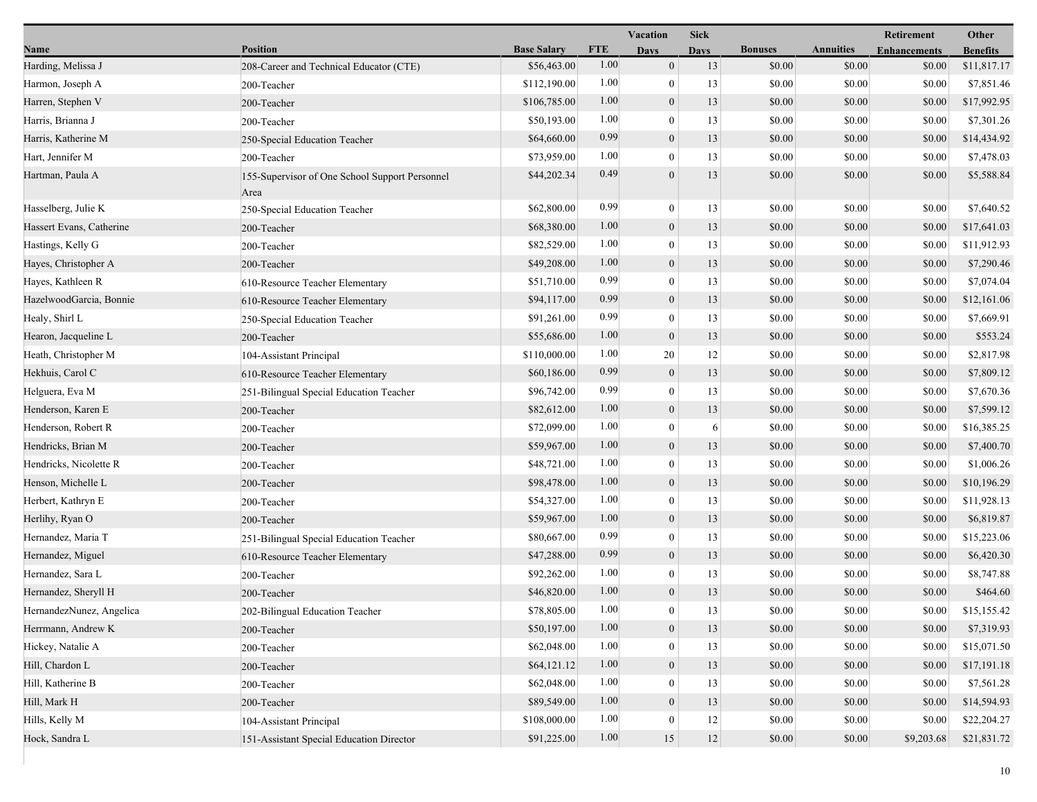| Name | Position | Base Salary | FTE | Vacation Days | Sick Days | Bonuses | Annuities | Retirement Enhancements | Other Benefits |
|---|---|---|---|---|---|---|---|---|---|
| Harding, Melissa J | 208-Career and Technical Educator (CTE) | $56,463.00 | 1.00 | 0 | 13 | $0.00 | $0.00 | $0.00 | $11,817.17 |
| Harmon, Joseph A | 200-Teacher | $112,190.00 | 1.00 | 0 | 13 | $0.00 | $0.00 | $0.00 | $7,851.46 |
| Harren, Stephen V | 200-Teacher | $106,785.00 | 1.00 | 0 | 13 | $0.00 | $0.00 | $0.00 | $17,992.95 |
| Harris, Brianna J | 200-Teacher | $50,193.00 | 1.00 | 0 | 13 | $0.00 | $0.00 | $0.00 | $7,301.26 |
| Harris, Katherine M | 250-Special Education Teacher | $64,660.00 | 0.99 | 0 | 13 | $0.00 | $0.00 | $0.00 | $14,434.92 |
| Hart, Jennifer M | 200-Teacher | $73,959.00 | 1.00 | 0 | 13 | $0.00 | $0.00 | $0.00 | $7,478.03 |
| Hartman, Paula A | 155-Supervisor of One School Support Personnel Area | $44,202.34 | 0.49 | 0 | 13 | $0.00 | $0.00 | $0.00 | $5,588.84 |
| Hasselberg, Julie K | 250-Special Education Teacher | $62,800.00 | 0.99 | 0 | 13 | $0.00 | $0.00 | $0.00 | $7,640.52 |
| Hassert Evans, Catherine | 200-Teacher | $68,380.00 | 1.00 | 0 | 13 | $0.00 | $0.00 | $0.00 | $17,641.03 |
| Hastings, Kelly G | 200-Teacher | $82,529.00 | 1.00 | 0 | 13 | $0.00 | $0.00 | $0.00 | $11,912.93 |
| Hayes, Christopher A | 200-Teacher | $49,208.00 | 1.00 | 0 | 13 | $0.00 | $0.00 | $0.00 | $7,290.46 |
| Hayes, Kathleen R | 610-Resource Teacher Elementary | $51,710.00 | 0.99 | 0 | 13 | $0.00 | $0.00 | $0.00 | $7,074.04 |
| HazelwoodGarcia, Bonnie | 610-Resource Teacher Elementary | $94,117.00 | 0.99 | 0 | 13 | $0.00 | $0.00 | $0.00 | $12,161.06 |
| Healy, Shirl L | 250-Special Education Teacher | $91,261.00 | 0.99 | 0 | 13 | $0.00 | $0.00 | $0.00 | $7,669.91 |
| Hearon, Jacqueline L | 200-Teacher | $55,686.00 | 1.00 | 0 | 13 | $0.00 | $0.00 | $0.00 | $553.24 |
| Heath, Christopher M | 104-Assistant Principal | $110,000.00 | 1.00 | 20 | 12 | $0.00 | $0.00 | $0.00 | $2,817.98 |
| Hekhuis, Carol C | 610-Resource Teacher Elementary | $60,186.00 | 0.99 | 0 | 13 | $0.00 | $0.00 | $0.00 | $7,809.12 |
| Helguera, Eva M | 251-Bilingual Special Education Teacher | $96,742.00 | 0.99 | 0 | 13 | $0.00 | $0.00 | $0.00 | $7,670.36 |
| Henderson, Karen E | 200-Teacher | $82,612.00 | 1.00 | 0 | 13 | $0.00 | $0.00 | $0.00 | $7,599.12 |
| Henderson, Robert R | 200-Teacher | $72,099.00 | 1.00 | 0 | 6 | $0.00 | $0.00 | $0.00 | $16,385.25 |
| Hendricks, Brian M | 200-Teacher | $59,967.00 | 1.00 | 0 | 13 | $0.00 | $0.00 | $0.00 | $7,400.70 |
| Hendricks, Nicolette R | 200-Teacher | $48,721.00 | 1.00 | 0 | 13 | $0.00 | $0.00 | $0.00 | $1,006.26 |
| Henson, Michelle L | 200-Teacher | $98,478.00 | 1.00 | 0 | 13 | $0.00 | $0.00 | $0.00 | $10,196.29 |
| Herbert, Kathryn E | 200-Teacher | $54,327.00 | 1.00 | 0 | 13 | $0.00 | $0.00 | $0.00 | $11,928.13 |
| Herlihy, Ryan O | 200-Teacher | $59,967.00 | 1.00 | 0 | 13 | $0.00 | $0.00 | $0.00 | $6,819.87 |
| Hernandez, Maria T | 251-Bilingual Special Education Teacher | $80,667.00 | 0.99 | 0 | 13 | $0.00 | $0.00 | $0.00 | $15,223.06 |
| Hernandez, Miguel | 610-Resource Teacher Elementary | $47,288.00 | 0.99 | 0 | 13 | $0.00 | $0.00 | $0.00 | $6,420.30 |
| Hernandez, Sara L | 200-Teacher | $92,262.00 | 1.00 | 0 | 13 | $0.00 | $0.00 | $0.00 | $8,747.88 |
| Hernandez, Sheryll H | 200-Teacher | $46,820.00 | 1.00 | 0 | 13 | $0.00 | $0.00 | $0.00 | $464.60 |
| HernandezNunez, Angelica | 202-Bilingual Education Teacher | $78,805.00 | 1.00 | 0 | 13 | $0.00 | $0.00 | $0.00 | $15,155.42 |
| Herrmann, Andrew K | 200-Teacher | $50,197.00 | 1.00 | 0 | 13 | $0.00 | $0.00 | $0.00 | $7,319.93 |
| Hickey, Natalie A | 200-Teacher | $62,048.00 | 1.00 | 0 | 13 | $0.00 | $0.00 | $0.00 | $15,071.50 |
| Hill, Chardon L | 200-Teacher | $64,121.12 | 1.00 | 0 | 13 | $0.00 | $0.00 | $0.00 | $17,191.18 |
| Hill, Katherine B | 200-Teacher | $62,048.00 | 1.00 | 0 | 13 | $0.00 | $0.00 | $0.00 | $7,561.28 |
| Hill, Mark H | 200-Teacher | $89,549.00 | 1.00 | 0 | 13 | $0.00 | $0.00 | $0.00 | $14,594.93 |
| Hills, Kelly M | 104-Assistant Principal | $108,000.00 | 1.00 | 0 | 12 | $0.00 | $0.00 | $0.00 | $22,204.27 |
| Hock, Sandra L | 151-Assistant Special Education Director | $91,225.00 | 1.00 | 15 | 12 | $0.00 | $0.00 | $9,203.68 | $21,831.72 |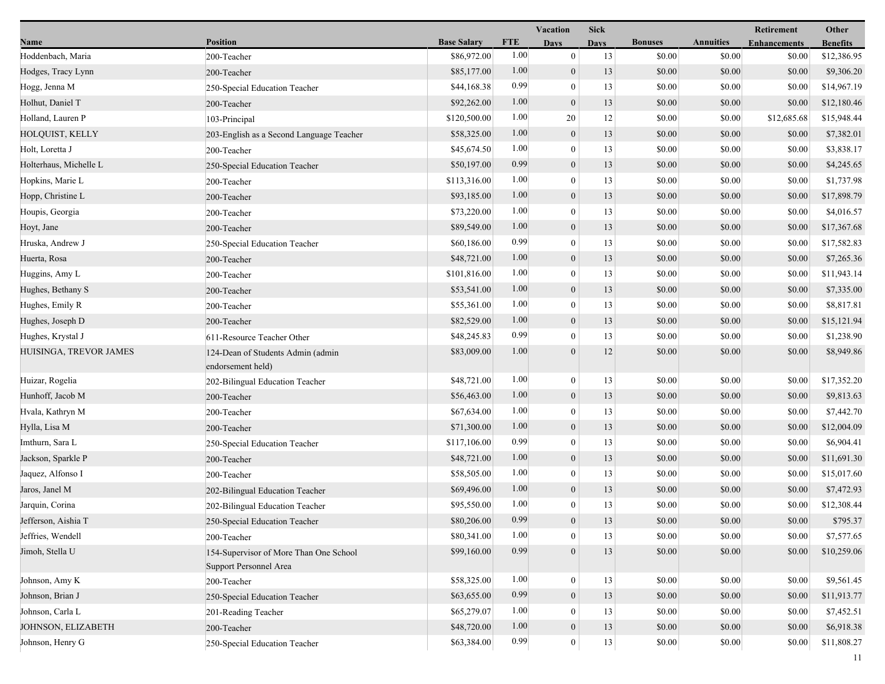| Name | Position | Base Salary | FTE | Vacation Days | Sick Days | Bonuses | Annuities | Retirement Enhancements | Other Benefits |
|---|---|---|---|---|---|---|---|---|---|
| Hoddenbach, Maria | 200-Teacher | $86,972.00 | 1.00 | 0 | 13 | $0.00 | $0.00 | $0.00 | $12,386.95 |
| Hodges, Tracy Lynn | 200-Teacher | $85,177.00 | 1.00 | 0 | 13 | $0.00 | $0.00 | $0.00 | $9,306.20 |
| Hogg, Jenna M | 250-Special Education Teacher | $44,168.38 | 0.99 | 0 | 13 | $0.00 | $0.00 | $0.00 | $14,967.19 |
| Holhut, Daniel T | 200-Teacher | $92,262.00 | 1.00 | 0 | 13 | $0.00 | $0.00 | $0.00 | $12,180.46 |
| Holland, Lauren P | 103-Principal | $120,500.00 | 1.00 | 20 | 12 | $0.00 | $0.00 | $12,685.68 | $15,948.44 |
| HOLQUIST, KELLY | 203-English as a Second Language Teacher | $58,325.00 | 1.00 | 0 | 13 | $0.00 | $0.00 | $0.00 | $7,382.01 |
| Holt, Loretta J | 200-Teacher | $45,674.50 | 1.00 | 0 | 13 | $0.00 | $0.00 | $0.00 | $3,838.17 |
| Holterhaus, Michelle L | 250-Special Education Teacher | $50,197.00 | 0.99 | 0 | 13 | $0.00 | $0.00 | $0.00 | $4,245.65 |
| Hopkins, Marie L | 200-Teacher | $113,316.00 | 1.00 | 0 | 13 | $0.00 | $0.00 | $0.00 | $1,737.98 |
| Hopp, Christine L | 200-Teacher | $93,185.00 | 1.00 | 0 | 13 | $0.00 | $0.00 | $0.00 | $17,898.79 |
| Houpis, Georgia | 200-Teacher | $73,220.00 | 1.00 | 0 | 13 | $0.00 | $0.00 | $0.00 | $4,016.57 |
| Hoyt, Jane | 200-Teacher | $89,549.00 | 1.00 | 0 | 13 | $0.00 | $0.00 | $0.00 | $17,367.68 |
| Hruska, Andrew J | 250-Special Education Teacher | $60,186.00 | 0.99 | 0 | 13 | $0.00 | $0.00 | $0.00 | $17,582.83 |
| Huerta, Rosa | 200-Teacher | $48,721.00 | 1.00 | 0 | 13 | $0.00 | $0.00 | $0.00 | $7,265.36 |
| Huggins, Amy L | 200-Teacher | $101,816.00 | 1.00 | 0 | 13 | $0.00 | $0.00 | $0.00 | $11,943.14 |
| Hughes, Bethany S | 200-Teacher | $53,541.00 | 1.00 | 0 | 13 | $0.00 | $0.00 | $0.00 | $7,335.00 |
| Hughes, Emily R | 200-Teacher | $55,361.00 | 1.00 | 0 | 13 | $0.00 | $0.00 | $0.00 | $8,817.81 |
| Hughes, Joseph D | 200-Teacher | $82,529.00 | 1.00 | 0 | 13 | $0.00 | $0.00 | $0.00 | $15,121.94 |
| Hughes, Krystal J | 611-Resource Teacher Other | $48,245.83 | 0.99 | 0 | 13 | $0.00 | $0.00 | $0.00 | $1,238.90 |
| HUISINGA, TREVOR JAMES | 124-Dean of Students Admin (admin endorsement held) | $83,009.00 | 1.00 | 0 | 12 | $0.00 | $0.00 | $0.00 | $8,949.86 |
| Huizar, Rogelia | 202-Bilingual Education Teacher | $48,721.00 | 1.00 | 0 | 13 | $0.00 | $0.00 | $0.00 | $17,352.20 |
| Hunhoff, Jacob M | 200-Teacher | $56,463.00 | 1.00 | 0 | 13 | $0.00 | $0.00 | $0.00 | $9,813.63 |
| Hvala, Kathryn M | 200-Teacher | $67,634.00 | 1.00 | 0 | 13 | $0.00 | $0.00 | $0.00 | $7,442.70 |
| Hylla, Lisa M | 200-Teacher | $71,300.00 | 1.00 | 0 | 13 | $0.00 | $0.00 | $0.00 | $12,004.09 |
| Imthurn, Sara L | 250-Special Education Teacher | $117,106.00 | 0.99 | 0 | 13 | $0.00 | $0.00 | $0.00 | $6,904.41 |
| Jackson, Sparkle P | 200-Teacher | $48,721.00 | 1.00 | 0 | 13 | $0.00 | $0.00 | $0.00 | $11,691.30 |
| Jaquez, Alfonso I | 200-Teacher | $58,505.00 | 1.00 | 0 | 13 | $0.00 | $0.00 | $0.00 | $15,017.60 |
| Jaros, Janel M | 202-Bilingual Education Teacher | $69,496.00 | 1.00 | 0 | 13 | $0.00 | $0.00 | $0.00 | $7,472.93 |
| Jarquin, Corina | 202-Bilingual Education Teacher | $95,550.00 | 1.00 | 0 | 13 | $0.00 | $0.00 | $0.00 | $12,308.44 |
| Jefferson, Aishia T | 250-Special Education Teacher | $80,206.00 | 0.99 | 0 | 13 | $0.00 | $0.00 | $0.00 | $795.37 |
| Jeffries, Wendell | 200-Teacher | $80,341.00 | 1.00 | 0 | 13 | $0.00 | $0.00 | $0.00 | $7,577.65 |
| Jimoh, Stella U | 154-Supervisor of More Than One School Support Personnel Area | $99,160.00 | 0.99 | 0 | 13 | $0.00 | $0.00 | $0.00 | $10,259.06 |
| Johnson, Amy K | 200-Teacher | $58,325.00 | 1.00 | 0 | 13 | $0.00 | $0.00 | $0.00 | $9,561.45 |
| Johnson, Brian J | 250-Special Education Teacher | $63,655.00 | 0.99 | 0 | 13 | $0.00 | $0.00 | $0.00 | $11,913.77 |
| Johnson, Carla L | 201-Reading Teacher | $65,279.07 | 1.00 | 0 | 13 | $0.00 | $0.00 | $0.00 | $7,452.51 |
| JOHNSON, ELIZABETH | 200-Teacher | $48,720.00 | 1.00 | 0 | 13 | $0.00 | $0.00 | $0.00 | $6,918.38 |
| Johnson, Henry G | 250-Special Education Teacher | $63,384.00 | 0.99 | 0 | 13 | $0.00 | $0.00 | $0.00 | $11,808.27 |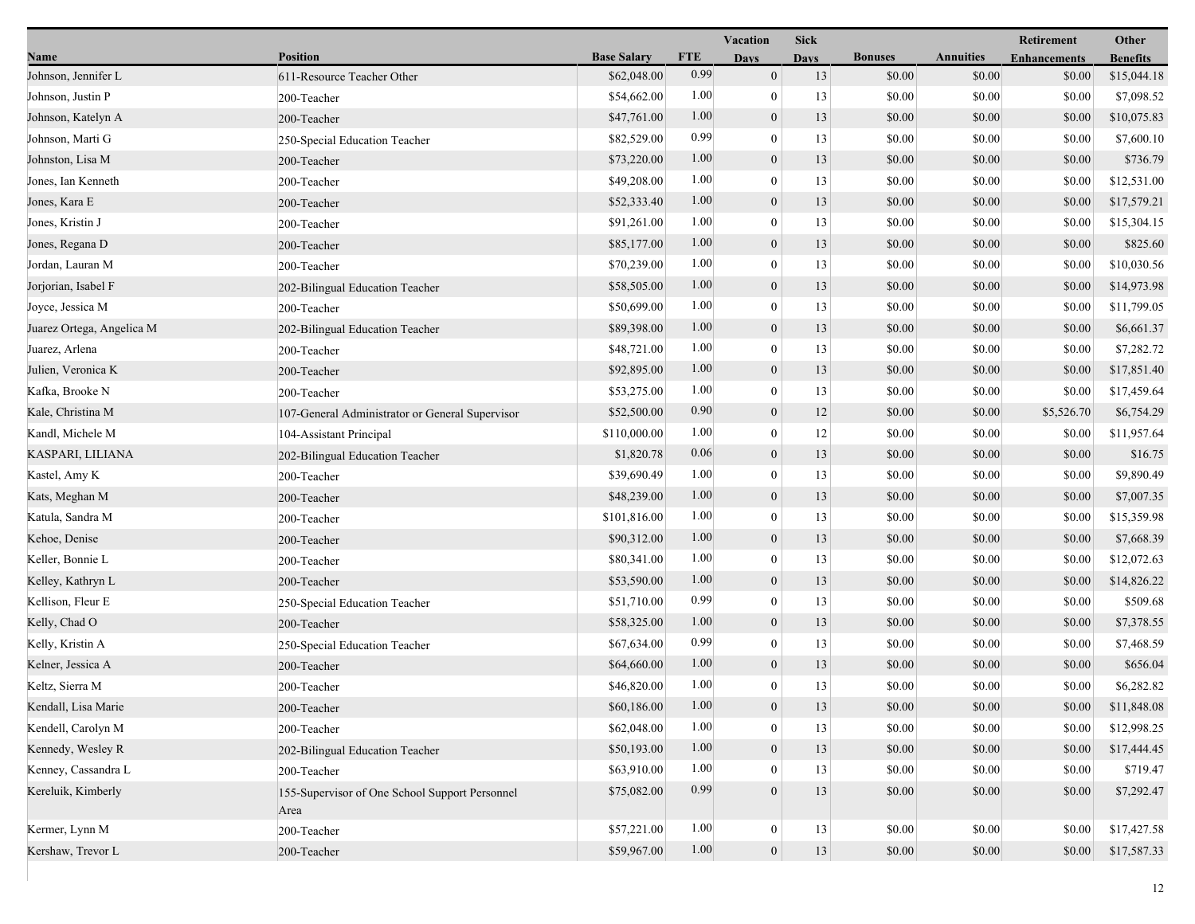| Name | Position | Base Salary | FTE | Vacation Days | Sick Days | Bonuses | Annuities | Retirement Enhancements | Other Benefits |
|---|---|---|---|---|---|---|---|---|---|
| Johnson, Jennifer L | 611-Resource Teacher Other | $62,048.00 | 0.99 | 0 | 13 | $0.00 | $0.00 | $0.00 | $15,044.18 |
| Johnson, Justin P | 200-Teacher | $54,662.00 | 1.00 | 0 | 13 | $0.00 | $0.00 | $0.00 | $7,098.52 |
| Johnson, Katelyn A | 200-Teacher | $47,761.00 | 1.00 | 0 | 13 | $0.00 | $0.00 | $0.00 | $10,075.83 |
| Johnson, Marti G | 250-Special Education Teacher | $82,529.00 | 0.99 | 0 | 13 | $0.00 | $0.00 | $0.00 | $7,600.10 |
| Johnston, Lisa M | 200-Teacher | $73,220.00 | 1.00 | 0 | 13 | $0.00 | $0.00 | $0.00 | $736.79 |
| Jones, Ian Kenneth | 200-Teacher | $49,208.00 | 1.00 | 0 | 13 | $0.00 | $0.00 | $0.00 | $12,531.00 |
| Jones, Kara E | 200-Teacher | $52,333.40 | 1.00 | 0 | 13 | $0.00 | $0.00 | $0.00 | $17,579.21 |
| Jones, Kristin J | 200-Teacher | $91,261.00 | 1.00 | 0 | 13 | $0.00 | $0.00 | $0.00 | $15,304.15 |
| Jones, Regana D | 200-Teacher | $85,177.00 | 1.00 | 0 | 13 | $0.00 | $0.00 | $0.00 | $825.60 |
| Jordan, Lauran M | 200-Teacher | $70,239.00 | 1.00 | 0 | 13 | $0.00 | $0.00 | $0.00 | $10,030.56 |
| Jorjorian, Isabel F | 202-Bilingual Education Teacher | $58,505.00 | 1.00 | 0 | 13 | $0.00 | $0.00 | $0.00 | $14,973.98 |
| Joyce, Jessica M | 200-Teacher | $50,699.00 | 1.00 | 0 | 13 | $0.00 | $0.00 | $0.00 | $11,799.05 |
| Juarez Ortega, Angelica M | 202-Bilingual Education Teacher | $89,398.00 | 1.00 | 0 | 13 | $0.00 | $0.00 | $0.00 | $6,661.37 |
| Juarez, Arlena | 200-Teacher | $48,721.00 | 1.00 | 0 | 13 | $0.00 | $0.00 | $0.00 | $7,282.72 |
| Julien, Veronica K | 200-Teacher | $92,895.00 | 1.00 | 0 | 13 | $0.00 | $0.00 | $0.00 | $17,851.40 |
| Kafka, Brooke N | 200-Teacher | $53,275.00 | 1.00 | 0 | 13 | $0.00 | $0.00 | $0.00 | $17,459.64 |
| Kale, Christina M | 107-General Administrator or General Supervisor | $52,500.00 | 0.90 | 0 | 12 | $0.00 | $0.00 | $5,526.70 | $6,754.29 |
| Kandl, Michele M | 104-Assistant Principal | $110,000.00 | 1.00 | 0 | 12 | $0.00 | $0.00 | $0.00 | $11,957.64 |
| KASPARI, LILIANA | 202-Bilingual Education Teacher | $1,820.78 | 0.06 | 0 | 13 | $0.00 | $0.00 | $0.00 | $16.75 |
| Kastel, Amy K | 200-Teacher | $39,690.49 | 1.00 | 0 | 13 | $0.00 | $0.00 | $0.00 | $9,890.49 |
| Kats, Meghan M | 200-Teacher | $48,239.00 | 1.00 | 0 | 13 | $0.00 | $0.00 | $0.00 | $7,007.35 |
| Katula, Sandra M | 200-Teacher | $101,816.00 | 1.00 | 0 | 13 | $0.00 | $0.00 | $0.00 | $15,359.98 |
| Kehoe, Denise | 200-Teacher | $90,312.00 | 1.00 | 0 | 13 | $0.00 | $0.00 | $0.00 | $7,668.39 |
| Keller, Bonnie L | 200-Teacher | $80,341.00 | 1.00 | 0 | 13 | $0.00 | $0.00 | $0.00 | $12,072.63 |
| Kelley, Kathryn L | 200-Teacher | $53,590.00 | 1.00 | 0 | 13 | $0.00 | $0.00 | $0.00 | $14,826.22 |
| Kellison, Fleur E | 250-Special Education Teacher | $51,710.00 | 0.99 | 0 | 13 | $0.00 | $0.00 | $0.00 | $509.68 |
| Kelly, Chad O | 200-Teacher | $58,325.00 | 1.00 | 0 | 13 | $0.00 | $0.00 | $0.00 | $7,378.55 |
| Kelly, Kristin A | 250-Special Education Teacher | $67,634.00 | 0.99 | 0 | 13 | $0.00 | $0.00 | $0.00 | $7,468.59 |
| Kelner, Jessica A | 200-Teacher | $64,660.00 | 1.00 | 0 | 13 | $0.00 | $0.00 | $0.00 | $656.04 |
| Keltz, Sierra M | 200-Teacher | $46,820.00 | 1.00 | 0 | 13 | $0.00 | $0.00 | $0.00 | $6,282.82 |
| Kendall, Lisa Marie | 200-Teacher | $60,186.00 | 1.00 | 0 | 13 | $0.00 | $0.00 | $0.00 | $11,848.08 |
| Kendell, Carolyn M | 200-Teacher | $62,048.00 | 1.00 | 0 | 13 | $0.00 | $0.00 | $0.00 | $12,998.25 |
| Kennedy, Wesley R | 202-Bilingual Education Teacher | $50,193.00 | 1.00 | 0 | 13 | $0.00 | $0.00 | $0.00 | $17,444.45 |
| Kenney, Cassandra L | 200-Teacher | $63,910.00 | 1.00 | 0 | 13 | $0.00 | $0.00 | $0.00 | $719.47 |
| Kereluik, Kimberly | 155-Supervisor of One School Support Personnel Area | $75,082.00 | 0.99 | 0 | 13 | $0.00 | $0.00 | $0.00 | $7,292.47 |
| Kermer, Lynn M | 200-Teacher | $57,221.00 | 1.00 | 0 | 13 | $0.00 | $0.00 | $0.00 | $17,427.58 |
| Kershaw, Trevor L | 200-Teacher | $59,967.00 | 1.00 | 0 | 13 | $0.00 | $0.00 | $0.00 | $17,587.33 |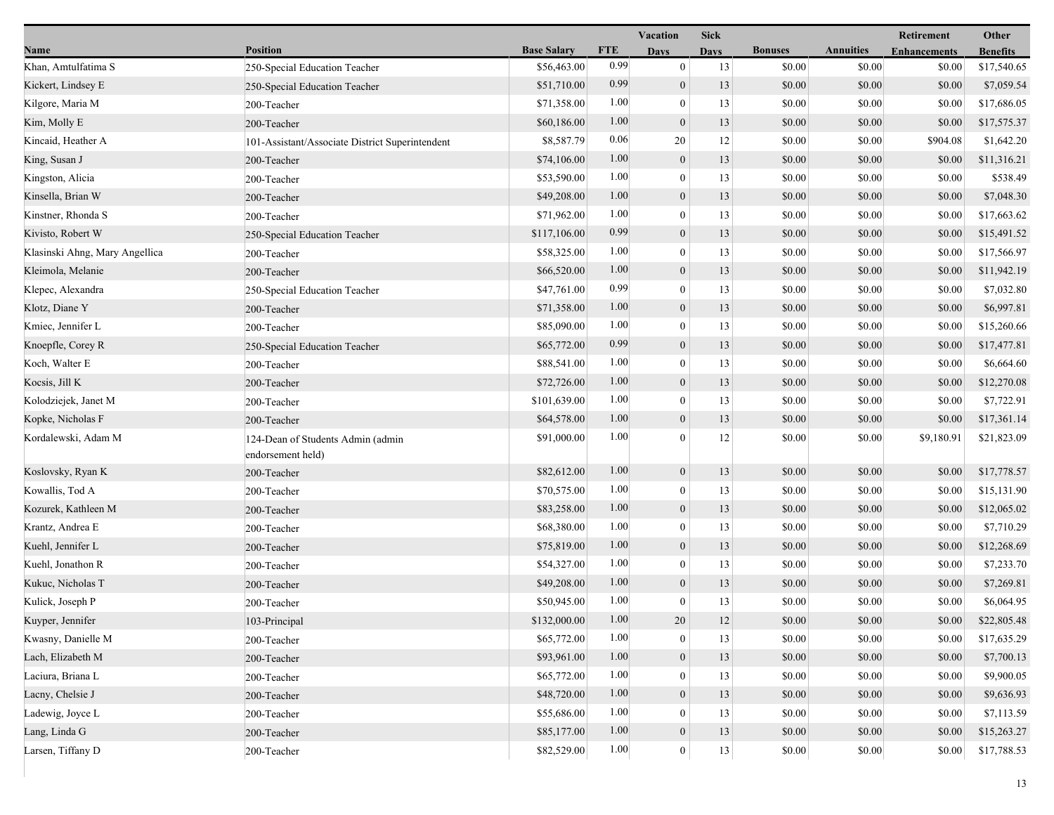| Name | Position | Base Salary | FTE | Vacation Days | Sick Days | Bonuses | Annuities | Retirement Enhancements | Other Benefits |
|---|---|---|---|---|---|---|---|---|---|
| Khan, Amtulfatima S | 250-Special Education Teacher | $56,463.00 | 0.99 | 0 | 13 | $0.00 | $0.00 | $0.00 | $17,540.65 |
| Kickert, Lindsey E | 250-Special Education Teacher | $51,710.00 | 0.99 | 0 | 13 | $0.00 | $0.00 | $0.00 | $7,059.54 |
| Kilgore, Maria M | 200-Teacher | $71,358.00 | 1.00 | 0 | 13 | $0.00 | $0.00 | $0.00 | $17,686.05 |
| Kim, Molly E | 200-Teacher | $60,186.00 | 1.00 | 0 | 13 | $0.00 | $0.00 | $0.00 | $17,575.37 |
| Kincaid, Heather A | 101-Assistant/Associate District Superintendent | $8,587.79 | 0.06 | 20 | 12 | $0.00 | $0.00 | $904.08 | $1,642.20 |
| King, Susan J | 200-Teacher | $74,106.00 | 1.00 | 0 | 13 | $0.00 | $0.00 | $0.00 | $11,316.21 |
| Kingston, Alicia | 200-Teacher | $53,590.00 | 1.00 | 0 | 13 | $0.00 | $0.00 | $0.00 | $538.49 |
| Kinsella, Brian W | 200-Teacher | $49,208.00 | 1.00 | 0 | 13 | $0.00 | $0.00 | $0.00 | $7,048.30 |
| Kinstner, Rhonda S | 200-Teacher | $71,962.00 | 1.00 | 0 | 13 | $0.00 | $0.00 | $0.00 | $17,663.62 |
| Kivisto, Robert W | 250-Special Education Teacher | $117,106.00 | 0.99 | 0 | 13 | $0.00 | $0.00 | $0.00 | $15,491.52 |
| Klasinski Ahng, Mary Angellica | 200-Teacher | $58,325.00 | 1.00 | 0 | 13 | $0.00 | $0.00 | $0.00 | $17,566.97 |
| Kleimola, Melanie | 200-Teacher | $66,520.00 | 1.00 | 0 | 13 | $0.00 | $0.00 | $0.00 | $11,942.19 |
| Klepec, Alexandra | 250-Special Education Teacher | $47,761.00 | 0.99 | 0 | 13 | $0.00 | $0.00 | $0.00 | $7,032.80 |
| Klotz, Diane Y | 200-Teacher | $71,358.00 | 1.00 | 0 | 13 | $0.00 | $0.00 | $0.00 | $6,997.81 |
| Kmiec, Jennifer L | 200-Teacher | $85,090.00 | 1.00 | 0 | 13 | $0.00 | $0.00 | $0.00 | $15,260.66 |
| Knoepfle, Corey R | 250-Special Education Teacher | $65,772.00 | 0.99 | 0 | 13 | $0.00 | $0.00 | $0.00 | $17,477.81 |
| Koch, Walter E | 200-Teacher | $88,541.00 | 1.00 | 0 | 13 | $0.00 | $0.00 | $0.00 | $6,664.60 |
| Kocsis, Jill K | 200-Teacher | $72,726.00 | 1.00 | 0 | 13 | $0.00 | $0.00 | $0.00 | $12,270.08 |
| Kolodziejek, Janet M | 200-Teacher | $101,639.00 | 1.00 | 0 | 13 | $0.00 | $0.00 | $0.00 | $7,722.91 |
| Kopke, Nicholas F | 200-Teacher | $64,578.00 | 1.00 | 0 | 13 | $0.00 | $0.00 | $0.00 | $17,361.14 |
| Kordalewski, Adam M | 124-Dean of Students Admin (admin endorsement held) | $91,000.00 | 1.00 | 0 | 12 | $0.00 | $0.00 | $9,180.91 | $21,823.09 |
| Koslovsky, Ryan K | 200-Teacher | $82,612.00 | 1.00 | 0 | 13 | $0.00 | $0.00 | $0.00 | $17,778.57 |
| Kowallis, Tod A | 200-Teacher | $70,575.00 | 1.00 | 0 | 13 | $0.00 | $0.00 | $0.00 | $15,131.90 |
| Kozurek, Kathleen M | 200-Teacher | $83,258.00 | 1.00 | 0 | 13 | $0.00 | $0.00 | $0.00 | $12,065.02 |
| Krantz, Andrea E | 200-Teacher | $68,380.00 | 1.00 | 0 | 13 | $0.00 | $0.00 | $0.00 | $7,710.29 |
| Kuehl, Jennifer L | 200-Teacher | $75,819.00 | 1.00 | 0 | 13 | $0.00 | $0.00 | $0.00 | $12,268.69 |
| Kuehl, Jonathon R | 200-Teacher | $54,327.00 | 1.00 | 0 | 13 | $0.00 | $0.00 | $0.00 | $7,233.70 |
| Kukuc, Nicholas T | 200-Teacher | $49,208.00 | 1.00 | 0 | 13 | $0.00 | $0.00 | $0.00 | $7,269.81 |
| Kulick, Joseph P | 200-Teacher | $50,945.00 | 1.00 | 0 | 13 | $0.00 | $0.00 | $0.00 | $6,064.95 |
| Kuyper, Jennifer | 103-Principal | $132,000.00 | 1.00 | 20 | 12 | $0.00 | $0.00 | $0.00 | $22,805.48 |
| Kwasny, Danielle M | 200-Teacher | $65,772.00 | 1.00 | 0 | 13 | $0.00 | $0.00 | $0.00 | $17,635.29 |
| Lach, Elizabeth M | 200-Teacher | $93,961.00 | 1.00 | 0 | 13 | $0.00 | $0.00 | $0.00 | $7,700.13 |
| Laciura, Briana L | 200-Teacher | $65,772.00 | 1.00 | 0 | 13 | $0.00 | $0.00 | $0.00 | $9,900.05 |
| Lacny, Chelsie J | 200-Teacher | $48,720.00 | 1.00 | 0 | 13 | $0.00 | $0.00 | $0.00 | $9,636.93 |
| Ladewig, Joyce L | 200-Teacher | $55,686.00 | 1.00 | 0 | 13 | $0.00 | $0.00 | $0.00 | $7,113.59 |
| Lang, Linda G | 200-Teacher | $85,177.00 | 1.00 | 0 | 13 | $0.00 | $0.00 | $0.00 | $15,263.27 |
| Larsen, Tiffany D | 200-Teacher | $82,529.00 | 1.00 | 0 | 13 | $0.00 | $0.00 | $0.00 | $17,788.53 |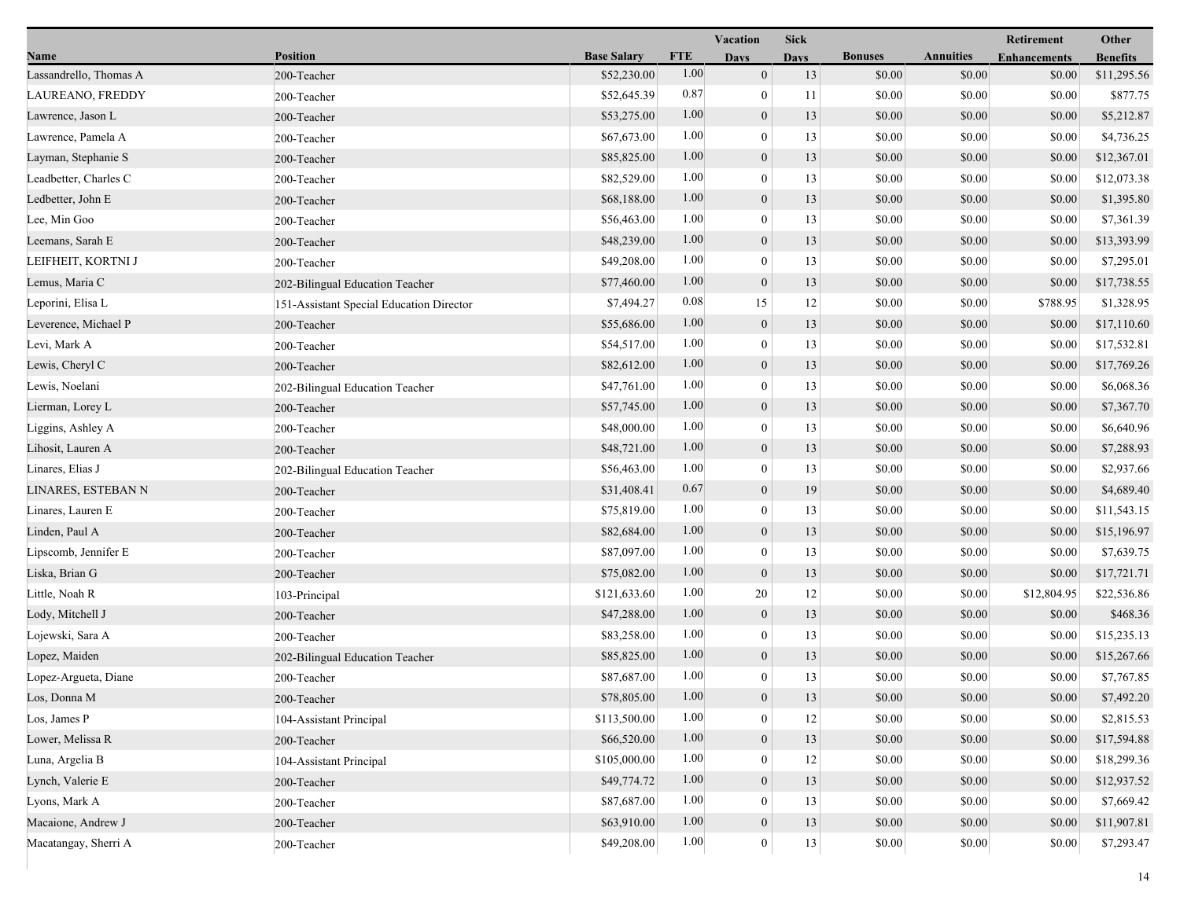| Name | Position | Base Salary | FTE | Vacation Days | Sick Days | Bonuses | Annuities | Retirement Enhancements | Other Benefits |
|---|---|---|---|---|---|---|---|---|---|
| Lassandrello, Thomas A | 200-Teacher | $52,230.00 | 1.00 | 0 | 13 | $0.00 | $0.00 | $0.00 | $11,295.56 |
| LAUREANO, FREDDY | 200-Teacher | $52,645.39 | 0.87 | 0 | 11 | $0.00 | $0.00 | $0.00 | $877.75 |
| Lawrence, Jason L | 200-Teacher | $53,275.00 | 1.00 | 0 | 13 | $0.00 | $0.00 | $0.00 | $5,212.87 |
| Lawrence, Pamela A | 200-Teacher | $67,673.00 | 1.00 | 0 | 13 | $0.00 | $0.00 | $0.00 | $4,736.25 |
| Layman, Stephanie S | 200-Teacher | $85,825.00 | 1.00 | 0 | 13 | $0.00 | $0.00 | $0.00 | $12,367.01 |
| Leadbetter, Charles C | 200-Teacher | $82,529.00 | 1.00 | 0 | 13 | $0.00 | $0.00 | $0.00 | $12,073.38 |
| Ledbetter, John E | 200-Teacher | $68,188.00 | 1.00 | 0 | 13 | $0.00 | $0.00 | $0.00 | $1,395.80 |
| Lee, Min Goo | 200-Teacher | $56,463.00 | 1.00 | 0 | 13 | $0.00 | $0.00 | $0.00 | $7,361.39 |
| Leemans, Sarah E | 200-Teacher | $48,239.00 | 1.00 | 0 | 13 | $0.00 | $0.00 | $0.00 | $13,393.99 |
| LEIFHEIT, KORTNI J | 200-Teacher | $49,208.00 | 1.00 | 0 | 13 | $0.00 | $0.00 | $0.00 | $7,295.01 |
| Lemus, Maria C | 202-Bilingual Education Teacher | $77,460.00 | 1.00 | 0 | 13 | $0.00 | $0.00 | $0.00 | $17,738.55 |
| Leporini, Elisa L | 151-Assistant Special Education Director | $7,494.27 | 0.08 | 15 | 12 | $0.00 | $0.00 | $788.95 | $1,328.95 |
| Leverence, Michael P | 200-Teacher | $55,686.00 | 1.00 | 0 | 13 | $0.00 | $0.00 | $0.00 | $17,110.60 |
| Levi, Mark A | 200-Teacher | $54,517.00 | 1.00 | 0 | 13 | $0.00 | $0.00 | $0.00 | $17,532.81 |
| Lewis, Cheryl C | 200-Teacher | $82,612.00 | 1.00 | 0 | 13 | $0.00 | $0.00 | $0.00 | $17,769.26 |
| Lewis, Noelani | 202-Bilingual Education Teacher | $47,761.00 | 1.00 | 0 | 13 | $0.00 | $0.00 | $0.00 | $6,068.36 |
| Lierman, Lorey L | 200-Teacher | $57,745.00 | 1.00 | 0 | 13 | $0.00 | $0.00 | $0.00 | $7,367.70 |
| Liggins, Ashley A | 200-Teacher | $48,000.00 | 1.00 | 0 | 13 | $0.00 | $0.00 | $0.00 | $6,640.96 |
| Lihosit, Lauren A | 200-Teacher | $48,721.00 | 1.00 | 0 | 13 | $0.00 | $0.00 | $0.00 | $7,288.93 |
| Linares, Elias J | 202-Bilingual Education Teacher | $56,463.00 | 1.00 | 0 | 13 | $0.00 | $0.00 | $0.00 | $2,937.66 |
| LINARES, ESTEBAN N | 200-Teacher | $31,408.41 | 0.67 | 0 | 19 | $0.00 | $0.00 | $0.00 | $4,689.40 |
| Linares, Lauren E | 200-Teacher | $75,819.00 | 1.00 | 0 | 13 | $0.00 | $0.00 | $0.00 | $11,543.15 |
| Linden, Paul A | 200-Teacher | $82,684.00 | 1.00 | 0 | 13 | $0.00 | $0.00 | $0.00 | $15,196.97 |
| Lipscomb, Jennifer E | 200-Teacher | $87,097.00 | 1.00 | 0 | 13 | $0.00 | $0.00 | $0.00 | $7,639.75 |
| Liska, Brian G | 200-Teacher | $75,082.00 | 1.00 | 0 | 13 | $0.00 | $0.00 | $0.00 | $17,721.71 |
| Little, Noah R | 103-Principal | $121,633.60 | 1.00 | 20 | 12 | $0.00 | $0.00 | $12,804.95 | $22,536.86 |
| Lody, Mitchell J | 200-Teacher | $47,288.00 | 1.00 | 0 | 13 | $0.00 | $0.00 | $0.00 | $468.36 |
| Lojewski, Sara A | 200-Teacher | $83,258.00 | 1.00 | 0 | 13 | $0.00 | $0.00 | $0.00 | $15,235.13 |
| Lopez, Maiden | 202-Bilingual Education Teacher | $85,825.00 | 1.00 | 0 | 13 | $0.00 | $0.00 | $0.00 | $15,267.66 |
| Lopez-Argueta, Diane | 200-Teacher | $87,687.00 | 1.00 | 0 | 13 | $0.00 | $0.00 | $0.00 | $7,767.85 |
| Los, Donna M | 200-Teacher | $78,805.00 | 1.00 | 0 | 13 | $0.00 | $0.00 | $0.00 | $7,492.20 |
| Los, James P | 104-Assistant Principal | $113,500.00 | 1.00 | 0 | 12 | $0.00 | $0.00 | $0.00 | $2,815.53 |
| Lower, Melissa R | 200-Teacher | $66,520.00 | 1.00 | 0 | 13 | $0.00 | $0.00 | $0.00 | $17,594.88 |
| Luna, Argelia B | 104-Assistant Principal | $105,000.00 | 1.00 | 0 | 12 | $0.00 | $0.00 | $0.00 | $18,299.36 |
| Lynch, Valerie E | 200-Teacher | $49,774.72 | 1.00 | 0 | 13 | $0.00 | $0.00 | $0.00 | $12,937.52 |
| Lyons, Mark A | 200-Teacher | $87,687.00 | 1.00 | 0 | 13 | $0.00 | $0.00 | $0.00 | $7,669.42 |
| Macaione, Andrew J | 200-Teacher | $63,910.00 | 1.00 | 0 | 13 | $0.00 | $0.00 | $0.00 | $11,907.81 |
| Macatangay, Sherri A | 200-Teacher | $49,208.00 | 1.00 | 0 | 13 | $0.00 | $0.00 | $0.00 | $7,293.47 |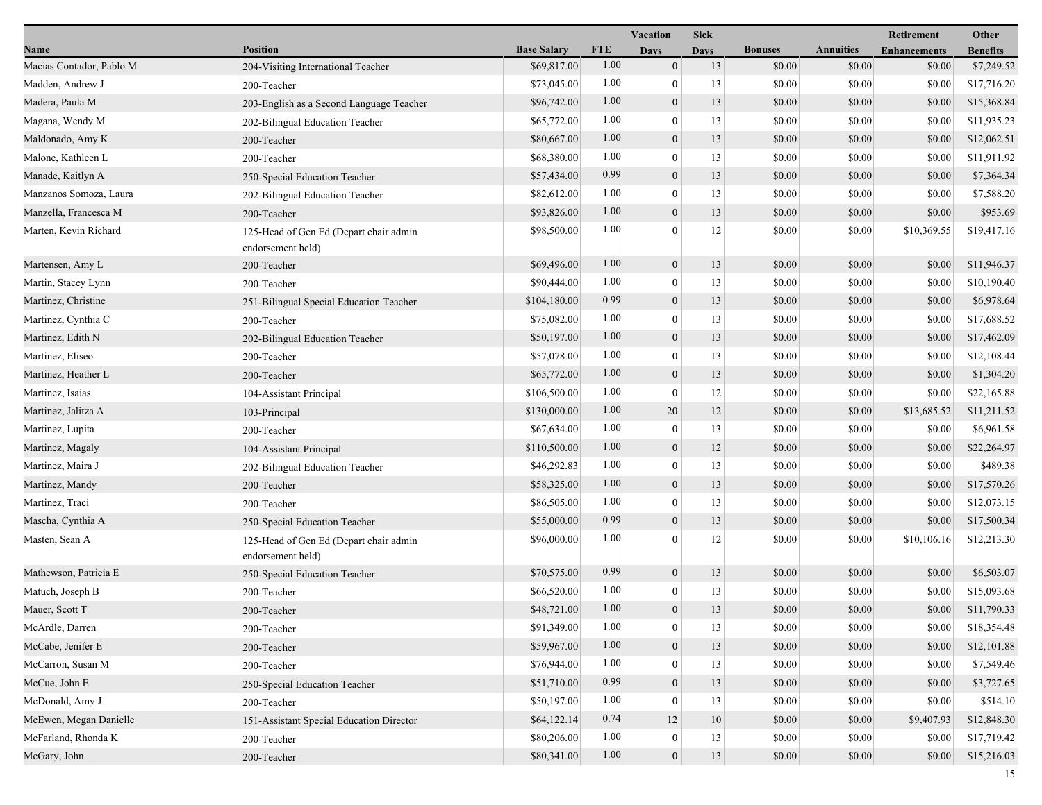| Name | Position | Base Salary | FTE | Vacation Days | Sick Days | Bonuses | Annuities | Retirement Enhancements | Other Benefits |
|---|---|---|---|---|---|---|---|---|---|
| Macias Contador, Pablo M | 204-Visiting International Teacher | $69,817.00 | 1.00 | 0 | 13 | $0.00 | $0.00 | $0.00 | $7,249.52 |
| Madden, Andrew J | 200-Teacher | $73,045.00 | 1.00 | 0 | 13 | $0.00 | $0.00 | $0.00 | $17,716.20 |
| Madera, Paula M | 203-English as a Second Language Teacher | $96,742.00 | 1.00 | 0 | 13 | $0.00 | $0.00 | $0.00 | $15,368.84 |
| Magana, Wendy M | 202-Bilingual Education Teacher | $65,772.00 | 1.00 | 0 | 13 | $0.00 | $0.00 | $0.00 | $11,935.23 |
| Maldonado, Amy K | 200-Teacher | $80,667.00 | 1.00 | 0 | 13 | $0.00 | $0.00 | $0.00 | $12,062.51 |
| Malone, Kathleen L | 200-Teacher | $68,380.00 | 1.00 | 0 | 13 | $0.00 | $0.00 | $0.00 | $11,911.92 |
| Manade, Kaitlyn A | 250-Special Education Teacher | $57,434.00 | 0.99 | 0 | 13 | $0.00 | $0.00 | $0.00 | $7,364.34 |
| Manzanos Somoza, Laura | 202-Bilingual Education Teacher | $82,612.00 | 1.00 | 0 | 13 | $0.00 | $0.00 | $0.00 | $7,588.20 |
| Manzella, Francesca M | 200-Teacher | $93,826.00 | 1.00 | 0 | 13 | $0.00 | $0.00 | $0.00 | $953.69 |
| Marten, Kevin Richard | 125-Head of Gen Ed (Depart chair admin endorsement held) | $98,500.00 | 1.00 | 0 | 12 | $0.00 | $0.00 | $10,369.55 | $19,417.16 |
| Martensen, Amy L | 200-Teacher | $69,496.00 | 1.00 | 0 | 13 | $0.00 | $0.00 | $0.00 | $11,946.37 |
| Martin, Stacey Lynn | 200-Teacher | $90,444.00 | 1.00 | 0 | 13 | $0.00 | $0.00 | $0.00 | $10,190.40 |
| Martinez, Christine | 251-Bilingual Special Education Teacher | $104,180.00 | 0.99 | 0 | 13 | $0.00 | $0.00 | $0.00 | $6,978.64 |
| Martinez, Cynthia C | 200-Teacher | $75,082.00 | 1.00 | 0 | 13 | $0.00 | $0.00 | $0.00 | $17,688.52 |
| Martinez, Edith N | 202-Bilingual Education Teacher | $50,197.00 | 1.00 | 0 | 13 | $0.00 | $0.00 | $0.00 | $17,462.09 |
| Martinez, Eliseo | 200-Teacher | $57,078.00 | 1.00 | 0 | 13 | $0.00 | $0.00 | $0.00 | $12,108.44 |
| Martinez, Heather L | 200-Teacher | $65,772.00 | 1.00 | 0 | 13 | $0.00 | $0.00 | $0.00 | $1,304.20 |
| Martinez, Isaias | 104-Assistant Principal | $106,500.00 | 1.00 | 0 | 12 | $0.00 | $0.00 | $0.00 | $22,165.88 |
| Martinez, Jalitza A | 103-Principal | $130,000.00 | 1.00 | 20 | 12 | $0.00 | $0.00 | $13,685.52 | $11,211.52 |
| Martinez, Lupita | 200-Teacher | $67,634.00 | 1.00 | 0 | 13 | $0.00 | $0.00 | $0.00 | $6,961.58 |
| Martinez, Magaly | 104-Assistant Principal | $110,500.00 | 1.00 | 0 | 12 | $0.00 | $0.00 | $0.00 | $22,264.97 |
| Martinez, Maira J | 202-Bilingual Education Teacher | $46,292.83 | 1.00 | 0 | 13 | $0.00 | $0.00 | $0.00 | $489.38 |
| Martinez, Mandy | 200-Teacher | $58,325.00 | 1.00 | 0 | 13 | $0.00 | $0.00 | $0.00 | $17,570.26 |
| Martinez, Traci | 200-Teacher | $86,505.00 | 1.00 | 0 | 13 | $0.00 | $0.00 | $0.00 | $12,073.15 |
| Mascha, Cynthia A | 250-Special Education Teacher | $55,000.00 | 0.99 | 0 | 13 | $0.00 | $0.00 | $0.00 | $17,500.34 |
| Masten, Sean A | 125-Head of Gen Ed (Depart chair admin endorsement held) | $96,000.00 | 1.00 | 0 | 12 | $0.00 | $0.00 | $10,106.16 | $12,213.30 |
| Mathewson, Patricia E | 250-Special Education Teacher | $70,575.00 | 0.99 | 0 | 13 | $0.00 | $0.00 | $0.00 | $6,503.07 |
| Matuch, Joseph B | 200-Teacher | $66,520.00 | 1.00 | 0 | 13 | $0.00 | $0.00 | $0.00 | $15,093.68 |
| Mauer, Scott T | 200-Teacher | $48,721.00 | 1.00 | 0 | 13 | $0.00 | $0.00 | $0.00 | $11,790.33 |
| McArdle, Darren | 200-Teacher | $91,349.00 | 1.00 | 0 | 13 | $0.00 | $0.00 | $0.00 | $18,354.48 |
| McCabe, Jenifer E | 200-Teacher | $59,967.00 | 1.00 | 0 | 13 | $0.00 | $0.00 | $0.00 | $12,101.88 |
| McCarron, Susan M | 200-Teacher | $76,944.00 | 1.00 | 0 | 13 | $0.00 | $0.00 | $0.00 | $7,549.46 |
| McCue, John E | 250-Special Education Teacher | $51,710.00 | 0.99 | 0 | 13 | $0.00 | $0.00 | $0.00 | $3,727.65 |
| McDonald, Amy J | 200-Teacher | $50,197.00 | 1.00 | 0 | 13 | $0.00 | $0.00 | $0.00 | $514.10 |
| McEwen, Megan Danielle | 151-Assistant Special Education Director | $64,122.14 | 0.74 | 12 | 10 | $0.00 | $0.00 | $9,407.93 | $12,848.30 |
| McFarland, Rhonda K | 200-Teacher | $80,206.00 | 1.00 | 0 | 13 | $0.00 | $0.00 | $0.00 | $17,719.42 |
| McGary, John | 200-Teacher | $80,341.00 | 1.00 | 0 | 13 | $0.00 | $0.00 | $0.00 | $15,216.03 |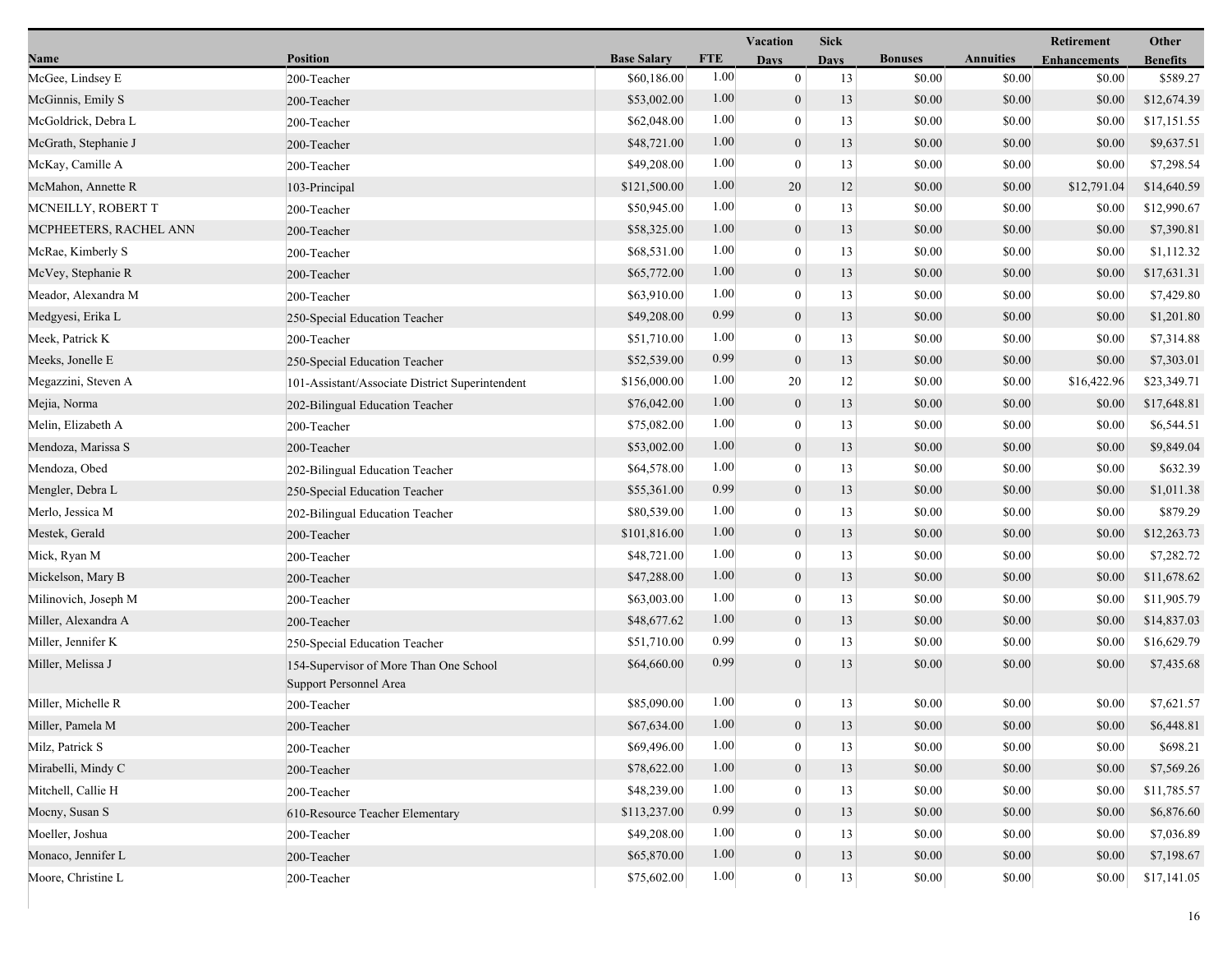| Name | Position | Base Salary | FTE | Vacation Days | Sick Days | Bonuses | Annuities | Retirement Enhancements | Other Benefits |
|---|---|---|---|---|---|---|---|---|---|
| McGee, Lindsey E | 200-Teacher | $60,186.00 | 1.00 | 0 | 13 | $0.00 | $0.00 | $0.00 | $589.27 |
| McGinnis, Emily S | 200-Teacher | $53,002.00 | 1.00 | 0 | 13 | $0.00 | $0.00 | $0.00 | $12,674.39 |
| McGoldrick, Debra L | 200-Teacher | $62,048.00 | 1.00 | 0 | 13 | $0.00 | $0.00 | $0.00 | $17,151.55 |
| McGrath, Stephanie J | 200-Teacher | $48,721.00 | 1.00 | 0 | 13 | $0.00 | $0.00 | $0.00 | $9,637.51 |
| McKay, Camille A | 200-Teacher | $49,208.00 | 1.00 | 0 | 13 | $0.00 | $0.00 | $0.00 | $7,298.54 |
| McMahon, Annette R | 103-Principal | $121,500.00 | 1.00 | 20 | 12 | $0.00 | $0.00 | $12,791.04 | $14,640.59 |
| MCNEILLY, ROBERT T | 200-Teacher | $50,945.00 | 1.00 | 0 | 13 | $0.00 | $0.00 | $0.00 | $12,990.67 |
| MCPHEETERS, RACHEL ANN | 200-Teacher | $58,325.00 | 1.00 | 0 | 13 | $0.00 | $0.00 | $0.00 | $7,390.81 |
| McRae, Kimberly S | 200-Teacher | $68,531.00 | 1.00 | 0 | 13 | $0.00 | $0.00 | $0.00 | $1,112.32 |
| McVey, Stephanie R | 200-Teacher | $65,772.00 | 1.00 | 0 | 13 | $0.00 | $0.00 | $0.00 | $17,631.31 |
| Meador, Alexandra M | 200-Teacher | $63,910.00 | 1.00 | 0 | 13 | $0.00 | $0.00 | $0.00 | $7,429.80 |
| Medgyesi, Erika L | 250-Special Education Teacher | $49,208.00 | 0.99 | 0 | 13 | $0.00 | $0.00 | $0.00 | $1,201.80 |
| Meek, Patrick K | 200-Teacher | $51,710.00 | 1.00 | 0 | 13 | $0.00 | $0.00 | $0.00 | $7,314.88 |
| Meeks, Jonelle E | 250-Special Education Teacher | $52,539.00 | 0.99 | 0 | 13 | $0.00 | $0.00 | $0.00 | $7,303.01 |
| Megazzini, Steven A | 101-Assistant/Associate District Superintendent | $156,000.00 | 1.00 | 20 | 12 | $0.00 | $0.00 | $16,422.96 | $23,349.71 |
| Mejia, Norma | 202-Bilingual Education Teacher | $76,042.00 | 1.00 | 0 | 13 | $0.00 | $0.00 | $0.00 | $17,648.81 |
| Melin, Elizabeth A | 200-Teacher | $75,082.00 | 1.00 | 0 | 13 | $0.00 | $0.00 | $0.00 | $6,544.51 |
| Mendoza, Marissa S | 200-Teacher | $53,002.00 | 1.00 | 0 | 13 | $0.00 | $0.00 | $0.00 | $9,849.04 |
| Mendoza, Obed | 202-Bilingual Education Teacher | $64,578.00 | 1.00 | 0 | 13 | $0.00 | $0.00 | $0.00 | $632.39 |
| Mengler, Debra L | 250-Special Education Teacher | $55,361.00 | 0.99 | 0 | 13 | $0.00 | $0.00 | $0.00 | $1,011.38 |
| Merlo, Jessica M | 202-Bilingual Education Teacher | $80,539.00 | 1.00 | 0 | 13 | $0.00 | $0.00 | $0.00 | $879.29 |
| Mestek, Gerald | 200-Teacher | $101,816.00 | 1.00 | 0 | 13 | $0.00 | $0.00 | $0.00 | $12,263.73 |
| Mick, Ryan M | 200-Teacher | $48,721.00 | 1.00 | 0 | 13 | $0.00 | $0.00 | $0.00 | $7,282.72 |
| Mickelson, Mary B | 200-Teacher | $47,288.00 | 1.00 | 0 | 13 | $0.00 | $0.00 | $0.00 | $11,678.62 |
| Milinovich, Joseph M | 200-Teacher | $63,003.00 | 1.00 | 0 | 13 | $0.00 | $0.00 | $0.00 | $11,905.79 |
| Miller, Alexandra A | 200-Teacher | $48,677.62 | 1.00 | 0 | 13 | $0.00 | $0.00 | $0.00 | $14,837.03 |
| Miller, Jennifer K | 250-Special Education Teacher | $51,710.00 | 0.99 | 0 | 13 | $0.00 | $0.00 | $0.00 | $16,629.79 |
| Miller, Melissa J | 154-Supervisor of More Than One School Support Personnel Area | $64,660.00 | 0.99 | 0 | 13 | $0.00 | $0.00 | $0.00 | $7,435.68 |
| Miller, Michelle R | 200-Teacher | $85,090.00 | 1.00 | 0 | 13 | $0.00 | $0.00 | $0.00 | $7,621.57 |
| Miller, Pamela M | 200-Teacher | $67,634.00 | 1.00 | 0 | 13 | $0.00 | $0.00 | $0.00 | $6,448.81 |
| Milz, Patrick S | 200-Teacher | $69,496.00 | 1.00 | 0 | 13 | $0.00 | $0.00 | $0.00 | $698.21 |
| Mirabelli, Mindy C | 200-Teacher | $78,622.00 | 1.00 | 0 | 13 | $0.00 | $0.00 | $0.00 | $7,569.26 |
| Mitchell, Callie H | 200-Teacher | $48,239.00 | 1.00 | 0 | 13 | $0.00 | $0.00 | $0.00 | $11,785.57 |
| Mocny, Susan S | 610-Resource Teacher Elementary | $113,237.00 | 0.99 | 0 | 13 | $0.00 | $0.00 | $0.00 | $6,876.60 |
| Moeller, Joshua | 200-Teacher | $49,208.00 | 1.00 | 0 | 13 | $0.00 | $0.00 | $0.00 | $7,036.89 |
| Monaco, Jennifer L | 200-Teacher | $65,870.00 | 1.00 | 0 | 13 | $0.00 | $0.00 | $0.00 | $7,198.67 |
| Moore, Christine L | 200-Teacher | $75,602.00 | 1.00 | 0 | 13 | $0.00 | $0.00 | $0.00 | $17,141.05 |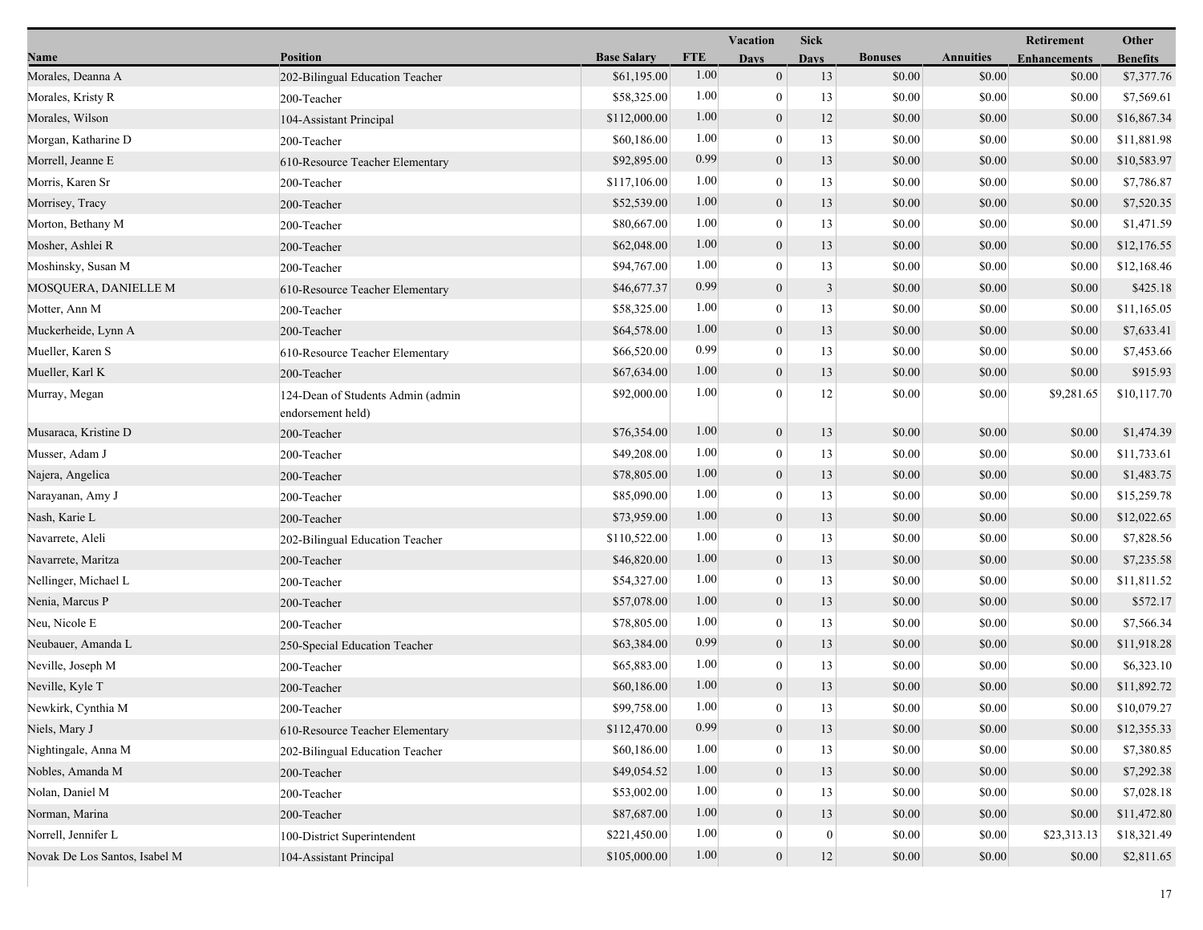| Name | Position | Base Salary | FTE | Vacation Days | Sick Days | Bonuses | Annuities | Retirement Enhancements | Other Benefits |
|---|---|---|---|---|---|---|---|---|---|
| Morales, Deanna A | 202-Bilingual Education Teacher | $61,195.00 | 1.00 | 0 | 13 | $0.00 | $0.00 | $0.00 | $7,377.76 |
| Morales, Kristy R | 200-Teacher | $58,325.00 | 1.00 | 0 | 13 | $0.00 | $0.00 | $0.00 | $7,569.61 |
| Morales, Wilson | 104-Assistant Principal | $112,000.00 | 1.00 | 0 | 12 | $0.00 | $0.00 | $0.00 | $16,867.34 |
| Morgan, Katharine D | 200-Teacher | $60,186.00 | 1.00 | 0 | 13 | $0.00 | $0.00 | $0.00 | $11,881.98 |
| Morrell, Jeanne E | 610-Resource Teacher Elementary | $92,895.00 | 0.99 | 0 | 13 | $0.00 | $0.00 | $0.00 | $10,583.97 |
| Morris, Karen Sr | 200-Teacher | $117,106.00 | 1.00 | 0 | 13 | $0.00 | $0.00 | $0.00 | $7,786.87 |
| Morrisey, Tracy | 200-Teacher | $52,539.00 | 1.00 | 0 | 13 | $0.00 | $0.00 | $0.00 | $7,520.35 |
| Morton, Bethany M | 200-Teacher | $80,667.00 | 1.00 | 0 | 13 | $0.00 | $0.00 | $0.00 | $1,471.59 |
| Mosher, Ashlei R | 200-Teacher | $62,048.00 | 1.00 | 0 | 13 | $0.00 | $0.00 | $0.00 | $12,176.55 |
| Moshinsky, Susan M | 200-Teacher | $94,767.00 | 1.00 | 0 | 13 | $0.00 | $0.00 | $0.00 | $12,168.46 |
| MOSQUERA, DANIELLE M | 610-Resource Teacher Elementary | $46,677.37 | 0.99 | 0 | 3 | $0.00 | $0.00 | $0.00 | $425.18 |
| Motter, Ann M | 200-Teacher | $58,325.00 | 1.00 | 0 | 13 | $0.00 | $0.00 | $0.00 | $11,165.05 |
| Muckerheide, Lynn A | 200-Teacher | $64,578.00 | 1.00 | 0 | 13 | $0.00 | $0.00 | $0.00 | $7,633.41 |
| Mueller, Karen S | 610-Resource Teacher Elementary | $66,520.00 | 0.99 | 0 | 13 | $0.00 | $0.00 | $0.00 | $7,453.66 |
| Mueller, Karl K | 200-Teacher | $67,634.00 | 1.00 | 0 | 13 | $0.00 | $0.00 | $0.00 | $915.93 |
| Murray, Megan | 124-Dean of Students Admin (admin endorsement held) | $92,000.00 | 1.00 | 0 | 12 | $0.00 | $0.00 | $9,281.65 | $10,117.70 |
| Musaraca, Kristine D | 200-Teacher | $76,354.00 | 1.00 | 0 | 13 | $0.00 | $0.00 | $0.00 | $1,474.39 |
| Musser, Adam J | 200-Teacher | $49,208.00 | 1.00 | 0 | 13 | $0.00 | $0.00 | $0.00 | $11,733.61 |
| Najera, Angelica | 200-Teacher | $78,805.00 | 1.00 | 0 | 13 | $0.00 | $0.00 | $0.00 | $1,483.75 |
| Narayanan, Amy J | 200-Teacher | $85,090.00 | 1.00 | 0 | 13 | $0.00 | $0.00 | $0.00 | $15,259.78 |
| Nash, Karie L | 200-Teacher | $73,959.00 | 1.00 | 0 | 13 | $0.00 | $0.00 | $0.00 | $12,022.65 |
| Navarrete, Aleli | 202-Bilingual Education Teacher | $110,522.00 | 1.00 | 0 | 13 | $0.00 | $0.00 | $0.00 | $7,828.56 |
| Navarrete, Maritza | 200-Teacher | $46,820.00 | 1.00 | 0 | 13 | $0.00 | $0.00 | $0.00 | $7,235.58 |
| Nellinger, Michael L | 200-Teacher | $54,327.00 | 1.00 | 0 | 13 | $0.00 | $0.00 | $0.00 | $11,811.52 |
| Nenia, Marcus P | 200-Teacher | $57,078.00 | 1.00 | 0 | 13 | $0.00 | $0.00 | $0.00 | $572.17 |
| Neu, Nicole E | 200-Teacher | $78,805.00 | 1.00 | 0 | 13 | $0.00 | $0.00 | $0.00 | $7,566.34 |
| Neubauer, Amanda L | 250-Special Education Teacher | $63,384.00 | 0.99 | 0 | 13 | $0.00 | $0.00 | $0.00 | $11,918.28 |
| Neville, Joseph M | 200-Teacher | $65,883.00 | 1.00 | 0 | 13 | $0.00 | $0.00 | $0.00 | $6,323.10 |
| Neville, Kyle T | 200-Teacher | $60,186.00 | 1.00 | 0 | 13 | $0.00 | $0.00 | $0.00 | $11,892.72 |
| Newkirk, Cynthia M | 200-Teacher | $99,758.00 | 1.00 | 0 | 13 | $0.00 | $0.00 | $0.00 | $10,079.27 |
| Niels, Mary J | 610-Resource Teacher Elementary | $112,470.00 | 0.99 | 0 | 13 | $0.00 | $0.00 | $0.00 | $12,355.33 |
| Nightingale, Anna M | 202-Bilingual Education Teacher | $60,186.00 | 1.00 | 0 | 13 | $0.00 | $0.00 | $0.00 | $7,380.85 |
| Nobles, Amanda M | 200-Teacher | $49,054.52 | 1.00 | 0 | 13 | $0.00 | $0.00 | $0.00 | $7,292.38 |
| Nolan, Daniel M | 200-Teacher | $53,002.00 | 1.00 | 0 | 13 | $0.00 | $0.00 | $0.00 | $7,028.18 |
| Norman, Marina | 200-Teacher | $87,687.00 | 1.00 | 0 | 13 | $0.00 | $0.00 | $0.00 | $11,472.80 |
| Norrell, Jennifer L | 100-District Superintendent | $221,450.00 | 1.00 | 0 | 0 | $0.00 | $0.00 | $23,313.13 | $18,321.49 |
| Novak De Los Santos, Isabel M | 104-Assistant Principal | $105,000.00 | 1.00 | 0 | 12 | $0.00 | $0.00 | $0.00 | $2,811.65 |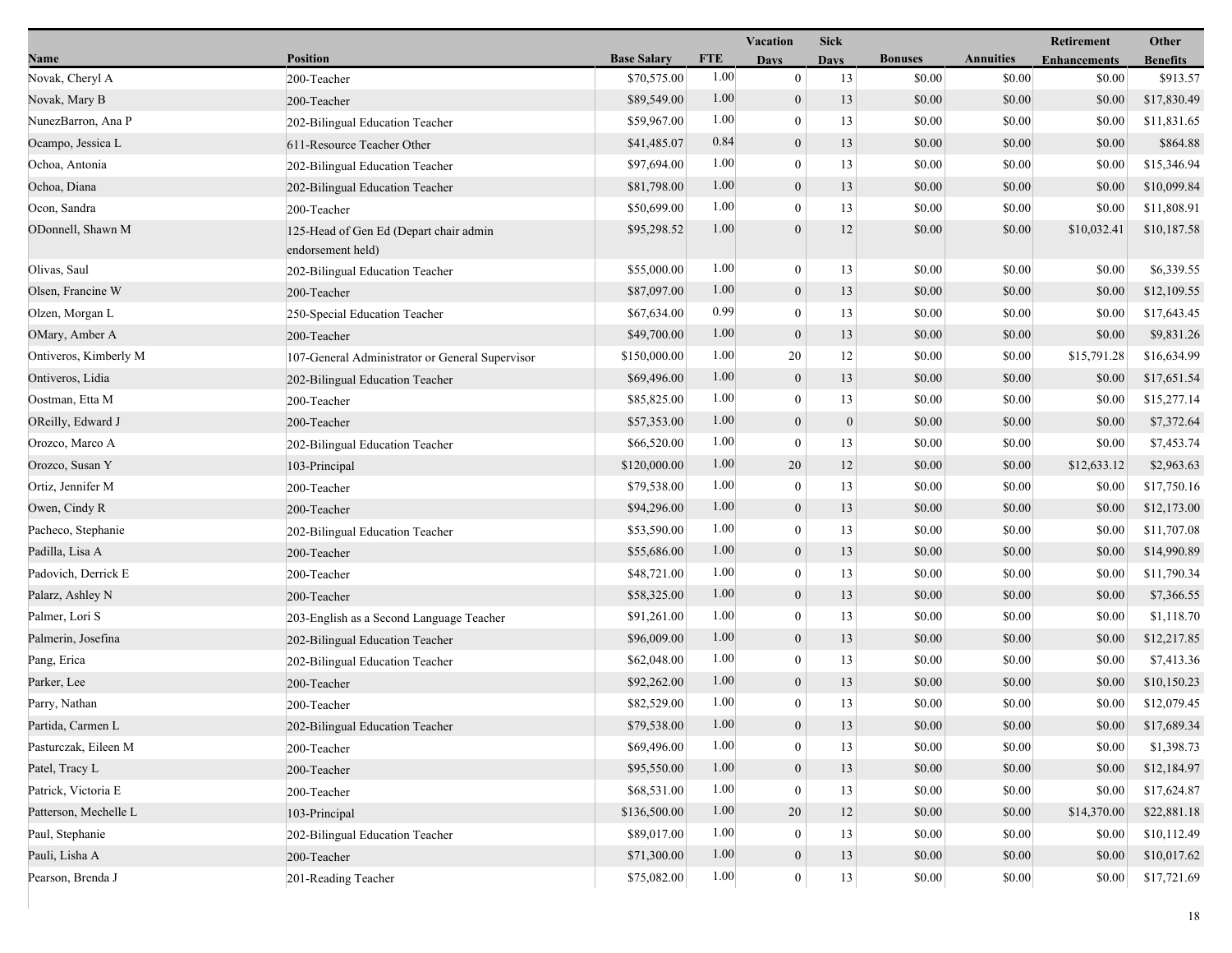| Name | Position | Base Salary | FTE | Vacation Days | Sick Days | Bonuses | Annuities | Retirement Enhancements | Other Benefits |
|---|---|---|---|---|---|---|---|---|---|
| Novak, Cheryl A | 200-Teacher | $70,575.00 | 1.00 | 0 | 13 | $0.00 | $0.00 | $0.00 | $913.57 |
| Novak, Mary B | 200-Teacher | $89,549.00 | 1.00 | 0 | 13 | $0.00 | $0.00 | $0.00 | $17,830.49 |
| NunezBarron, Ana P | 202-Bilingual Education Teacher | $59,967.00 | 1.00 | 0 | 13 | $0.00 | $0.00 | $0.00 | $11,831.65 |
| Ocampo, Jessica L | 611-Resource Teacher Other | $41,485.07 | 0.84 | 0 | 13 | $0.00 | $0.00 | $0.00 | $864.88 |
| Ochoa, Antonia | 202-Bilingual Education Teacher | $97,694.00 | 1.00 | 0 | 13 | $0.00 | $0.00 | $0.00 | $15,346.94 |
| Ochoa, Diana | 202-Bilingual Education Teacher | $81,798.00 | 1.00 | 0 | 13 | $0.00 | $0.00 | $0.00 | $10,099.84 |
| Ocon, Sandra | 200-Teacher | $50,699.00 | 1.00 | 0 | 13 | $0.00 | $0.00 | $0.00 | $11,808.91 |
| ODonnell, Shawn M | 125-Head of Gen Ed (Depart chair admin endorsement held) | $95,298.52 | 1.00 | 0 | 12 | $0.00 | $0.00 | $10,032.41 | $10,187.58 |
| Olivas, Saul | 202-Bilingual Education Teacher | $55,000.00 | 1.00 | 0 | 13 | $0.00 | $0.00 | $0.00 | $6,339.55 |
| Olsen, Francine W | 200-Teacher | $87,097.00 | 1.00 | 0 | 13 | $0.00 | $0.00 | $0.00 | $12,109.55 |
| Olzen, Morgan L | 250-Special Education Teacher | $67,634.00 | 0.99 | 0 | 13 | $0.00 | $0.00 | $0.00 | $17,643.45 |
| OMary, Amber A | 200-Teacher | $49,700.00 | 1.00 | 0 | 13 | $0.00 | $0.00 | $0.00 | $9,831.26 |
| Ontiveros, Kimberly M | 107-General Administrator or General Supervisor | $150,000.00 | 1.00 | 20 | 12 | $0.00 | $0.00 | $15,791.28 | $16,634.99 |
| Ontiveros, Lidia | 202-Bilingual Education Teacher | $69,496.00 | 1.00 | 0 | 13 | $0.00 | $0.00 | $0.00 | $17,651.54 |
| Oostman, Etta M | 200-Teacher | $85,825.00 | 1.00 | 0 | 13 | $0.00 | $0.00 | $0.00 | $15,277.14 |
| OReilly, Edward J | 200-Teacher | $57,353.00 | 1.00 | 0 | 0 | $0.00 | $0.00 | $0.00 | $7,372.64 |
| Orozco, Marco A | 202-Bilingual Education Teacher | $66,520.00 | 1.00 | 0 | 13 | $0.00 | $0.00 | $0.00 | $7,453.74 |
| Orozco, Susan Y | 103-Principal | $120,000.00 | 1.00 | 20 | 12 | $0.00 | $0.00 | $12,633.12 | $2,963.63 |
| Ortiz, Jennifer M | 200-Teacher | $79,538.00 | 1.00 | 0 | 13 | $0.00 | $0.00 | $0.00 | $17,750.16 |
| Owen, Cindy R | 200-Teacher | $94,296.00 | 1.00 | 0 | 13 | $0.00 | $0.00 | $0.00 | $12,173.00 |
| Pacheco, Stephanie | 202-Bilingual Education Teacher | $53,590.00 | 1.00 | 0 | 13 | $0.00 | $0.00 | $0.00 | $11,707.08 |
| Padilla, Lisa A | 200-Teacher | $55,686.00 | 1.00 | 0 | 13 | $0.00 | $0.00 | $0.00 | $14,990.89 |
| Padovich, Derrick E | 200-Teacher | $48,721.00 | 1.00 | 0 | 13 | $0.00 | $0.00 | $0.00 | $11,790.34 |
| Palarz, Ashley N | 200-Teacher | $58,325.00 | 1.00 | 0 | 13 | $0.00 | $0.00 | $0.00 | $7,366.55 |
| Palmer, Lori S | 203-English as a Second Language Teacher | $91,261.00 | 1.00 | 0 | 13 | $0.00 | $0.00 | $0.00 | $1,118.70 |
| Palmerin, Josefina | 202-Bilingual Education Teacher | $96,009.00 | 1.00 | 0 | 13 | $0.00 | $0.00 | $0.00 | $12,217.85 |
| Pang, Erica | 202-Bilingual Education Teacher | $62,048.00 | 1.00 | 0 | 13 | $0.00 | $0.00 | $0.00 | $7,413.36 |
| Parker, Lee | 200-Teacher | $92,262.00 | 1.00 | 0 | 13 | $0.00 | $0.00 | $0.00 | $10,150.23 |
| Parry, Nathan | 200-Teacher | $82,529.00 | 1.00 | 0 | 13 | $0.00 | $0.00 | $0.00 | $12,079.45 |
| Partida, Carmen L | 202-Bilingual Education Teacher | $79,538.00 | 1.00 | 0 | 13 | $0.00 | $0.00 | $0.00 | $17,689.34 |
| Pasturczak, Eileen M | 200-Teacher | $69,496.00 | 1.00 | 0 | 13 | $0.00 | $0.00 | $0.00 | $1,398.73 |
| Patel, Tracy L | 200-Teacher | $95,550.00 | 1.00 | 0 | 13 | $0.00 | $0.00 | $0.00 | $12,184.97 |
| Patrick, Victoria E | 200-Teacher | $68,531.00 | 1.00 | 0 | 13 | $0.00 | $0.00 | $0.00 | $17,624.87 |
| Patterson, Mechelle L | 103-Principal | $136,500.00 | 1.00 | 20 | 12 | $0.00 | $0.00 | $14,370.00 | $22,881.18 |
| Paul, Stephanie | 202-Bilingual Education Teacher | $89,017.00 | 1.00 | 0 | 13 | $0.00 | $0.00 | $0.00 | $10,112.49 |
| Pauli, Lisha A | 200-Teacher | $71,300.00 | 1.00 | 0 | 13 | $0.00 | $0.00 | $0.00 | $10,017.62 |
| Pearson, Brenda J | 201-Reading Teacher | $75,082.00 | 1.00 | 0 | 13 | $0.00 | $0.00 | $0.00 | $17,721.69 |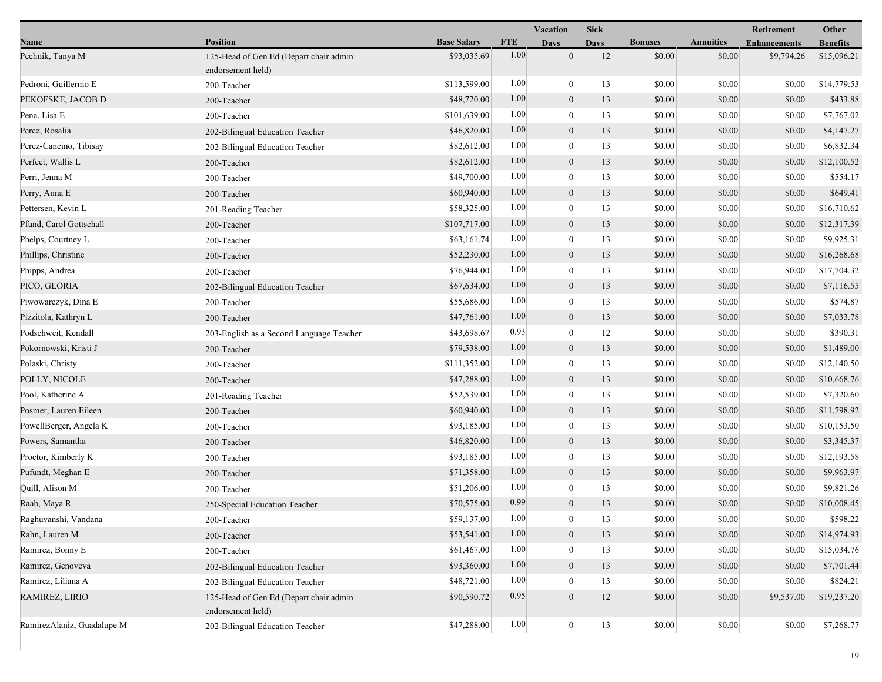| Name | Position | Base Salary | FTE | Vacation Days | Sick Days | Bonuses | Annuities | Retirement Enhancements | Other Benefits |
|---|---|---|---|---|---|---|---|---|---|
| Pechnik, Tanya M | 125-Head of Gen Ed (Depart chair admin endorsement held) | $93,035.69 | 1.00 | 0 | 12 | $0.00 | $0.00 | $9,794.26 | $15,096.21 |
| Pedroni, Guillermo E | 200-Teacher | $113,599.00 | 1.00 | 0 | 13 | $0.00 | $0.00 | $0.00 | $14,779.53 |
| PEKOFSKE, JACOB D | 200-Teacher | $48,720.00 | 1.00 | 0 | 13 | $0.00 | $0.00 | $0.00 | $433.88 |
| Pena, Lisa E | 200-Teacher | $101,639.00 | 1.00 | 0 | 13 | $0.00 | $0.00 | $0.00 | $7,767.02 |
| Perez, Rosalia | 202-Bilingual Education Teacher | $46,820.00 | 1.00 | 0 | 13 | $0.00 | $0.00 | $0.00 | $4,147.27 |
| Perez-Cancino, Tibisay | 202-Bilingual Education Teacher | $82,612.00 | 1.00 | 0 | 13 | $0.00 | $0.00 | $0.00 | $6,832.34 |
| Perfect, Wallis L | 200-Teacher | $82,612.00 | 1.00 | 0 | 13 | $0.00 | $0.00 | $0.00 | $12,100.52 |
| Perri, Jenna M | 200-Teacher | $49,700.00 | 1.00 | 0 | 13 | $0.00 | $0.00 | $0.00 | $554.17 |
| Perry, Anna E | 200-Teacher | $60,940.00 | 1.00 | 0 | 13 | $0.00 | $0.00 | $0.00 | $649.41 |
| Pettersen, Kevin L | 201-Reading Teacher | $58,325.00 | 1.00 | 0 | 13 | $0.00 | $0.00 | $0.00 | $16,710.62 |
| Pfund, Carol Gottschall | 200-Teacher | $107,717.00 | 1.00 | 0 | 13 | $0.00 | $0.00 | $0.00 | $12,317.39 |
| Phelps, Courtney L | 200-Teacher | $63,161.74 | 1.00 | 0 | 13 | $0.00 | $0.00 | $0.00 | $9,925.31 |
| Phillips, Christine | 200-Teacher | $52,230.00 | 1.00 | 0 | 13 | $0.00 | $0.00 | $0.00 | $16,268.68 |
| Phipps, Andrea | 200-Teacher | $76,944.00 | 1.00 | 0 | 13 | $0.00 | $0.00 | $0.00 | $17,704.32 |
| PICO, GLORIA | 202-Bilingual Education Teacher | $67,634.00 | 1.00 | 0 | 13 | $0.00 | $0.00 | $0.00 | $7,116.55 |
| Piwowarczyk, Dina E | 200-Teacher | $55,686.00 | 1.00 | 0 | 13 | $0.00 | $0.00 | $0.00 | $574.87 |
| Pizzitola, Kathryn L | 200-Teacher | $47,761.00 | 1.00 | 0 | 13 | $0.00 | $0.00 | $0.00 | $7,033.78 |
| Podschweit, Kendall | 203-English as a Second Language Teacher | $43,698.67 | 0.93 | 0 | 12 | $0.00 | $0.00 | $0.00 | $390.31 |
| Pokornowski, Kristi J | 200-Teacher | $79,538.00 | 1.00 | 0 | 13 | $0.00 | $0.00 | $0.00 | $1,489.00 |
| Polaski, Christy | 200-Teacher | $111,352.00 | 1.00 | 0 | 13 | $0.00 | $0.00 | $0.00 | $12,140.50 |
| POLLY, NICOLE | 200-Teacher | $47,288.00 | 1.00 | 0 | 13 | $0.00 | $0.00 | $0.00 | $10,668.76 |
| Pool, Katherine A | 201-Reading Teacher | $52,539.00 | 1.00 | 0 | 13 | $0.00 | $0.00 | $0.00 | $7,320.60 |
| Posmer, Lauren Eileen | 200-Teacher | $60,940.00 | 1.00 | 0 | 13 | $0.00 | $0.00 | $0.00 | $11,798.92 |
| PowellBerger, Angela K | 200-Teacher | $93,185.00 | 1.00 | 0 | 13 | $0.00 | $0.00 | $0.00 | $10,153.50 |
| Powers, Samantha | 200-Teacher | $46,820.00 | 1.00 | 0 | 13 | $0.00 | $0.00 | $0.00 | $3,345.37 |
| Proctor, Kimberly K | 200-Teacher | $93,185.00 | 1.00 | 0 | 13 | $0.00 | $0.00 | $0.00 | $12,193.58 |
| Pufundt, Meghan E | 200-Teacher | $71,358.00 | 1.00 | 0 | 13 | $0.00 | $0.00 | $0.00 | $9,963.97 |
| Quill, Alison M | 200-Teacher | $51,206.00 | 1.00 | 0 | 13 | $0.00 | $0.00 | $0.00 | $9,821.26 |
| Raab, Maya R | 250-Special Education Teacher | $70,575.00 | 0.99 | 0 | 13 | $0.00 | $0.00 | $0.00 | $10,008.45 |
| Raghuvanshi, Vandana | 200-Teacher | $59,137.00 | 1.00 | 0 | 13 | $0.00 | $0.00 | $0.00 | $598.22 |
| Rahn, Lauren M | 200-Teacher | $53,541.00 | 1.00 | 0 | 13 | $0.00 | $0.00 | $0.00 | $14,974.93 |
| Ramirez, Bonny E | 200-Teacher | $61,467.00 | 1.00 | 0 | 13 | $0.00 | $0.00 | $0.00 | $15,034.76 |
| Ramirez, Genoveva | 202-Bilingual Education Teacher | $93,360.00 | 1.00 | 0 | 13 | $0.00 | $0.00 | $0.00 | $7,701.44 |
| Ramirez, Liliana A | 202-Bilingual Education Teacher | $48,721.00 | 1.00 | 0 | 13 | $0.00 | $0.00 | $0.00 | $824.21 |
| RAMIREZ, LIRIO | 125-Head of Gen Ed (Depart chair admin endorsement held) | $90,590.72 | 0.95 | 0 | 12 | $0.00 | $0.00 | $9,537.00 | $19,237.20 |
| RamirezAlaniz, Guadalupe M | 202-Bilingual Education Teacher | $47,288.00 | 1.00 | 0 | 13 | $0.00 | $0.00 | $0.00 | $7,268.77 |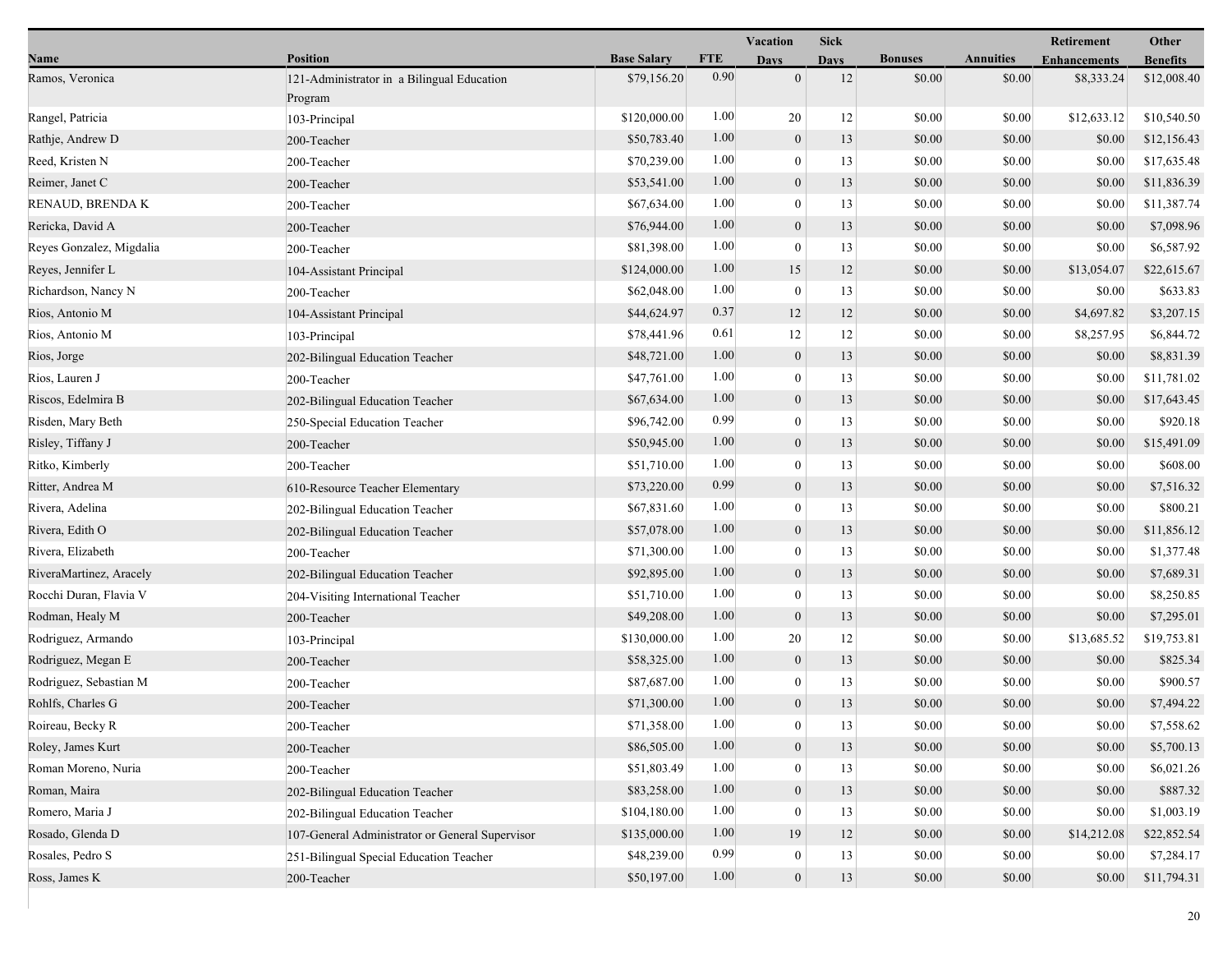| Name | Position | Base Salary | FTE | Vacation Days | Sick Days | Bonuses | Annuities | Retirement Enhancements | Other Benefits |
|---|---|---|---|---|---|---|---|---|---|
| Ramos, Veronica | 121-Administrator in a Bilingual Education Program | $79,156.20 | 0.90 | 0 | 12 | $0.00 | $0.00 | $8,333.24 | $12,008.40 |
| Rangel, Patricia | 103-Principal | $120,000.00 | 1.00 | 20 | 12 | $0.00 | $0.00 | $12,633.12 | $10,540.50 |
| Rathje, Andrew D | 200-Teacher | $50,783.40 | 1.00 | 0 | 13 | $0.00 | $0.00 | $0.00 | $12,156.43 |
| Reed, Kristen N | 200-Teacher | $70,239.00 | 1.00 | 0 | 13 | $0.00 | $0.00 | $0.00 | $17,635.48 |
| Reimer, Janet C | 200-Teacher | $53,541.00 | 1.00 | 0 | 13 | $0.00 | $0.00 | $0.00 | $11,836.39 |
| RENAUD, BRENDA K | 200-Teacher | $67,634.00 | 1.00 | 0 | 13 | $0.00 | $0.00 | $0.00 | $11,387.74 |
| Rericka, David A | 200-Teacher | $76,944.00 | 1.00 | 0 | 13 | $0.00 | $0.00 | $0.00 | $7,098.96 |
| Reyes Gonzalez, Migdalia | 200-Teacher | $81,398.00 | 1.00 | 0 | 13 | $0.00 | $0.00 | $0.00 | $6,587.92 |
| Reyes, Jennifer L | 104-Assistant Principal | $124,000.00 | 1.00 | 15 | 12 | $0.00 | $0.00 | $13,054.07 | $22,615.67 |
| Richardson, Nancy N | 200-Teacher | $62,048.00 | 1.00 | 0 | 13 | $0.00 | $0.00 | $0.00 | $633.83 |
| Rios, Antonio M | 104-Assistant Principal | $44,624.97 | 0.37 | 12 | 12 | $0.00 | $0.00 | $4,697.82 | $3,207.15 |
| Rios, Antonio M | 103-Principal | $78,441.96 | 0.61 | 12 | 12 | $0.00 | $0.00 | $8,257.95 | $6,844.72 |
| Rios, Jorge | 202-Bilingual Education Teacher | $48,721.00 | 1.00 | 0 | 13 | $0.00 | $0.00 | $0.00 | $8,831.39 |
| Rios, Lauren J | 200-Teacher | $47,761.00 | 1.00 | 0 | 13 | $0.00 | $0.00 | $0.00 | $11,781.02 |
| Riscos, Edelmira B | 202-Bilingual Education Teacher | $67,634.00 | 1.00 | 0 | 13 | $0.00 | $0.00 | $0.00 | $17,643.45 |
| Risden, Mary Beth | 250-Special Education Teacher | $96,742.00 | 0.99 | 0 | 13 | $0.00 | $0.00 | $0.00 | $920.18 |
| Risley, Tiffany J | 200-Teacher | $50,945.00 | 1.00 | 0 | 13 | $0.00 | $0.00 | $0.00 | $15,491.09 |
| Ritko, Kimberly | 200-Teacher | $51,710.00 | 1.00 | 0 | 13 | $0.00 | $0.00 | $0.00 | $608.00 |
| Ritter, Andrea M | 610-Resource Teacher Elementary | $73,220.00 | 0.99 | 0 | 13 | $0.00 | $0.00 | $0.00 | $7,516.32 |
| Rivera, Adelina | 202-Bilingual Education Teacher | $67,831.60 | 1.00 | 0 | 13 | $0.00 | $0.00 | $0.00 | $800.21 |
| Rivera, Edith O | 202-Bilingual Education Teacher | $57,078.00 | 1.00 | 0 | 13 | $0.00 | $0.00 | $0.00 | $11,856.12 |
| Rivera, Elizabeth | 200-Teacher | $71,300.00 | 1.00 | 0 | 13 | $0.00 | $0.00 | $0.00 | $1,377.48 |
| RiveraMartinez, Aracely | 202-Bilingual Education Teacher | $92,895.00 | 1.00 | 0 | 13 | $0.00 | $0.00 | $0.00 | $7,689.31 |
| Rocchi Duran, Flavia V | 204-Visiting International Teacher | $51,710.00 | 1.00 | 0 | 13 | $0.00 | $0.00 | $0.00 | $8,250.85 |
| Rodman, Healy M | 200-Teacher | $49,208.00 | 1.00 | 0 | 13 | $0.00 | $0.00 | $0.00 | $7,295.01 |
| Rodriguez, Armando | 103-Principal | $130,000.00 | 1.00 | 20 | 12 | $0.00 | $0.00 | $13,685.52 | $19,753.81 |
| Rodriguez, Megan E | 200-Teacher | $58,325.00 | 1.00 | 0 | 13 | $0.00 | $0.00 | $0.00 | $825.34 |
| Rodriguez, Sebastian M | 200-Teacher | $87,687.00 | 1.00 | 0 | 13 | $0.00 | $0.00 | $0.00 | $900.57 |
| Rohlfs, Charles G | 200-Teacher | $71,300.00 | 1.00 | 0 | 13 | $0.00 | $0.00 | $0.00 | $7,494.22 |
| Roireau, Becky R | 200-Teacher | $71,358.00 | 1.00 | 0 | 13 | $0.00 | $0.00 | $0.00 | $7,558.62 |
| Roley, James Kurt | 200-Teacher | $86,505.00 | 1.00 | 0 | 13 | $0.00 | $0.00 | $0.00 | $5,700.13 |
| Roman Moreno, Nuria | 200-Teacher | $51,803.49 | 1.00 | 0 | 13 | $0.00 | $0.00 | $0.00 | $6,021.26 |
| Roman, Maira | 202-Bilingual Education Teacher | $83,258.00 | 1.00 | 0 | 13 | $0.00 | $0.00 | $0.00 | $887.32 |
| Romero, Maria J | 202-Bilingual Education Teacher | $104,180.00 | 1.00 | 0 | 13 | $0.00 | $0.00 | $0.00 | $1,003.19 |
| Rosado, Glenda D | 107-General Administrator or General Supervisor | $135,000.00 | 1.00 | 19 | 12 | $0.00 | $0.00 | $14,212.08 | $22,852.54 |
| Rosales, Pedro S | 251-Bilingual Special Education Teacher | $48,239.00 | 0.99 | 0 | 13 | $0.00 | $0.00 | $0.00 | $7,284.17 |
| Ross, James K | 200-Teacher | $50,197.00 | 1.00 | 0 | 13 | $0.00 | $0.00 | $0.00 | $11,794.31 |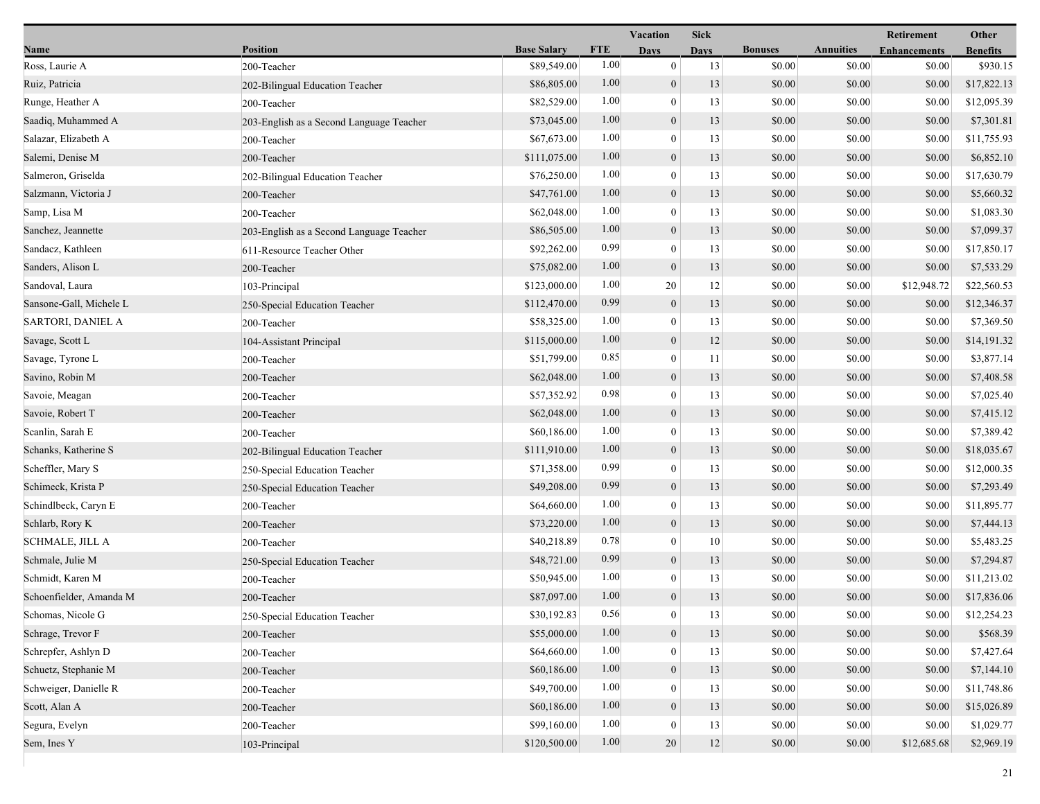| Name | Position | Base Salary | FTE | Vacation Days | Sick Days | Bonuses | Annuities | Retirement Enhancements | Other Benefits |
|---|---|---|---|---|---|---|---|---|---|
| Ross, Laurie A | 200-Teacher | $89,549.00 | 1.00 | 0 | 13 | $0.00 | $0.00 | $0.00 | $930.15 |
| Ruiz, Patricia | 202-Bilingual Education Teacher | $86,805.00 | 1.00 | 0 | 13 | $0.00 | $0.00 | $0.00 | $17,822.13 |
| Runge, Heather A | 200-Teacher | $82,529.00 | 1.00 | 0 | 13 | $0.00 | $0.00 | $0.00 | $12,095.39 |
| Saadiq, Muhammed A | 203-English as a Second Language Teacher | $73,045.00 | 1.00 | 0 | 13 | $0.00 | $0.00 | $0.00 | $7,301.81 |
| Salazar, Elizabeth A | 200-Teacher | $67,673.00 | 1.00 | 0 | 13 | $0.00 | $0.00 | $0.00 | $11,755.93 |
| Salemi, Denise M | 200-Teacher | $111,075.00 | 1.00 | 0 | 13 | $0.00 | $0.00 | $0.00 | $6,852.10 |
| Salmeron, Griselda | 202-Bilingual Education Teacher | $76,250.00 | 1.00 | 0 | 13 | $0.00 | $0.00 | $0.00 | $17,630.79 |
| Salzmann, Victoria J | 200-Teacher | $47,761.00 | 1.00 | 0 | 13 | $0.00 | $0.00 | $0.00 | $5,660.32 |
| Samp, Lisa M | 200-Teacher | $62,048.00 | 1.00 | 0 | 13 | $0.00 | $0.00 | $0.00 | $1,083.30 |
| Sanchez, Jeannette | 203-English as a Second Language Teacher | $86,505.00 | 1.00 | 0 | 13 | $0.00 | $0.00 | $0.00 | $7,099.37 |
| Sandacz, Kathleen | 611-Resource Teacher Other | $92,262.00 | 0.99 | 0 | 13 | $0.00 | $0.00 | $0.00 | $17,850.17 |
| Sanders, Alison L | 200-Teacher | $75,082.00 | 1.00 | 0 | 13 | $0.00 | $0.00 | $0.00 | $7,533.29 |
| Sandoval, Laura | 103-Principal | $123,000.00 | 1.00 | 20 | 12 | $0.00 | $0.00 | $12,948.72 | $22,560.53 |
| Sansone-Gall, Michele L | 250-Special Education Teacher | $112,470.00 | 0.99 | 0 | 13 | $0.00 | $0.00 | $0.00 | $12,346.37 |
| SARTORI, DANIEL A | 200-Teacher | $58,325.00 | 1.00 | 0 | 13 | $0.00 | $0.00 | $0.00 | $7,369.50 |
| Savage, Scott L | 104-Assistant Principal | $115,000.00 | 1.00 | 0 | 12 | $0.00 | $0.00 | $0.00 | $14,191.32 |
| Savage, Tyrone L | 200-Teacher | $51,799.00 | 0.85 | 0 | 11 | $0.00 | $0.00 | $0.00 | $3,877.14 |
| Savino, Robin M | 200-Teacher | $62,048.00 | 1.00 | 0 | 13 | $0.00 | $0.00 | $0.00 | $7,408.58 |
| Savoie, Meagan | 200-Teacher | $57,352.92 | 0.98 | 0 | 13 | $0.00 | $0.00 | $0.00 | $7,025.40 |
| Savoie, Robert T | 200-Teacher | $62,048.00 | 1.00 | 0 | 13 | $0.00 | $0.00 | $0.00 | $7,415.12 |
| Scanlin, Sarah E | 200-Teacher | $60,186.00 | 1.00 | 0 | 13 | $0.00 | $0.00 | $0.00 | $7,389.42 |
| Schanks, Katherine S | 202-Bilingual Education Teacher | $111,910.00 | 1.00 | 0 | 13 | $0.00 | $0.00 | $0.00 | $18,035.67 |
| Scheffler, Mary S | 250-Special Education Teacher | $71,358.00 | 0.99 | 0 | 13 | $0.00 | $0.00 | $0.00 | $12,000.35 |
| Schimeck, Krista P | 250-Special Education Teacher | $49,208.00 | 0.99 | 0 | 13 | $0.00 | $0.00 | $0.00 | $7,293.49 |
| Schindlbeck, Caryn E | 200-Teacher | $64,660.00 | 1.00 | 0 | 13 | $0.00 | $0.00 | $0.00 | $11,895.77 |
| Schlarb, Rory K | 200-Teacher | $73,220.00 | 1.00 | 0 | 13 | $0.00 | $0.00 | $0.00 | $7,444.13 |
| SCHMALE, JILL A | 200-Teacher | $40,218.89 | 0.78 | 0 | 10 | $0.00 | $0.00 | $0.00 | $5,483.25 |
| Schmale, Julie M | 250-Special Education Teacher | $48,721.00 | 0.99 | 0 | 13 | $0.00 | $0.00 | $0.00 | $7,294.87 |
| Schmidt, Karen M | 200-Teacher | $50,945.00 | 1.00 | 0 | 13 | $0.00 | $0.00 | $0.00 | $11,213.02 |
| Schoenfielder, Amanda M | 200-Teacher | $87,097.00 | 1.00 | 0 | 13 | $0.00 | $0.00 | $0.00 | $17,836.06 |
| Schomas, Nicole G | 250-Special Education Teacher | $30,192.83 | 0.56 | 0 | 13 | $0.00 | $0.00 | $0.00 | $12,254.23 |
| Schrage, Trevor F | 200-Teacher | $55,000.00 | 1.00 | 0 | 13 | $0.00 | $0.00 | $0.00 | $568.39 |
| Schrepfer, Ashlyn D | 200-Teacher | $64,660.00 | 1.00 | 0 | 13 | $0.00 | $0.00 | $0.00 | $7,427.64 |
| Schuetz, Stephanie M | 200-Teacher | $60,186.00 | 1.00 | 0 | 13 | $0.00 | $0.00 | $0.00 | $7,144.10 |
| Schweiger, Danielle R | 200-Teacher | $49,700.00 | 1.00 | 0 | 13 | $0.00 | $0.00 | $0.00 | $11,748.86 |
| Scott, Alan A | 200-Teacher | $60,186.00 | 1.00 | 0 | 13 | $0.00 | $0.00 | $0.00 | $15,026.89 |
| Segura, Evelyn | 200-Teacher | $99,160.00 | 1.00 | 0 | 13 | $0.00 | $0.00 | $0.00 | $1,029.77 |
| Sem, Ines Y | 103-Principal | $120,500.00 | 1.00 | 20 | 12 | $0.00 | $0.00 | $12,685.68 | $2,969.19 |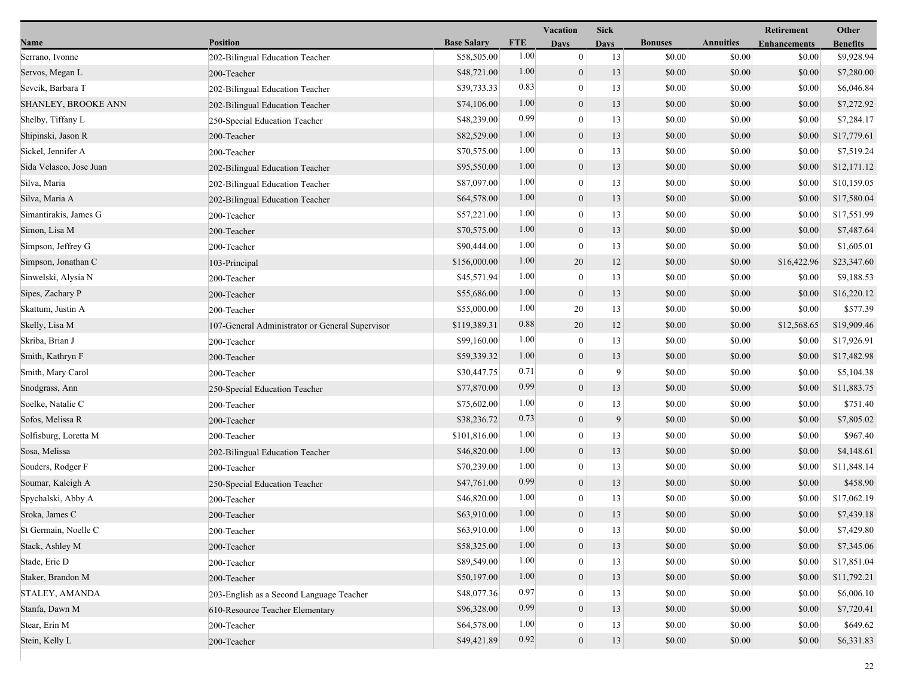| Name | Position | Base Salary | FTE | Vacation Days | Sick Days | Bonuses | Annuities | Retirement Enhancements | Other Benefits |
|---|---|---|---|---|---|---|---|---|---|
| Serrano, Ivonne | 202-Bilingual Education Teacher | $58,505.00 | 1.00 | 0 | 13 | $0.00 | $0.00 | $0.00 | $9,928.94 |
| Servos, Megan L | 200-Teacher | $48,721.00 | 1.00 | 0 | 13 | $0.00 | $0.00 | $0.00 | $7,280.00 |
| Sevcik, Barbara T | 202-Bilingual Education Teacher | $39,733.33 | 0.83 | 0 | 13 | $0.00 | $0.00 | $0.00 | $6,046.84 |
| SHANLEY, BROOKE ANN | 202-Bilingual Education Teacher | $74,106.00 | 1.00 | 0 | 13 | $0.00 | $0.00 | $0.00 | $7,272.92 |
| Shelby, Tiffany L | 250-Special Education Teacher | $48,239.00 | 0.99 | 0 | 13 | $0.00 | $0.00 | $0.00 | $7,284.17 |
| Shipinski, Jason R | 200-Teacher | $82,529.00 | 1.00 | 0 | 13 | $0.00 | $0.00 | $0.00 | $17,779.61 |
| Sickel, Jennifer A | 200-Teacher | $70,575.00 | 1.00 | 0 | 13 | $0.00 | $0.00 | $0.00 | $7,519.24 |
| Sida Velasco, Jose Juan | 202-Bilingual Education Teacher | $95,550.00 | 1.00 | 0 | 13 | $0.00 | $0.00 | $0.00 | $12,171.12 |
| Silva, Maria | 202-Bilingual Education Teacher | $87,097.00 | 1.00 | 0 | 13 | $0.00 | $0.00 | $0.00 | $10,159.05 |
| Silva, Maria A | 202-Bilingual Education Teacher | $64,578.00 | 1.00 | 0 | 13 | $0.00 | $0.00 | $0.00 | $17,580.04 |
| Simantirakis, James G | 200-Teacher | $57,221.00 | 1.00 | 0 | 13 | $0.00 | $0.00 | $0.00 | $17,551.99 |
| Simon, Lisa M | 200-Teacher | $70,575.00 | 1.00 | 0 | 13 | $0.00 | $0.00 | $0.00 | $7,487.64 |
| Simpson, Jeffrey G | 200-Teacher | $90,444.00 | 1.00 | 0 | 13 | $0.00 | $0.00 | $0.00 | $1,605.01 |
| Simpson, Jonathan C | 103-Principal | $156,000.00 | 1.00 | 20 | 12 | $0.00 | $0.00 | $16,422.96 | $23,347.60 |
| Sinwelski, Alysia N | 200-Teacher | $45,571.94 | 1.00 | 0 | 13 | $0.00 | $0.00 | $0.00 | $9,188.53 |
| Sipes, Zachary P | 200-Teacher | $55,686.00 | 1.00 | 0 | 13 | $0.00 | $0.00 | $0.00 | $16,220.12 |
| Skattum, Justin A | 200-Teacher | $55,000.00 | 1.00 | 20 | 13 | $0.00 | $0.00 | $0.00 | $577.39 |
| Skelly, Lisa M | 107-General Administrator or General Supervisor | $119,389.31 | 0.88 | 20 | 12 | $0.00 | $0.00 | $12,568.65 | $19,909.46 |
| Skriba, Brian J | 200-Teacher | $99,160.00 | 1.00 | 0 | 13 | $0.00 | $0.00 | $0.00 | $17,926.91 |
| Smith, Kathryn F | 200-Teacher | $59,339.32 | 1.00 | 0 | 13 | $0.00 | $0.00 | $0.00 | $17,482.98 |
| Smith, Mary Carol | 200-Teacher | $30,447.75 | 0.71 | 0 | 9 | $0.00 | $0.00 | $0.00 | $5,104.38 |
| Snodgrass, Ann | 250-Special Education Teacher | $77,870.00 | 0.99 | 0 | 13 | $0.00 | $0.00 | $0.00 | $11,883.75 |
| Soelke, Natalie C | 200-Teacher | $75,602.00 | 1.00 | 0 | 13 | $0.00 | $0.00 | $0.00 | $751.40 |
| Sofos, Melissa R | 200-Teacher | $38,236.72 | 0.73 | 0 | 9 | $0.00 | $0.00 | $0.00 | $7,805.02 |
| Solfisburg, Loretta M | 200-Teacher | $101,816.00 | 1.00 | 0 | 13 | $0.00 | $0.00 | $0.00 | $967.40 |
| Sosa, Melissa | 202-Bilingual Education Teacher | $46,820.00 | 1.00 | 0 | 13 | $0.00 | $0.00 | $0.00 | $4,148.61 |
| Souders, Rodger F | 200-Teacher | $70,239.00 | 1.00 | 0 | 13 | $0.00 | $0.00 | $0.00 | $11,848.14 |
| Soumar, Kaleigh A | 250-Special Education Teacher | $47,761.00 | 0.99 | 0 | 13 | $0.00 | $0.00 | $0.00 | $458.90 |
| Spychalski, Abby A | 200-Teacher | $46,820.00 | 1.00 | 0 | 13 | $0.00 | $0.00 | $0.00 | $17,062.19 |
| Sroka, James C | 200-Teacher | $63,910.00 | 1.00 | 0 | 13 | $0.00 | $0.00 | $0.00 | $7,439.18 |
| St Germain, Noelle C | 200-Teacher | $63,910.00 | 1.00 | 0 | 13 | $0.00 | $0.00 | $0.00 | $7,429.80 |
| Stack, Ashley M | 200-Teacher | $58,325.00 | 1.00 | 0 | 13 | $0.00 | $0.00 | $0.00 | $7,345.06 |
| Stade, Eric D | 200-Teacher | $89,549.00 | 1.00 | 0 | 13 | $0.00 | $0.00 | $0.00 | $17,851.04 |
| Staker, Brandon M | 200-Teacher | $50,197.00 | 1.00 | 0 | 13 | $0.00 | $0.00 | $0.00 | $11,792.21 |
| STALEY, AMANDA | 203-English as a Second Language Teacher | $48,077.36 | 0.97 | 0 | 13 | $0.00 | $0.00 | $0.00 | $6,006.10 |
| Stanfa, Dawn M | 610-Resource Teacher Elementary | $96,328.00 | 0.99 | 0 | 13 | $0.00 | $0.00 | $0.00 | $7,720.41 |
| Stear, Erin M | 200-Teacher | $64,578.00 | 1.00 | 0 | 13 | $0.00 | $0.00 | $0.00 | $649.62 |
| Stein, Kelly L | 200-Teacher | $49,421.89 | 0.92 | 0 | 13 | $0.00 | $0.00 | $0.00 | $6,331.83 |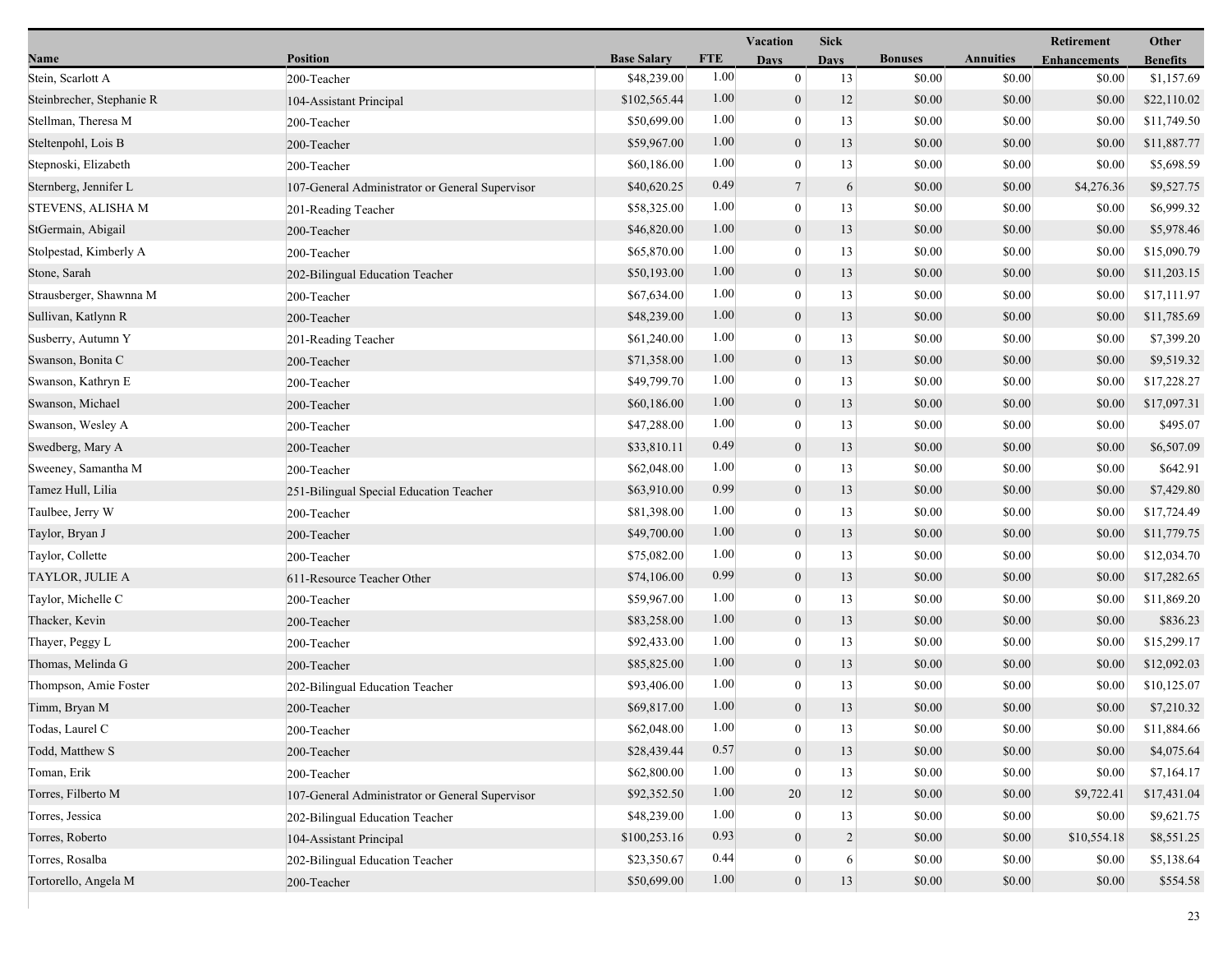| Name | Position | Base Salary | FTE | Vacation Days | Sick Days | Bonuses | Annuities | Retirement Enhancements | Other Benefits |
|---|---|---|---|---|---|---|---|---|---|
| Stein, Scarlott A | 200-Teacher | $48,239.00 | 1.00 | 0 | 13 | $0.00 | $0.00 | $0.00 | $1,157.69 |
| Steinbrecher, Stephanie R | 104-Assistant Principal | $102,565.44 | 1.00 | 0 | 12 | $0.00 | $0.00 | $0.00 | $22,110.02 |
| Stellman, Theresa M | 200-Teacher | $50,699.00 | 1.00 | 0 | 13 | $0.00 | $0.00 | $0.00 | $11,749.50 |
| Steltenpohl, Lois B | 200-Teacher | $59,967.00 | 1.00 | 0 | 13 | $0.00 | $0.00 | $0.00 | $11,887.77 |
| Stepnoski, Elizabeth | 200-Teacher | $60,186.00 | 1.00 | 0 | 13 | $0.00 | $0.00 | $0.00 | $5,698.59 |
| Sternberg, Jennifer L | 107-General Administrator or General Supervisor | $40,620.25 | 0.49 | 7 | 6 | $0.00 | $0.00 | $4,276.36 | $9,527.75 |
| STEVENS, ALISHA M | 201-Reading Teacher | $58,325.00 | 1.00 | 0 | 13 | $0.00 | $0.00 | $0.00 | $6,999.32 |
| StGermain, Abigail | 200-Teacher | $46,820.00 | 1.00 | 0 | 13 | $0.00 | $0.00 | $0.00 | $5,978.46 |
| Stolpestad, Kimberly A | 200-Teacher | $65,870.00 | 1.00 | 0 | 13 | $0.00 | $0.00 | $0.00 | $15,090.79 |
| Stone, Sarah | 202-Bilingual Education Teacher | $50,193.00 | 1.00 | 0 | 13 | $0.00 | $0.00 | $0.00 | $11,203.15 |
| Strausberger, Shawnna M | 200-Teacher | $67,634.00 | 1.00 | 0 | 13 | $0.00 | $0.00 | $0.00 | $17,111.97 |
| Sullivan, Katlynn R | 200-Teacher | $48,239.00 | 1.00 | 0 | 13 | $0.00 | $0.00 | $0.00 | $11,785.69 |
| Susberry, Autumn Y | 201-Reading Teacher | $61,240.00 | 1.00 | 0 | 13 | $0.00 | $0.00 | $0.00 | $7,399.20 |
| Swanson, Bonita C | 200-Teacher | $71,358.00 | 1.00 | 0 | 13 | $0.00 | $0.00 | $0.00 | $9,519.32 |
| Swanson, Kathryn E | 200-Teacher | $49,799.70 | 1.00 | 0 | 13 | $0.00 | $0.00 | $0.00 | $17,228.27 |
| Swanson, Michael | 200-Teacher | $60,186.00 | 1.00 | 0 | 13 | $0.00 | $0.00 | $0.00 | $17,097.31 |
| Swanson, Wesley A | 200-Teacher | $47,288.00 | 1.00 | 0 | 13 | $0.00 | $0.00 | $0.00 | $495.07 |
| Swedberg, Mary A | 200-Teacher | $33,810.11 | 0.49 | 0 | 13 | $0.00 | $0.00 | $0.00 | $6,507.09 |
| Sweeney, Samantha M | 200-Teacher | $62,048.00 | 1.00 | 0 | 13 | $0.00 | $0.00 | $0.00 | $642.91 |
| Tamez Hull, Lilia | 251-Bilingual Special Education Teacher | $63,910.00 | 0.99 | 0 | 13 | $0.00 | $0.00 | $0.00 | $7,429.80 |
| Taulbee, Jerry W | 200-Teacher | $81,398.00 | 1.00 | 0 | 13 | $0.00 | $0.00 | $0.00 | $17,724.49 |
| Taylor, Bryan J | 200-Teacher | $49,700.00 | 1.00 | 0 | 13 | $0.00 | $0.00 | $0.00 | $11,779.75 |
| Taylor, Collette | 200-Teacher | $75,082.00 | 1.00 | 0 | 13 | $0.00 | $0.00 | $0.00 | $12,034.70 |
| TAYLOR, JULIE A | 611-Resource Teacher Other | $74,106.00 | 0.99 | 0 | 13 | $0.00 | $0.00 | $0.00 | $17,282.65 |
| Taylor, Michelle C | 200-Teacher | $59,967.00 | 1.00 | 0 | 13 | $0.00 | $0.00 | $0.00 | $11,869.20 |
| Thacker, Kevin | 200-Teacher | $83,258.00 | 1.00 | 0 | 13 | $0.00 | $0.00 | $0.00 | $836.23 |
| Thayer, Peggy L | 200-Teacher | $92,433.00 | 1.00 | 0 | 13 | $0.00 | $0.00 | $0.00 | $15,299.17 |
| Thomas, Melinda G | 200-Teacher | $85,825.00 | 1.00 | 0 | 13 | $0.00 | $0.00 | $0.00 | $12,092.03 |
| Thompson, Amie Foster | 202-Bilingual Education Teacher | $93,406.00 | 1.00 | 0 | 13 | $0.00 | $0.00 | $0.00 | $10,125.07 |
| Timm, Bryan M | 200-Teacher | $69,817.00 | 1.00 | 0 | 13 | $0.00 | $0.00 | $0.00 | $7,210.32 |
| Todas, Laurel C | 200-Teacher | $62,048.00 | 1.00 | 0 | 13 | $0.00 | $0.00 | $0.00 | $11,884.66 |
| Todd, Matthew S | 200-Teacher | $28,439.44 | 0.57 | 0 | 13 | $0.00 | $0.00 | $0.00 | $4,075.64 |
| Toman, Erik | 200-Teacher | $62,800.00 | 1.00 | 0 | 13 | $0.00 | $0.00 | $0.00 | $7,164.17 |
| Torres, Filberto M | 107-General Administrator or General Supervisor | $92,352.50 | 1.00 | 20 | 12 | $0.00 | $0.00 | $9,722.41 | $17,431.04 |
| Torres, Jessica | 202-Bilingual Education Teacher | $48,239.00 | 1.00 | 0 | 13 | $0.00 | $0.00 | $0.00 | $9,621.75 |
| Torres, Roberto | 104-Assistant Principal | $100,253.16 | 0.93 | 0 | 2 | $0.00 | $0.00 | $10,554.18 | $8,551.25 |
| Torres, Rosalba | 202-Bilingual Education Teacher | $23,350.67 | 0.44 | 0 | 6 | $0.00 | $0.00 | $0.00 | $5,138.64 |
| Tortorello, Angela M | 200-Teacher | $50,699.00 | 1.00 | 0 | 13 | $0.00 | $0.00 | $0.00 | $554.58 |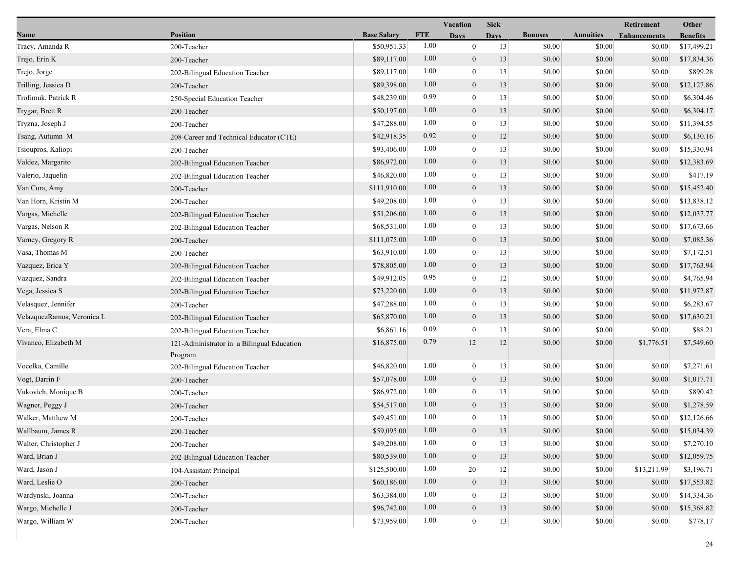| Name | Position | Base Salary | FTE | Vacation Days | Sick Days | Bonuses | Annuities | Retirement Enhancements | Other Benefits |
|---|---|---|---|---|---|---|---|---|---|
| Tracy, Amanda R | 200-Teacher | $50,951.33 | 1.00 | 0 | 13 | $0.00 | $0.00 | $0.00 | $17,499.21 |
| Trejo, Erin K | 200-Teacher | $89,117.00 | 1.00 | 0 | 13 | $0.00 | $0.00 | $0.00 | $17,834.36 |
| Trejo, Jorge | 202-Bilingual Education Teacher | $89,117.00 | 1.00 | 0 | 13 | $0.00 | $0.00 | $0.00 | $899.28 |
| Trilling, Jessica D | 200-Teacher | $89,398.00 | 1.00 | 0 | 13 | $0.00 | $0.00 | $0.00 | $12,127.86 |
| Trofimuk, Patrick R | 250-Special Education Teacher | $48,239.00 | 0.99 | 0 | 13 | $0.00 | $0.00 | $0.00 | $6,304.46 |
| Trygar, Brett R | 200-Teacher | $50,197.00 | 1.00 | 0 | 13 | $0.00 | $0.00 | $0.00 | $6,304.17 |
| Tryzna, Joseph J | 200-Teacher | $47,288.00 | 1.00 | 0 | 13 | $0.00 | $0.00 | $0.00 | $11,394.55 |
| Tsang, Autumn M | 208-Career and Technical Educator (CTE) | $42,918.35 | 0.92 | 0 | 12 | $0.00 | $0.00 | $0.00 | $6,130.16 |
| Tsioupros, Kaliopi | 200-Teacher | $93,406.00 | 1.00 | 0 | 13 | $0.00 | $0.00 | $0.00 | $15,330.94 |
| Valdez, Margarito | 202-Bilingual Education Teacher | $86,972.00 | 1.00 | 0 | 13 | $0.00 | $0.00 | $0.00 | $12,383.69 |
| Valerio, Jaquelin | 202-Bilingual Education Teacher | $46,820.00 | 1.00 | 0 | 13 | $0.00 | $0.00 | $0.00 | $417.19 |
| Van Cura, Amy | 200-Teacher | $111,910.00 | 1.00 | 0 | 13 | $0.00 | $0.00 | $0.00 | $15,452.40 |
| Van Horn, Kristin M | 200-Teacher | $49,208.00 | 1.00 | 0 | 13 | $0.00 | $0.00 | $0.00 | $13,838.12 |
| Vargas, Michelle | 202-Bilingual Education Teacher | $51,206.00 | 1.00 | 0 | 13 | $0.00 | $0.00 | $0.00 | $12,037.77 |
| Vargas, Nelson R | 202-Bilingual Education Teacher | $68,531.00 | 1.00 | 0 | 13 | $0.00 | $0.00 | $0.00 | $17,673.66 |
| Varney, Gregory R | 200-Teacher | $111,075.00 | 1.00 | 0 | 13 | $0.00 | $0.00 | $0.00 | $7,085.36 |
| Vasa, Thomas M | 200-Teacher | $63,910.00 | 1.00 | 0 | 13 | $0.00 | $0.00 | $0.00 | $7,172.51 |
| Vazquez, Erica Y | 202-Bilingual Education Teacher | $78,805.00 | 1.00 | 0 | 13 | $0.00 | $0.00 | $0.00 | $17,763.94 |
| Vazquez, Sandra | 202-Bilingual Education Teacher | $49,912.05 | 0.95 | 0 | 12 | $0.00 | $0.00 | $0.00 | $4,765.94 |
| Vega, Jessica S | 202-Bilingual Education Teacher | $73,220.00 | 1.00 | 0 | 13 | $0.00 | $0.00 | $0.00 | $11,972.87 |
| Velasquez, Jennifer | 200-Teacher | $47,288.00 | 1.00 | 0 | 13 | $0.00 | $0.00 | $0.00 | $6,283.67 |
| VelazquezRamos, Veronica L | 202-Bilingual Education Teacher | $65,870.00 | 1.00 | 0 | 13 | $0.00 | $0.00 | $0.00 | $17,630.21 |
| Vera, Elma C | 202-Bilingual Education Teacher | $6,861.16 | 0.09 | 0 | 13 | $0.00 | $0.00 | $0.00 | $88.21 |
| Vivanco, Elizabeth M | 121-Administrator in a Bilingual Education Program | $16,875.00 | 0.79 | 12 | 12 | $0.00 | $0.00 | $1,776.51 | $7,549.60 |
| Vocelka, Camille | 202-Bilingual Education Teacher | $46,820.00 | 1.00 | 0 | 13 | $0.00 | $0.00 | $0.00 | $7,271.61 |
| Vogt, Darrin F | 200-Teacher | $57,078.00 | 1.00 | 0 | 13 | $0.00 | $0.00 | $0.00 | $1,017.71 |
| Vukovich, Monique B | 200-Teacher | $86,972.00 | 1.00 | 0 | 13 | $0.00 | $0.00 | $0.00 | $890.42 |
| Wagner, Peggy J | 200-Teacher | $54,517.00 | 1.00 | 0 | 13 | $0.00 | $0.00 | $0.00 | $1,278.59 |
| Walker, Matthew M | 200-Teacher | $49,451.00 | 1.00 | 0 | 13 | $0.00 | $0.00 | $0.00 | $12,126.66 |
| Wallbaum, James R | 200-Teacher | $59,095.00 | 1.00 | 0 | 13 | $0.00 | $0.00 | $0.00 | $15,034.39 |
| Walter, Christopher J | 200-Teacher | $49,208.00 | 1.00 | 0 | 13 | $0.00 | $0.00 | $0.00 | $7,270.10 |
| Ward, Brian J | 202-Bilingual Education Teacher | $80,539.00 | 1.00 | 0 | 13 | $0.00 | $0.00 | $0.00 | $12,059.75 |
| Ward, Jason J | 104-Assistant Principal | $125,500.00 | 1.00 | 20 | 12 | $0.00 | $0.00 | $13,211.99 | $3,196.71 |
| Ward, Leslie O | 200-Teacher | $60,186.00 | 1.00 | 0 | 13 | $0.00 | $0.00 | $0.00 | $17,553.82 |
| Wardynski, Joanna | 200-Teacher | $63,384.00 | 1.00 | 0 | 13 | $0.00 | $0.00 | $0.00 | $14,334.36 |
| Wargo, Michelle J | 200-Teacher | $96,742.00 | 1.00 | 0 | 13 | $0.00 | $0.00 | $0.00 | $15,368.82 |
| Wargo, William W | 200-Teacher | $73,959.00 | 1.00 | 0 | 13 | $0.00 | $0.00 | $0.00 | $778.17 |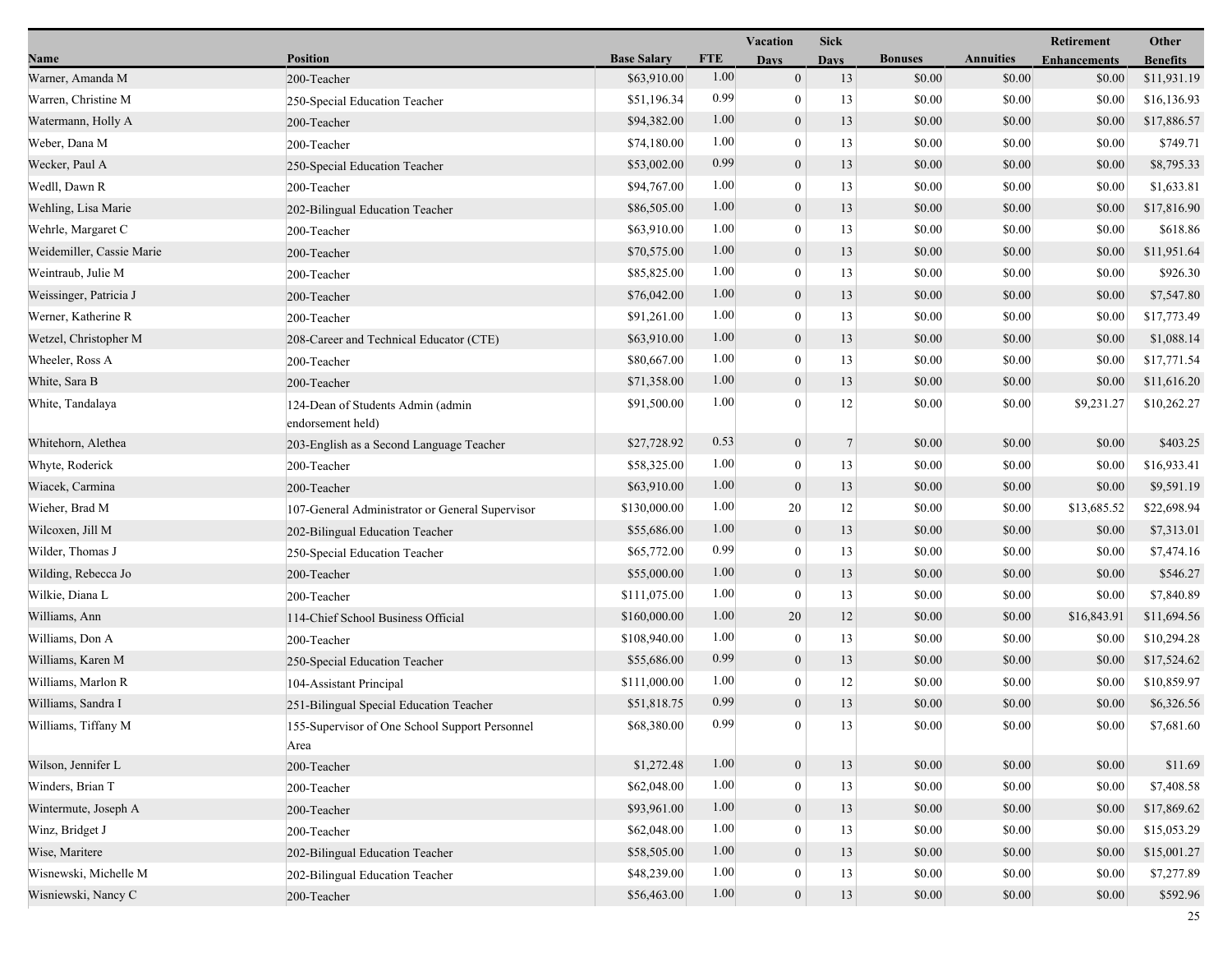| Name | Position | Base Salary | FTE | Vacation Days | Sick Days | Bonuses | Annuities | Retirement Enhancements | Other Benefits |
|---|---|---|---|---|---|---|---|---|---|
| Warner, Amanda M | 200-Teacher | $63,910.00 | 1.00 | 0 | 13 | $0.00 | $0.00 | $0.00 | $11,931.19 |
| Warren, Christine M | 250-Special Education Teacher | $51,196.34 | 0.99 | 0 | 13 | $0.00 | $0.00 | $0.00 | $16,136.93 |
| Watermann, Holly A | 200-Teacher | $94,382.00 | 1.00 | 0 | 13 | $0.00 | $0.00 | $0.00 | $17,886.57 |
| Weber, Dana M | 200-Teacher | $74,180.00 | 1.00 | 0 | 13 | $0.00 | $0.00 | $0.00 | $749.71 |
| Wecker, Paul A | 250-Special Education Teacher | $53,002.00 | 0.99 | 0 | 13 | $0.00 | $0.00 | $0.00 | $8,795.33 |
| Wedll, Dawn R | 200-Teacher | $94,767.00 | 1.00 | 0 | 13 | $0.00 | $0.00 | $0.00 | $1,633.81 |
| Wehling, Lisa Marie | 202-Bilingual Education Teacher | $86,505.00 | 1.00 | 0 | 13 | $0.00 | $0.00 | $0.00 | $17,816.90 |
| Wehrle, Margaret C | 200-Teacher | $63,910.00 | 1.00 | 0 | 13 | $0.00 | $0.00 | $0.00 | $618.86 |
| Weidemiller, Cassie Marie | 200-Teacher | $70,575.00 | 1.00 | 0 | 13 | $0.00 | $0.00 | $0.00 | $11,951.64 |
| Weintraub, Julie M | 200-Teacher | $85,825.00 | 1.00 | 0 | 13 | $0.00 | $0.00 | $0.00 | $926.30 |
| Weissinger, Patricia J | 200-Teacher | $76,042.00 | 1.00 | 0 | 13 | $0.00 | $0.00 | $0.00 | $7,547.80 |
| Werner, Katherine R | 200-Teacher | $91,261.00 | 1.00 | 0 | 13 | $0.00 | $0.00 | $0.00 | $17,773.49 |
| Wetzel, Christopher M | 208-Career and Technical Educator (CTE) | $63,910.00 | 1.00 | 0 | 13 | $0.00 | $0.00 | $0.00 | $1,088.14 |
| Wheeler, Ross A | 200-Teacher | $80,667.00 | 1.00 | 0 | 13 | $0.00 | $0.00 | $0.00 | $17,771.54 |
| White, Sara B | 200-Teacher | $71,358.00 | 1.00 | 0 | 13 | $0.00 | $0.00 | $0.00 | $11,616.20 |
| White, Tandalaya | 124-Dean of Students Admin (admin endorsement held) | $91,500.00 | 1.00 | 0 | 12 | $0.00 | $0.00 | $9,231.27 | $10,262.27 |
| Whitehorn, Alethea | 203-English as a Second Language Teacher | $27,728.92 | 0.53 | 0 | 7 | $0.00 | $0.00 | $0.00 | $403.25 |
| Whyte, Roderick | 200-Teacher | $58,325.00 | 1.00 | 0 | 13 | $0.00 | $0.00 | $0.00 | $16,933.41 |
| Wiacek, Carmina | 200-Teacher | $63,910.00 | 1.00 | 0 | 13 | $0.00 | $0.00 | $0.00 | $9,591.19 |
| Wieher, Brad M | 107-General Administrator or General Supervisor | $130,000.00 | 1.00 | 20 | 12 | $0.00 | $0.00 | $13,685.52 | $22,698.94 |
| Wilcoxen, Jill M | 202-Bilingual Education Teacher | $55,686.00 | 1.00 | 0 | 13 | $0.00 | $0.00 | $0.00 | $7,313.01 |
| Wilder, Thomas J | 250-Special Education Teacher | $65,772.00 | 0.99 | 0 | 13 | $0.00 | $0.00 | $0.00 | $7,474.16 |
| Wilding, Rebecca Jo | 200-Teacher | $55,000.00 | 1.00 | 0 | 13 | $0.00 | $0.00 | $0.00 | $546.27 |
| Wilkie, Diana L | 200-Teacher | $111,075.00 | 1.00 | 0 | 13 | $0.00 | $0.00 | $0.00 | $7,840.89 |
| Williams, Ann | 114-Chief School Business Official | $160,000.00 | 1.00 | 20 | 12 | $0.00 | $0.00 | $16,843.91 | $11,694.56 |
| Williams, Don A | 200-Teacher | $108,940.00 | 1.00 | 0 | 13 | $0.00 | $0.00 | $0.00 | $10,294.28 |
| Williams, Karen M | 250-Special Education Teacher | $55,686.00 | 0.99 | 0 | 13 | $0.00 | $0.00 | $0.00 | $17,524.62 |
| Williams, Marlon R | 104-Assistant Principal | $111,000.00 | 1.00 | 0 | 12 | $0.00 | $0.00 | $0.00 | $10,859.97 |
| Williams, Sandra I | 251-Bilingual Special Education Teacher | $51,818.75 | 0.99 | 0 | 13 | $0.00 | $0.00 | $0.00 | $6,326.56 |
| Williams, Tiffany M | 155-Supervisor of One School Support Personnel Area | $68,380.00 | 0.99 | 0 | 13 | $0.00 | $0.00 | $0.00 | $7,681.60 |
| Wilson, Jennifer L | 200-Teacher | $1,272.48 | 1.00 | 0 | 13 | $0.00 | $0.00 | $0.00 | $11.69 |
| Winders, Brian T | 200-Teacher | $62,048.00 | 1.00 | 0 | 13 | $0.00 | $0.00 | $0.00 | $7,408.58 |
| Wintermute, Joseph A | 200-Teacher | $93,961.00 | 1.00 | 0 | 13 | $0.00 | $0.00 | $0.00 | $17,869.62 |
| Winz, Bridget J | 200-Teacher | $62,048.00 | 1.00 | 0 | 13 | $0.00 | $0.00 | $0.00 | $15,053.29 |
| Wise, Maritere | 202-Bilingual Education Teacher | $58,505.00 | 1.00 | 0 | 13 | $0.00 | $0.00 | $0.00 | $15,001.27 |
| Wisnewski, Michelle M | 202-Bilingual Education Teacher | $48,239.00 | 1.00 | 0 | 13 | $0.00 | $0.00 | $0.00 | $7,277.89 |
| Wisniewski, Nancy C | 200-Teacher | $56,463.00 | 1.00 | 0 | 13 | $0.00 | $0.00 | $0.00 | $592.96 |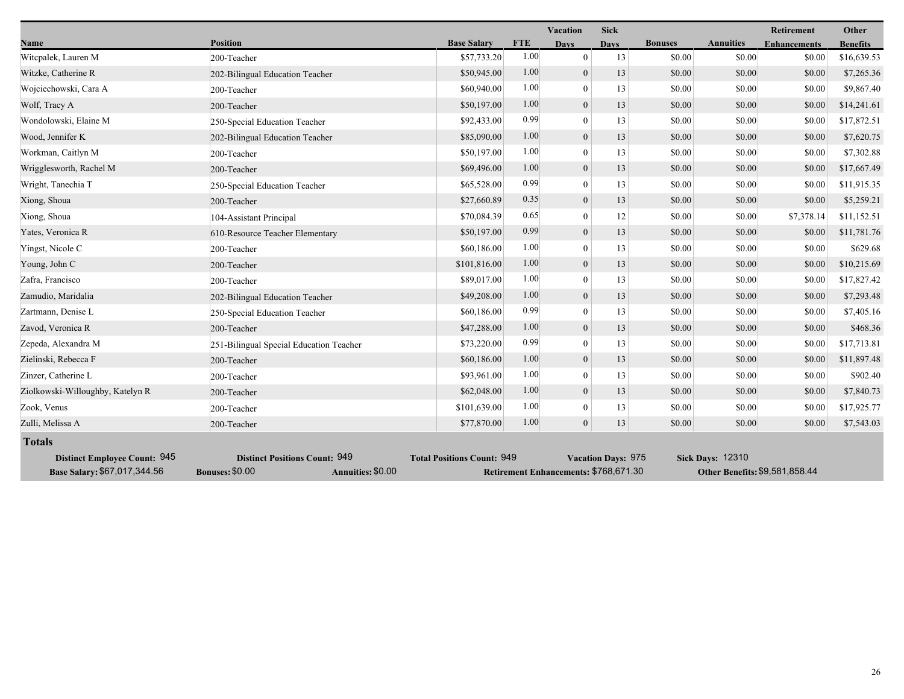| Name | Position | Base Salary | FTE | Vacation Days | Sick Days | Bonuses | Annuities | Retirement Enhancements | Other Benefits |
|---|---|---|---|---|---|---|---|---|---|
| Witcpalek, Lauren M | 200-Teacher | $57,733.20 | 1.00 | 0 | 13 | $0.00 | $0.00 | $0.00 | $16,639.53 |
| Witzke, Catherine R | 202-Bilingual Education Teacher | $50,945.00 | 1.00 | 0 | 13 | $0.00 | $0.00 | $0.00 | $7,265.36 |
| Wojciechowski, Cara A | 200-Teacher | $60,940.00 | 1.00 | 0 | 13 | $0.00 | $0.00 | $0.00 | $9,867.40 |
| Wolf, Tracy A | 200-Teacher | $50,197.00 | 1.00 | 0 | 13 | $0.00 | $0.00 | $0.00 | $14,241.61 |
| Wondolowski, Elaine M | 250-Special Education Teacher | $92,433.00 | 0.99 | 0 | 13 | $0.00 | $0.00 | $0.00 | $17,872.51 |
| Wood, Jennifer K | 202-Bilingual Education Teacher | $85,090.00 | 1.00 | 0 | 13 | $0.00 | $0.00 | $0.00 | $7,620.75 |
| Workman, Caitlyn M | 200-Teacher | $50,197.00 | 1.00 | 0 | 13 | $0.00 | $0.00 | $0.00 | $7,302.88 |
| Wrigglesworth, Rachel M | 200-Teacher | $69,496.00 | 1.00 | 0 | 13 | $0.00 | $0.00 | $0.00 | $17,667.49 |
| Wright, Tanechia T | 250-Special Education Teacher | $65,528.00 | 0.99 | 0 | 13 | $0.00 | $0.00 | $0.00 | $11,915.35 |
| Xiong, Shoua | 200-Teacher | $27,660.89 | 0.35 | 0 | 13 | $0.00 | $0.00 | $0.00 | $5,259.21 |
| Xiong, Shoua | 104-Assistant Principal | $70,084.39 | 0.65 | 0 | 12 | $0.00 | $0.00 | $7,378.14 | $11,152.51 |
| Yates, Veronica R | 610-Resource Teacher Elementary | $50,197.00 | 0.99 | 0 | 13 | $0.00 | $0.00 | $0.00 | $11,781.76 |
| Yingst, Nicole C | 200-Teacher | $60,186.00 | 1.00 | 0 | 13 | $0.00 | $0.00 | $0.00 | $629.68 |
| Young, John C | 200-Teacher | $101,816.00 | 1.00 | 0 | 13 | $0.00 | $0.00 | $0.00 | $10,215.69 |
| Zafra, Francisco | 200-Teacher | $89,017.00 | 1.00 | 0 | 13 | $0.00 | $0.00 | $0.00 | $17,827.42 |
| Zamudio, Maridalia | 202-Bilingual Education Teacher | $49,208.00 | 1.00 | 0 | 13 | $0.00 | $0.00 | $0.00 | $7,293.48 |
| Zartmann, Denise L | 250-Special Education Teacher | $60,186.00 | 0.99 | 0 | 13 | $0.00 | $0.00 | $0.00 | $7,405.16 |
| Zavod, Veronica R | 200-Teacher | $47,288.00 | 1.00 | 0 | 13 | $0.00 | $0.00 | $0.00 | $468.36 |
| Zepeda, Alexandra M | 251-Bilingual Special Education Teacher | $73,220.00 | 0.99 | 0 | 13 | $0.00 | $0.00 | $0.00 | $17,713.81 |
| Zielinski, Rebecca F | 200-Teacher | $60,186.00 | 1.00 | 0 | 13 | $0.00 | $0.00 | $0.00 | $11,897.48 |
| Zinzer, Catherine L | 200-Teacher | $93,961.00 | 1.00 | 0 | 13 | $0.00 | $0.00 | $0.00 | $902.40 |
| Ziolkowski-Willoughby, Katelyn R | 200-Teacher | $62,048.00 | 1.00 | 0 | 13 | $0.00 | $0.00 | $0.00 | $7,840.73 |
| Zook, Venus | 200-Teacher | $101,639.00 | 1.00 | 0 | 13 | $0.00 | $0.00 | $0.00 | $17,925.77 |
| Zulli, Melissa A | 200-Teacher | $77,870.00 | 1.00 | 0 | 13 | $0.00 | $0.00 | $0.00 | $7,543.03 |

**Totals**

**Distinct Employee Count:** 945 **Distinct Positions Count:** 949 **Total Positions Count:** 949 **Vacation Days:** 975 **Sick Days:** 12310

**Base Salary:** $67,017,344.56 **Bonuses:** $0.00 **Annuities:** $0.00 **Retirement Enhancements:** $768,671.30 **Other Benefits:** $9,581,858.44